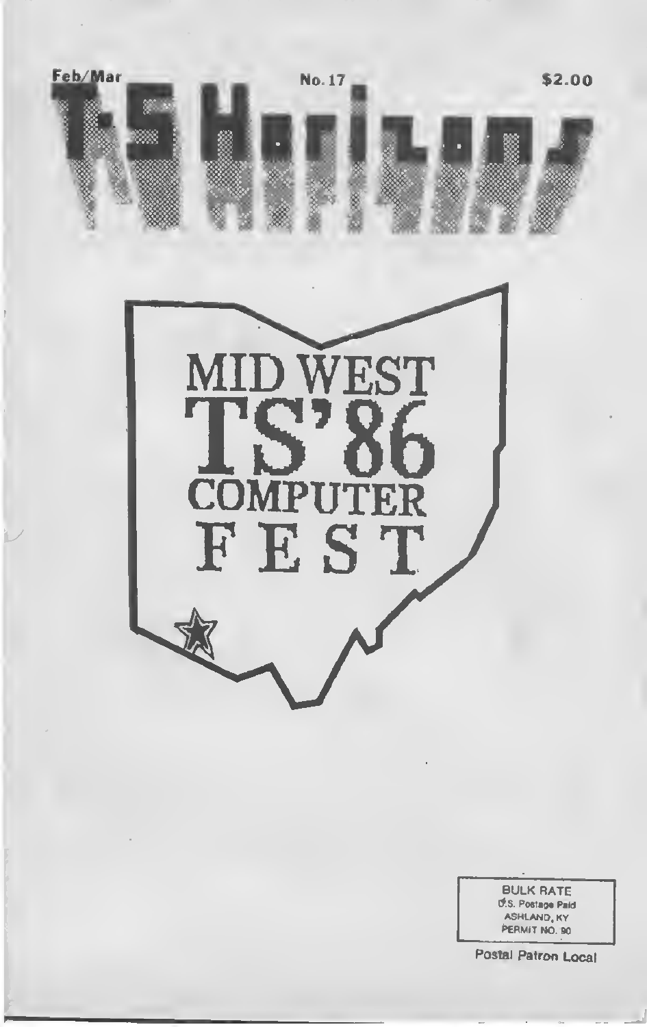Feb/Mar No. 17 $2.00

# T-S Horizons

# MID WEST TS'86 COMPUTER FEST

BULK RATE
U.S. Postage Paid
ASHLAND, KY
PERMIT NO. 90

Postal Patron Local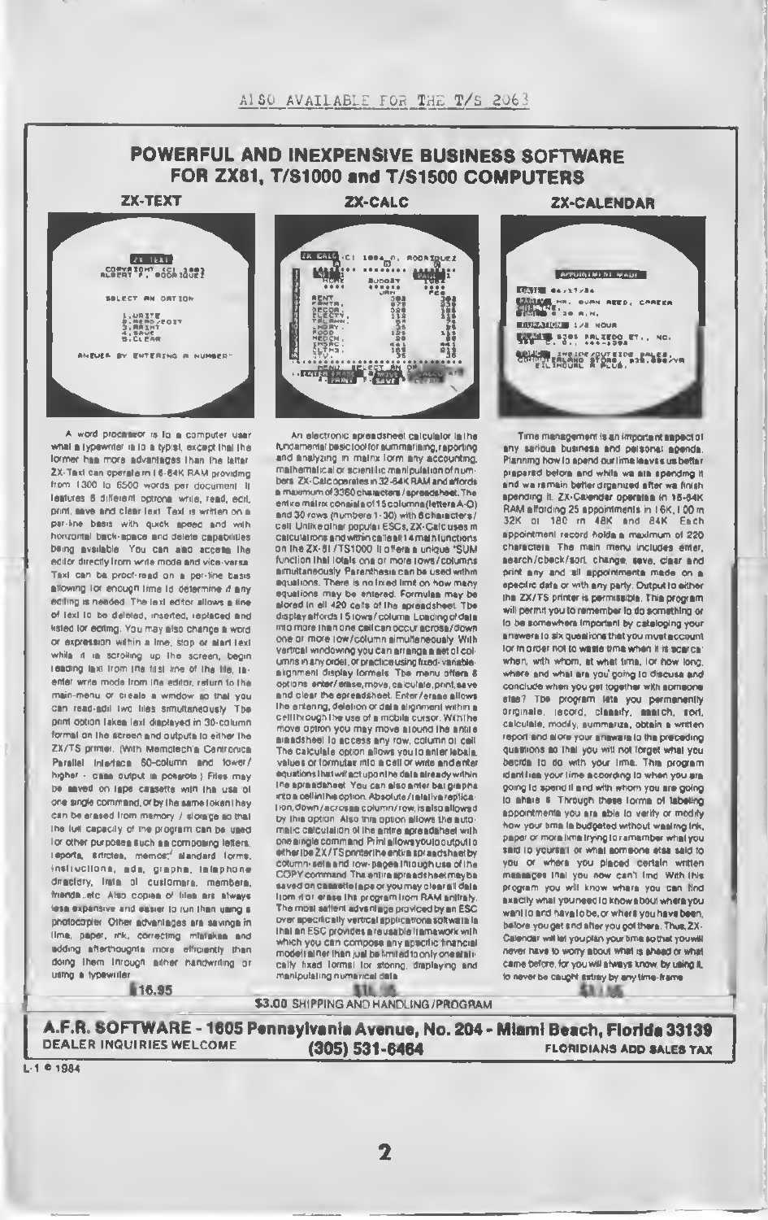ALSO AVAILABLE FOR THE T/S 2068

# POWERFUL AND INEXPENSIVE BUSINESS SOFTWARE FOR ZX81, T/S1000 and T/S1500 COMPUTERS

## ZX-TEXT

A word processor is to a computer user what a typewriter is to a typist, except that the former has more advantages than the latter. ZX-Text can operate in 16-64K RAM providing from 1300 to 6500 words per document. It features 6 different options: write, read, edit, print, save and clear text. Text is written on a per-line basis with quick speed and with horizontal back-space and delete capabilities being available. You can also access the editor directly from write mode and vice-versa. Text can be proof-read on a per-line basis allowing for enough time to determine if any editing is needed. The text editor allows a line of text to be deleted, inserted, replaced and listed for editing. You may also change a word or expression within a line, stop or start text while it is scrolling up the screen, begin reading text from the first line of the file, reenter write mode from the editor, return to the main-menu or create a window so that you can read-edit two files simultaneously. The print option takes text displayed in 30-column format on the screen and outputs to either the ZX/TS printer. (With Memotech's Centronics Parallel Interface 80-column and lower/higher - case output is possible.) Files may be saved on tape cassette with the use of one single command, or by the same token they can be erased from memory / storage so that the full capacity of the program can be used for other purposes such as composing letters, reports, articles, memos, standard forms, instructions, ads, graphs, telephone directory, lists of customers, members, friends, etc. Also copies of files are always less expensive and easier to run than using a photocopier. Other advantages are savings in time, paper, ink, correcting mistakes and adding afterthoughts more efficiently than doing them through either handwriting or using a typewriter.

$16.95

## ZX-CALC

An electronic spreadsheet calculator is the fundamental basic tool for summarizing, reporting and analyzing in matrix form any accounting, mathematical or scientific manipulation of numbers. ZX-Calc operates in 32-64K RAM and affords a maximum of 3360 characters / spreadsheet. The entire matrix consists of 15 columns (letters A-O) and 30 rows (numbers 1-30) with 8 characters / cell. Unlike other popular ESCs, ZX-Calc uses in calculations and within cells all 14 math functions on the ZX-81 / TS1000. It offers a unique "SUM" function that totals one or more rows/columns simultaneously. Parenthesis can be used within equations. There is no fixed limit on how many equations may be entered. Formulas may be stored in all 420 cells of the spreadsheet. The display affords 15 rows/column. Loading of data into more than one cell can occur across/down one or more row/column simultaneously. With vertical windowing you can arrange a set of columns in any order, or practice using fixed-variable-alignment display formats. The menu offers 6 options: enter/erase, move, calculate, print, save and clear the spreadsheet. Enter/erase allows the entering, deletion or data alignment within a cell through the use of a mobile cursor. With the move option you may move around the entire spreadsheet to access any row, column or cell. The calculate option allows you to enter labels, values or formulas into a cell or write and enter equations that will act upon the data already within the spreadsheet. You can also enter bar graphs into a cell in the option. Absolute / relative replication, down / across a column / row, is also allowed by this option. Also this option allows the automatic calculation of the entire spreadsheet with one single command. Print allows you to output to either the ZX/TS printer the entire spreadsheet by column-sets and row-pages through use of the COPY command. The entire spreadsheet may be saved on cassette tape or you may clear all data from it or erase the program from RAM entirely. The most salient advantage provided by an ESC over specifically vertical applications software is that an ESC provides a reusable framework with which you can compose any specific financial model rather than just be limited to only one statically fixed format for storing, displaying and manipulating numerical data.

$16.95

## ZX-CALENDAR

Time management is an important aspect of any serious business and personal agenda. Planning how to spend our time leaves us better prepared before and while we are spending it and we remain better organized after we finish spending it. ZX-Calendar operates in 16-64K RAM affording 25 appointments in 16K, 100 in 32K or 180 in 48K and 64K. Each appointment record holds a maximum of 220 characters. The main menu includes enter, search/check/sort, change, save, clear and print any and all appointments made on a specific date or with any party. Output to either the ZX/TS printer is permissible. This program will permit you to remember to do something or to be somewhere important by cataloging your answers to six questions that you must account for in order not to waste time when it is scarce: when, with whom, at what time, for how long, where and what are you going to discuss and conclude when you get together with someone else? The program lets you permanently originate, record, classify, search, sort, calculate, modify, summarize, obtain a written report and store your answers to the preceding questions so that you will not forget what you decide to do with your time. This program identifies your time according to when you are going to spend it and with whom you are going to share it. Through these forms of labeling appointments you are able to verify or modify how your time is budgeted without wasting ink, paper or more time trying to remember what you said to yourself or what someone else said to you or where you placed certain written messages that you now can't find. With this program you will know where you can find exactly what you need to know about where you went to and have to be, or where you have been, before you get and after you got there. Thus, ZX-Calendar will let you plan your time so that you will never have to worry about what is ahead or what came before, for you will always know, by using it, to never be caught astray by any time-frame.

$16.95

$3.00 SHIPPING AND HANDLING / PROGRAM

**A.F.R. SOFTWARE - 1605 Pennsylvania Avenue, No. 204 - Miami Beach, Florida 33139**

DEALER INQUIRIES WELCOME (305) 531-6464 FLORIDIANS ADD SALES TAX

L-1 © 1984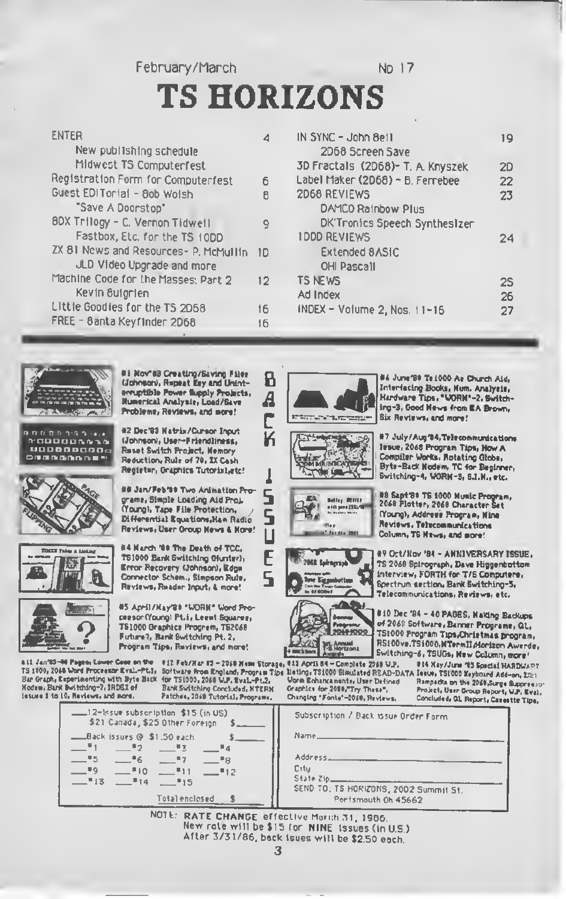February/March No 17

# TS HORIZONS

| | |
|---|---|
| ENTER | 4 |
| New publishing schedule | |
| Midwest TS Computerfest | |
| Registration Form for Computerfest | 6 |
| Guest EDITorial - Bob Wolsh "Save A Doorstop" | 8 |
| 8DX Trilogy - C. Vernon Tidwell Fastbox, Etc. for the TS 1000 | 9 |
| ZX 81 News and Resources - P. McMullin JLD Video Upgrade and more | 10 |
| Machine Code for the Masses: Part 2 Kevin Bulgrien | 12 |
| Little Goodies for the TS 2068 | 16 |
| FREE - Santa Keyfinder 2068 | 16 |
| IN SYNC - John Bell 2068 Screen Save | 19 |
| 3D Fractals (2068) - T. A. Knyszek | 20 |
| Label Maker (2068) - B. Ferrebee | 22 |
| 2068 REVIEWS DAMCO Rainbow Plus, DK'Tronics Speech Synthesizer | 23 |
| 1000 REVIEWS Extended BASIC, OHI Pascall | 24 |
| TS NEWS | 25 |
| Ad Index | 26 |
| INDEX - Volume 2, Nos. 11-16 | 27 |

## BACK ISSUES

#1 Nov'83 Creating/Saving Files (Johnson), Repeat Key and Uninterruptible Power Supply Projects, Numerical Analysis, Load/Save Problems, Reviews, and more!

#2 Dec'83 Matrix/Cursor Input (Johnson), User-Friendliness, Reset Switch Project, Memory Reduction, Rule of 78, ZX Cash Register, Graphics Tutorial, etc!

#3 Jan/Feb'84 Two Animation Programs, Simple Loading Aid Proj. (Young), Tape File Protection, Differential Equations, Ham Radio Reviews, User Group News & More!

#4 March '84 The Death of TCC, TS1000 Bank Switching (Hunter), Error Recovery (Johnson), Edge Connector Schem., Simpson Rule, Reviews, Reader Input, & more!

#5 April/May'84 "WORM" Word Processor (Young) Pt.1, Least Squares, TS1000 Graphics Program, TS2068 Future?, Bank Switching Pt. 2, Program Tips, Reviews, and more!

#6 June'84 TS1000 As Church Aid, Interfacing Books, Num. Analysis, Hardware Tips, "WORM"-2, Switching-3, Good News from EA Brown, Six Reviews, and more!

#7 July/Aug'84, Telecommunications Issue, 2068 Program Tips, How A Compiler Works, Rotating Globe, Byte-Back Modem, TC for Beginner, Switching-4, WORM-3, S.I.M., etc.

#8 Sept'84 TS 1000 Music Program, 2068 Plotter, 2068 Character Set (Young), Address Program, Nine Reviews, Telecommunications Column, TS News, and more!

#9 Oct/Nov '84 - ANNIVERSARY ISSUE, TS 2068 Spirograph, Dave Higgenbottom interview, FORTH for T/S Computers, Spectrum section, Bank Switching-5, Telecommunications, Reviews, etc.

#10 Dec '84 - 40 PAGES, Making Backups of 2068 Software, Banner Programs, QL, TS1000 Program Tips, Christmas program, RS100ve.TS1000, MTermII/Horizon Awards, Switching-6, TSUGs, New Column, more!

#11 Jan'85-44 Pages, Lower Case on the TS 1000, 2068 Word Processor Eval.-Pt.1, Bar Graph, Experimenting with Byte Back Modem, Bank Switching-7, INDEX of Issues 1 to 10, Reviews, and more.

#12 Feb/Mar 85 - 2068 Mass Storage, Software from England, Program Tips for TS1000, 2068 W.P. Eval.-Pt.2, Bank Switching Concluded, MTERM Patches, 2068 Tutorial, Programs.

#13 April 85 - Complete 2068 W.P. listing, TS1000 Simulated READ-DATA Worm Enhancements, User Defined Graphics for 2068, "Try These", Changing "Fonts"-2068, Reviews.

#14 May/June '85 Special HARDWARE Issue, TS1000 Keyboard Add-on, 2068 Rampacks on the 2068, Surge Suppressor Project, User Group Report, W.P. Eval. Concluded, QL Report, Cassette Tips.

___12-issue subscription $15 (in US) $21 Canada, $25 Other Foreign $_____

___Back issues @ $1.50 each $_____

___#1 ___#2 ___#3 ___#4
___#5 ___#6 ___#7 ___#8
___#9 ___#10 ___#11 ___#12
___#13 ___#14 ___#15

Total enclosed $

Subscription / Back issue Order Form

Name_______________

Address_______________

City

State Zip_______________

SEND TO: TS HORIZONS, 2002 Summit St. Portsmouth Oh 45662

NOTE: **RATE CHANGE** effective March 31, 1986. New rate will be $15 for **NINE** issues (in U.S.) After 3/31/86, back issues will be $2.50 each.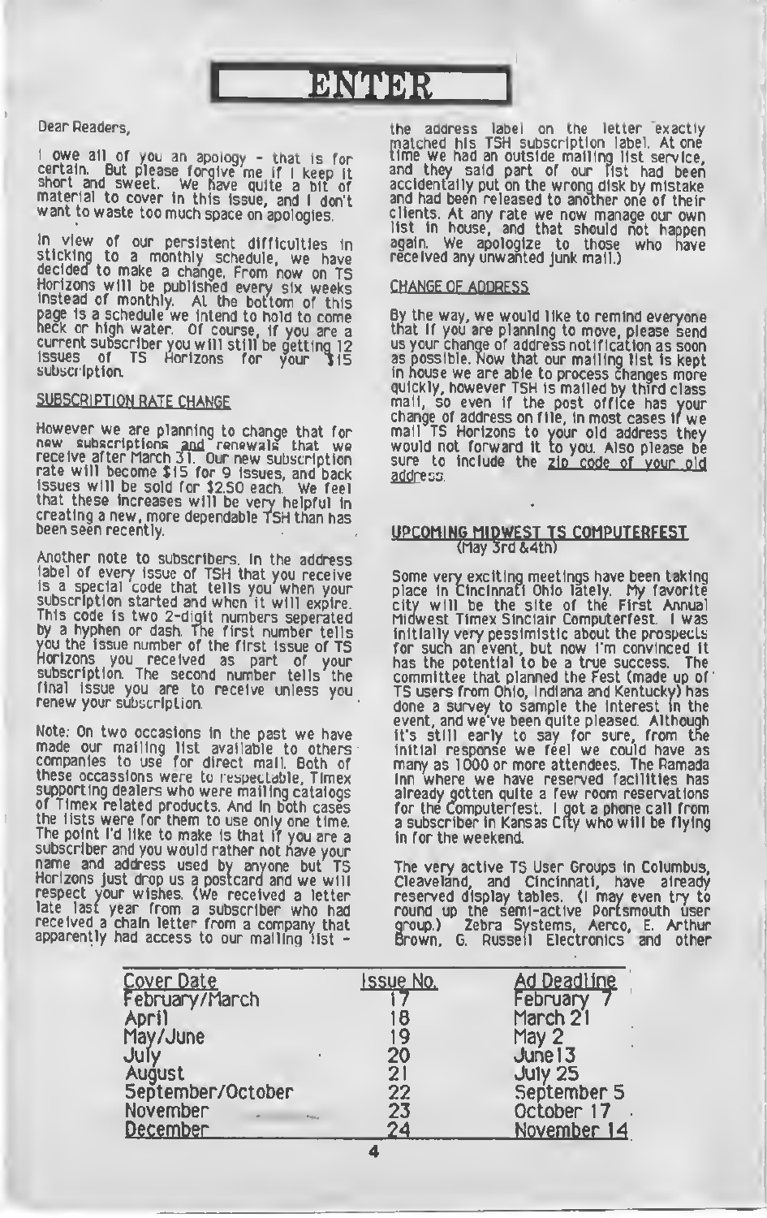# ENTER

Dear Readers,

I owe all of you an apology - that is for certain. But please forgive me if I keep it short and sweet. We have quite a bit of material to cover in this issue, and I don't want to waste too much space on apologies.

In view of our persistent difficulties in sticking to a monthly schedule, we have decided to make a change. From now on TS Horizons will be published every six weeks instead of monthly. At the bottom of this page is a schedule we intend to hold to come heck or high water. Of course, if you are a current subscriber you will still be getting 12 issues of TS Horizons for your $15 subscription.

## SUBSCRIPTION RATE CHANGE

However we are planning to change that for new subscriptions and renewals that we receive after March 31. Our new subscription rate will become $15 for 9 issues, and back issues will be sold for $2.50 each. We feel that these increases will be very helpful in creating a new, more dependable TSH than has been seen recently.

Another note to subscribers. In the address label of every issue of TSH that you receive is a special code that tells you when your subscription started and when it will expire. This code is two 2-digit numbers seperated by a hyphen or dash. The first number tells you the issue number of the first issue of TS Horizons you received as part of your subscription. The second number tells the final issue you are to receive unless you renew your subscription.

Note: On two occasions in the past we have made our mailing list available to others companies to use for direct mail. Both of these occassions were to respectable, Timex supporting dealers who were mailing catalogs of Timex related products. And in both cases the lists were for them to use only one time. The point I'd like to make is that if you are a subscriber and you would rather not have your name and address used by anyone but TS Horizons just drop us a postcard and we will respect your wishes. (We received a letter late last year from a subscriber who had received a chain letter from a company that apparently had access to our mailing list - the address label on the letter exactly matched his TSH subscription label. At one time we had an outside mailing list service, and they said part of our list had been accidentally put on the wrong disk by mistake and had been released to another one of their clients. At any rate we now manage our own list in house, and that should not happen again. We apologize to those who have received any unwanted junk mail.)

## CHANGE OF ADDRESS

By the way, we would like to remind everyone that if you are planning to move, please send us your change of address notification as soon as possible. Now that our mailing list is kept in house we are able to process changes more quickly, however TSH is mailed by third class mail, so even if the post office has your change of address on file, in most cases if we mail TS Horizons to your old address they would not forward it to you. Also please be sure to include the zip code of your old address.

## UPCOMING MIDWEST TS COMPUTERFEST
(May 3rd & 4th)

Some very exciting meetings have been taking place in Cincinnati Ohio lately. My favorite city will be the site of the First Annual Midwest Timex Sinclair Computerfest. I was initially very pessimistic about the prospects for such an event, but now I'm convinced it has the potential to be a true success. The committee that planned the Fest (made up of TS users from Ohio, Indiana and Kentucky) has done a survey to sample the interest in the event, and we've been quite pleased. Although it's still early to say for sure, from the initial response we feel we could have as many as 1000 or more attendees. The Ramada Inn where we have reserved facilities has already gotten quite a few room reservations for the Computerfest. I got a phone call from a subscriber in Kansas City who will be flying in for the weekend.

The very active TS User Groups in Columbus, Cleaveland, and Cincinnati, have already reserved display tables. (I may even try to round up the semi-active Portsmouth user group.) Zebra Systems, Aerco, E. Arthur Brown, G. Russell Electronics and other

| Cover Date | Issue No. | Ad Deadline |
|---|---|---|
| February/March | 17 | February 7 |
| April | 18 | March 21 |
| May/June | 19 | May 2 |
| July | 20 | June 13 |
| August | 21 | July 25 |
| September/October | 22 | September 5 |
| November | 23 | October 17 |
| December | 24 | November 14 |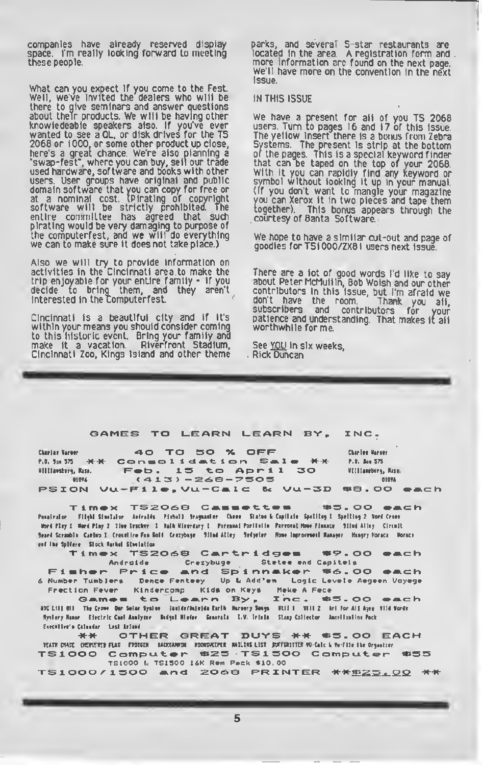companies have already reserved display space. I'm really looking forward to meeting these people.

What can you expect if you come to the Fest. Well, we've invited the dealers who will be there to give seminars and answer questions about their products. We will be having other knowledeable speakers also. If you've ever wanted to see a QL, or disk drives for the TS 2068 or 1000, or some other product up close, here's a great chance. We're also planning a "swap-fest", where you can buy, sell our trade used hardware, software and books with other users. User groups have original and public domain software that you can copy for free or at a nominal cost. (Pirating of copyright software will be strictly prohibited. The entire committee has agreed that such pirating would be very damaging to purpose of the computerfest, and we will do everything we can to make sure it does not take place.)

Also we will try to provide information on activities in the Cincinnati area to make the trip enjoyable for your entire family - if you decide to bring them, and they aren't interested in the Computerfest.

Cincinnati is a beautiful city and if it's within your means you should consider coming to this historic event. Bring your family and make it a vacation. Riverfront Stadium, Cincinnati Zoo, Kings Island and other theme parks, and several 5-star restaurants are located in the area. A registration form and more information are found on the next page. We'll have more on the convention in the next issue.

## IN THIS ISSUE

We have a present for all of you TS 2068 users. Turn to pages 16 and 17 of this issue. The yellow insert there is a bonus from Zebra Systems. The present is strip at the bottom of the pages. This is a special keyword finder that can be taped on the top of your 2068. With it you can rapidly find any keyword or symbol without looking it up in your manual. (If you don't want to mangle your magazine you can Xerox it in two pieces and tape them together). This bonus appears through the courtesy of Banta Software.

We hope to have a similar cut-out and page of goodies for TS1000/ZX81 users next issue.

There are a lot of good words I'd like to say about Peter McMullin, Bob Wolsh and our other contributors in this issue, but I'm afraid we don't have the room. Thank you all, subscribers and contributors for your patience and understanding. That makes it all worthwhile for me.

See <u>YOU</u> in six weeks,
Rick Duncan

---

## GAMES TO LEARN LEARN BY, INC.

Charles Warner
P.O. Box 575
Williamsburg, Mass.
01096

**40 TO 50 % OFF**
**\*\* Consolidation Sale \*\***
**Feb. 15 to April 30**
**(413)-268-7505**

**PSION Vu-File, Vu-Calc & Vu-3D $8.00 each**

**Timex TS2068 Cassettes $5.00 each**

Penetrator  Flight Simulator  Androids  Pinball  Scrambler  Chess  States & Capitals  Spelling I  Spelling 2  Word Cross  Word Play I  Word Play 2  Time Tracker I  Math Wizardry I  Personal Portfolio  Personal Home Finance  Blind Alley  Circuit  Board Scramble  Casino I  Crossfire Fun Golf  Crazybugs  Blind Alley  Budgeter  Home Improvement Manager  Hungry Horace  Horace and the Spiders  Stock Market Simulation

**Timex TS2068 Cartridges $9.00 each**

Androids  Crazybugs  States and Capitals

**Fisher Price and Spinnaker $6.00 each**

6 Number Tumblers  Dance Fantasy  Up & Add'em  Logic Levels  Aegean Voyage  Fraction Fever  Kindercomp  Kids on Keys  Make A Face

**Games to Learn By, Inc. $5.00 each**

NYC Lill Bill  The Crowe  Our Solar System  Invider/Defender Earth  Nursery Songs  Util I  Util 2  Art For All Ages  Wild Words  Mystery Manor  Electric Cost Analyzer  Budget Master  Generals  T.V. Trivia  Stamp Collector  Ancilliaries Pack  Executive's Calendar  Lost Island

**\*\* OTHER GREAT BUYS \*\* $5.00 EACH**

DEATH CHASE  CHEQUERED FLAG  FROGGER  BACKGAMMON  MOONSWEEPER  MAILING LIST  BUFFERITTER  VU-Calc & Vu-File the Organizer

**TS1000 Computer $25 TS1500 Computer $55**

TS1000 & TS1500 16K Ram Pack $10.00

**TS1000/1500 and 2068 PRINTER \*\*<u>$25.00</u> \*\***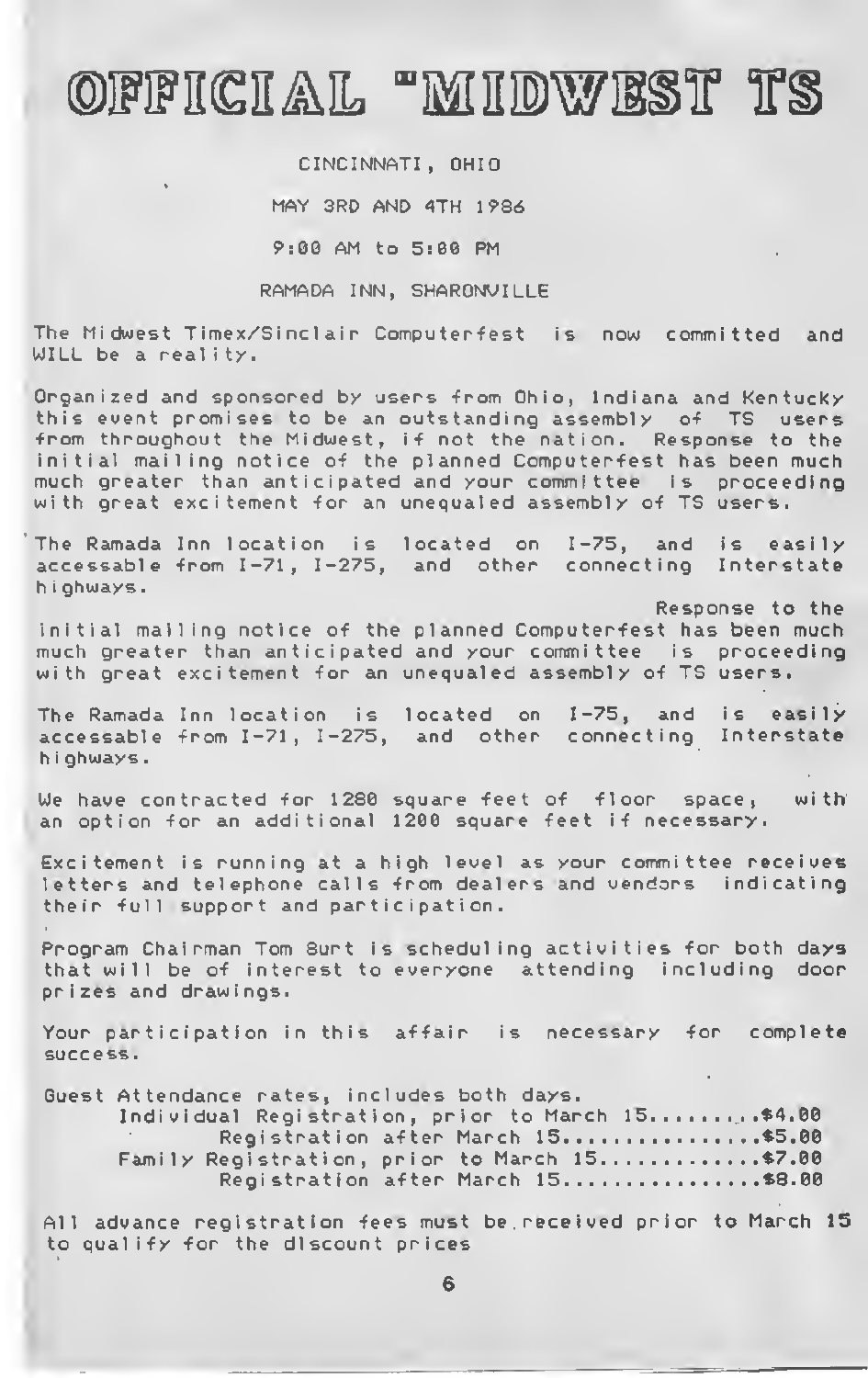# OFFICIAL "MIDWEST TS

CINCINNATI, OHIO

MAY 3RD AND 4TH 1986

9:00 AM to 5:00 PM

RAMADA INN, SHARONVILLE

The Midwest Timex/Sinclair Computerfest is now committed and WILL be a reality.

Organized and sponsored by users from Ohio, Indiana and Kentucky this event promises to be an outstanding assembly of TS users from throughout the Midwest, if not the nation. Response to the initial mailing notice of the planned Computerfest has been much much greater than anticipated and your committee is proceeding with great excitement for an unequaled assembly of TS users.

The Ramada Inn location is located on I-75, and is easily accessable from I-71, I-275, and other connecting Interstate highways.

Response to the initial mailing notice of the planned Computerfest has been much much greater than anticipated and your committee is proceeding with great excitement for an unequaled assembly of TS users.

The Ramada Inn location is located on I-75, and is easily accessable from I-71, I-275, and other connecting Interstate highways.

We have contracted for 1280 square feet of floor space, with an option for an additional 1200 square feet if necessary.

Excitement is running at a high level as your committee receives letters and telephone calls from dealers and vendors indicating their full support and participation.

Program Chairman Tom Burt is scheduling activities for both days that will be of interest to everyone attending including door prizes and drawings.

Your participation in this affair is necessary for complete success.

Guest Attendance rates, includes both days.

Individual Registration, prior to March 15..........$4.00
Registration after March 15................$5.00
Family Registration, prior to March 15.............$7.00
Registration after March 15................$8.00

All advance registration fees must be received prior to March 15 to qualify for the discount prices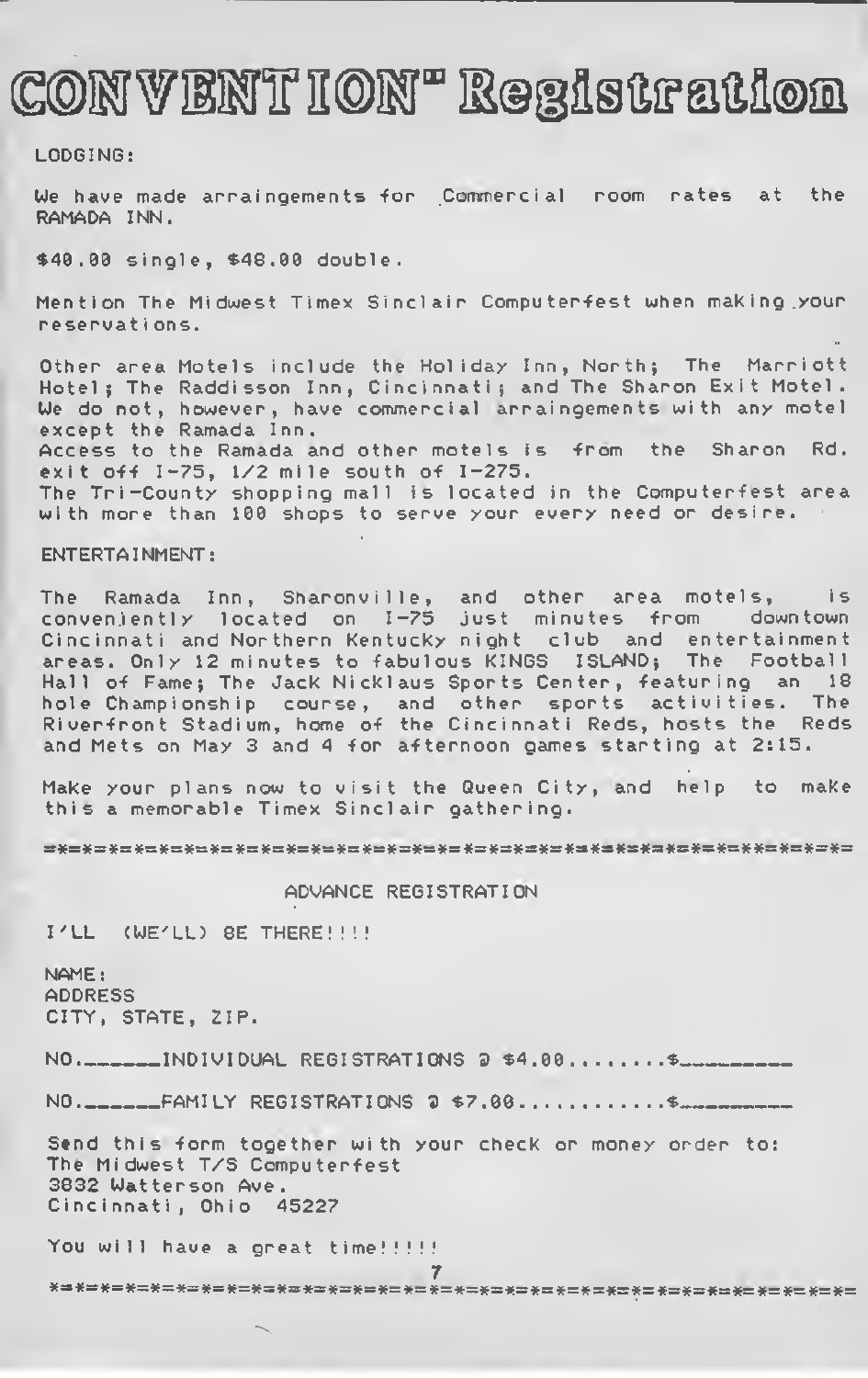# CONVENTION" Registration

LODGING:

We have made arraingements for Commercial room rates at the RAMADA INN.

$40.00 single, $48.00 double.

Mention The Midwest Timex Sinclair Computerfest when making your reservations.

Other area Motels include the Holiday Inn, North; The Marriott Hotel; The Raddisson Inn, Cincinnati; and The Sharon Exit Motel. We do not, however, have commercial arraingements with any motel except the Ramada Inn.
Access to the Ramada and other motels is from the Sharon Rd. exit off I-75, 1/2 mile south of I-275.
The Tri-County shopping mall is located in the Computerfest area with more than 100 shops to serve your every need or desire.

ENTERTAINMENT:

The Ramada Inn, Sharonville, and other area motels, is conveniently located on I-75 just minutes from downtown Cincinnati and Northern Kentucky night club and entertainment areas. Only 12 minutes to fabulous KINGS ISLAND; The Football Hall of Fame; The Jack Nicklaus Sports Center, featuring an 18 hole Championship course, and other sports activities. The Riverfront Stadium, home of the Cincinnati Reds, hosts the Reds and Mets on May 3 and 4 for afternoon games starting at 2:15.

Make your plans now to visit the Queen City, and help to make this a memorable Timex Sinclair gathering.

=*=*=*=*=*=*=*=*=*=*=*=*=*=*=*=*=*=*=*=*=*=*=*=*=*=*=*=*=*=*=*=*=*=*=*=*=

ADVANCE REGISTRATION

I'LL (WE'LL) BE THERE!!!!

NAME:
ADDRESS
CITY, STATE, ZIP.

NO.______INDIVIDUAL REGISTRATIONS @ $4.00........$________

NO.______FAMILY REGISTRATIONS @ $7.00............$________

Send this form together with your check or money order to:
The Midwest T/S Computerfest
3832 Watterson Ave.
Cincinnati, Ohio 45227

You will have a great time!!!!!

*=*=*=*=*=*=*=*=*=*=*=*=*=*=*=*=*=*=*=*=*=*=*=*=*=*=*=*=*=*=*=*=*=*=*=*=*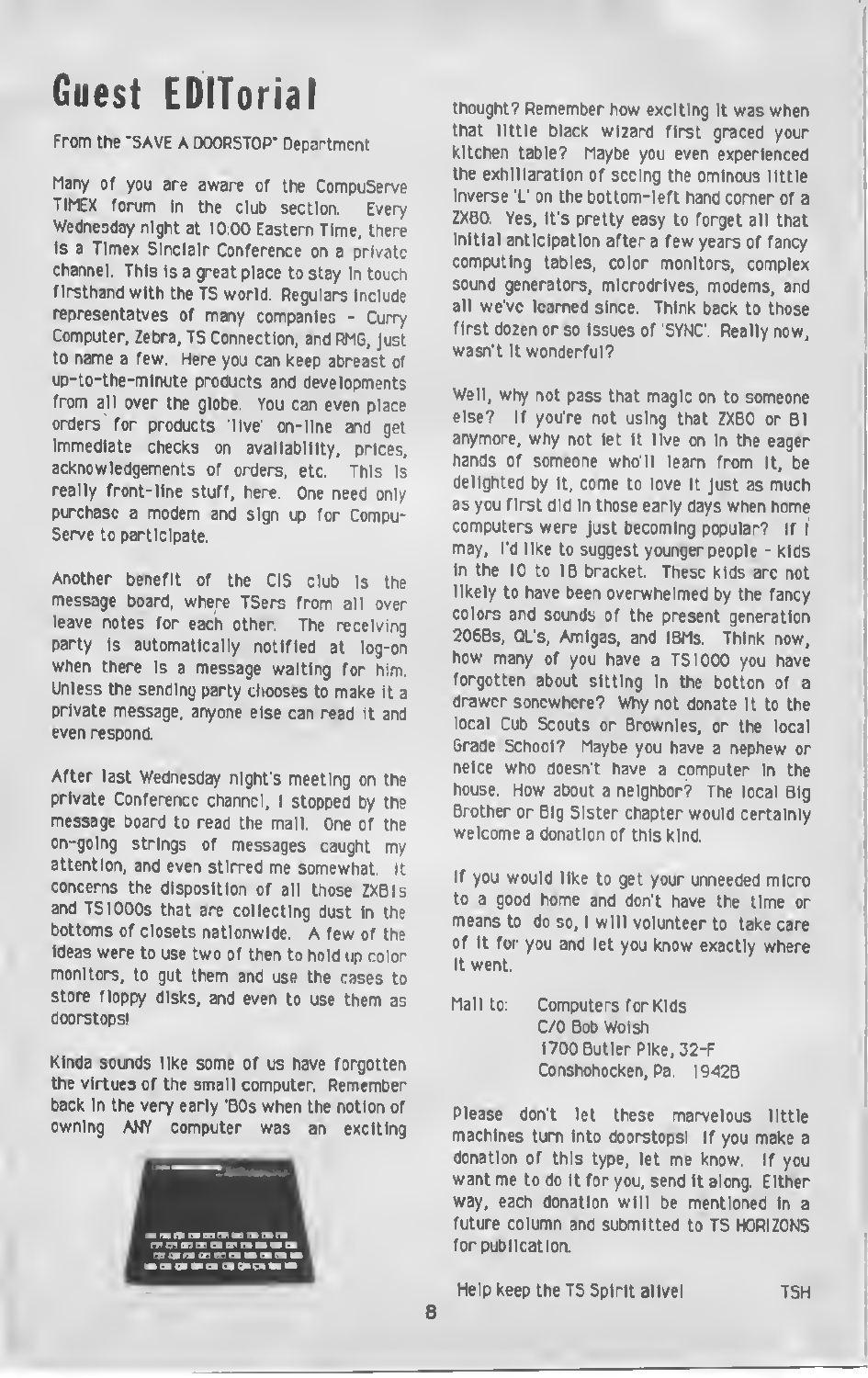# Guest EDITorial

From the "SAVE A DOORSTOP" Department

Many of you are aware of the CompuServe TIMEX forum in the club section. Every Wednesday night at 10:00 Eastern Time, there is a Timex Sinclair Conference on a private channel. This is a great place to stay in touch firsthand with the TS world. Regulars include representatves of many companies - Curry Computer, Zebra, TS Connection, and RMG, just to name a few. Here you can keep abreast of up-to-the-minute products and developments from all over the globe. You can even place orders for products 'live' on-line and get immediate checks on availablity, prices, acknowledgements of orders, etc. This is really front-line stuff, here. One need only purchase a modem and sign up for CompuServe to participate.

Another benefit of the CIS club is the message board, where TSers from all over leave notes for each other. The receiving party is automatically notified at log-on when there is a message waiting for him. Unless the sending party chooses to make it a private message, anyone else can read it and even respond.

After last Wednesday night's meeting on the private Conference channel, I stopped by the message board to read the mail. One of the on-going strings of messages caught my attention, and even stirred me somewhat. It concerns the disposition of all those ZX81s and TS1000s that are collecting dust in the bottoms of closets nationwide. A few of the ideas were to use two of then to hold up color monitors, to gut them and use the cases to store floppy disks, and even to use them as doorstops!

Kinda sounds like some of us have forgotten the virtues of the small computer. Remember back in the very early '80s when the notion of owning ANY computer was an exciting thought? Remember how exciting it was when that little black wizard first graced your kitchen table? Maybe you even experienced the exhilliaration of seeing the ominous little inverse 'L' on the bottom-left hand corner of a ZX80. Yes, it's pretty easy to forget all that initial anticipation after a few years of fancy computing tables, color monitors, complex sound generators, microdrives, modems, and all we've learned since. Think back to those first dozen or so issues of 'SYNC'. Really now, wasn't it wonderful?

Well, why not pass that magic on to someone else? If you're not using that ZX80 or 81 anymore, why not let it live on in the eager hands of someone who'll learn from it, be delighted by it, come to love it just as much as you first did in those early days when home computers were just becoming popular? If I may, I'd like to suggest younger people - kids in the 10 to 18 bracket. These kids are not likely to have been overwhelmed by the fancy colors and sounds of the present generation 2068s, QL's, Amigas, and IBMs. Think now, how many of you have a TS1000 you have forgotten about sitting in the botton of a drawer somewhere? Why not donate it to the local Cub Scouts or Brownies, or the local Grade School? Maybe you have a nephew or neice who doesn't have a computer in the house. How about a neighbor? The local Big Brother or Big Sister chapter would certainly welcome a donation of this kind.

If you would like to get your unneeded micro to a good home and don't have the time or means to do so, I will volunteer to take care of it for you and let you know exactly where it went.

Mail to: Computers for Kids
C/O Bob Woish
1700 Butler Pike, 32-F
Conshohocken, Pa. 19428

Please don't let these marvelous little machines turn into doorstops! If you make a donation of this type, let me know. If you want me to do it for you, send it along. Either way, each donation will be mentioned in a future column and submitted to TS HORIZONS for publication.

Help keep the TS Spirit alive! TSH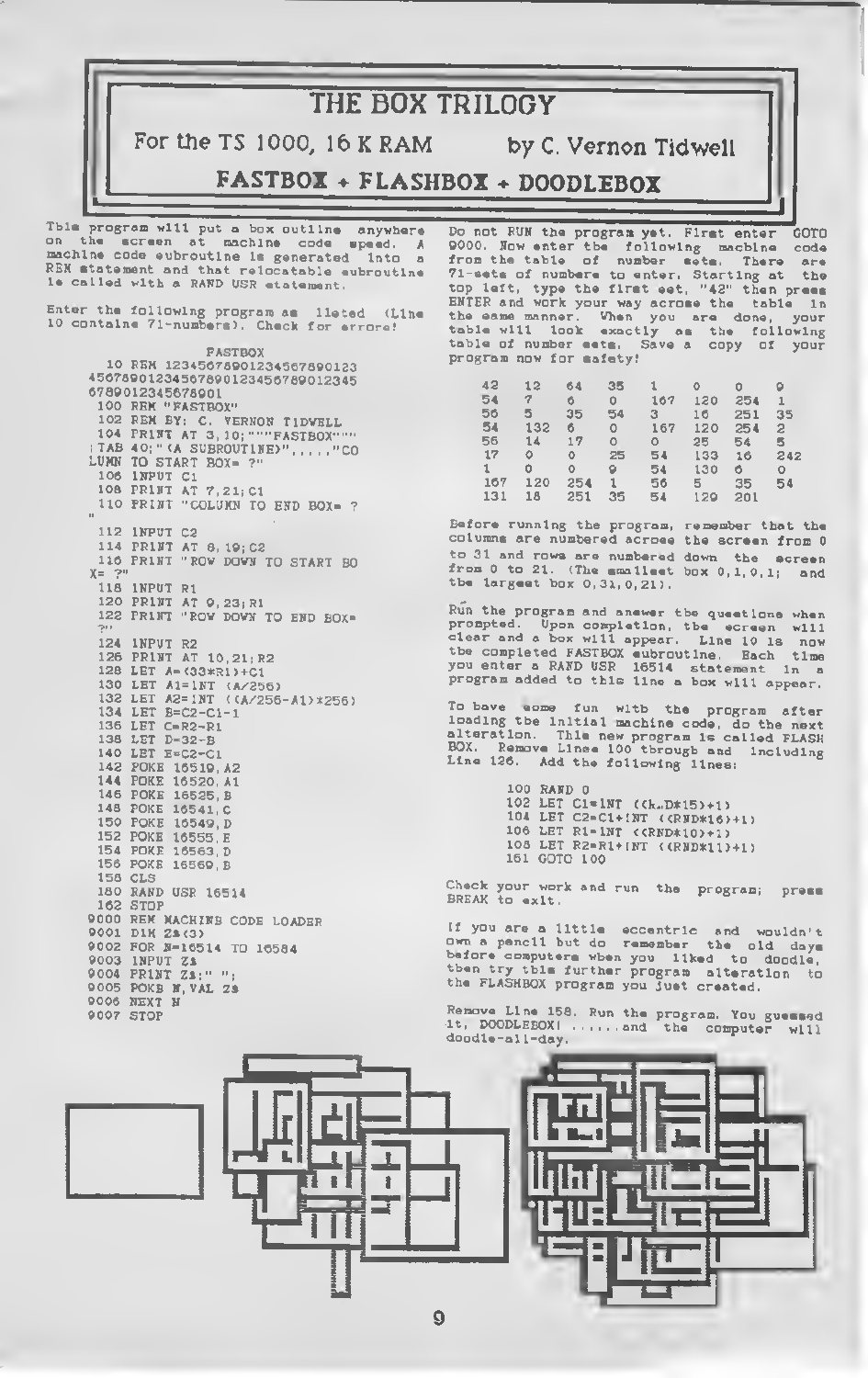# THE BOX TRILOGY

## For the TS 1000, 16 K RAM — by C. Vernon Tidwell

### FASTBOX + FLASHBOX + DOODLEBOX

This program will put a box outline anywhere on the screen at machine code speed. A machine code subroutine is generated into a REM statement and that relocatable subroutine is called with a RAND USR statement.

Enter the following program as listed (Line 10 contains 71-numbers). Check for errors!

```
                FASTBOX
   10 REM 12345678901234567890123
4567890123456789012345678901234​5
6789012345678901
  100 REM "FASTBOX"
  102 REM BY: C. VERNON TIDWELL
  104 PRINT AT 3,10;"""FASTBOX"""
;TAB 40;"(A SUBROUTINE)",,,,,"CO
LUMN TO START BOX= ?"
  106 INPUT C1
  108 PRINT AT 7,21;C1
  110 PRINT "COLUMN TO END BOX= ?
"
  112 INPUT C2
  114 PRINT AT 8,19;C2
  116 PRINT "ROW DOWN TO START BO
X= ?"
  118 INPUT R1
  120 PRINT AT 9,23;R1
  122 PRINT "ROW DOWN TO END BOX=
?"
  124 INPUT R2
  126 PRINT AT 10,21;R2
  128 LET A=(33*R1)+C1
  130 LET A1=INT (A/256)
  132 LET A2=INT ((A/256-A1)*256)
  134 LET B=C2-C1-1
  136 LET C=R2-R1
  138 LET D=32-B
  140 LET E=C2-C1
  142 POKE 16519,A2
  144 POKE 16520,A1
  146 POKE 16525,B
  148 POKE 16541,C
  150 POKE 16549,D
  152 POKE 16555,E
  154 POKE 16563,D
  156 POKE 16569,B
  158 CLS
  160 RAND USR 16514
  162 STOP
 9000 REM MACHINE CODE LOADER
 9001 DIM Z$(3)
 9002 FOR N=16514 TO 16584
 9003 INPUT Z$
 9004 PRINT Z$;" ";
 9005 POKE N,VAL Z$
 9006 NEXT N
 9007 STOP
```

Do not RUN the program yet. First enter GOTO 9000. Now enter the following machine code from the table of number sets. There are 71-sets of numbers to enter. Starting at the top left, type the first set, "42" then press ENTER and work your way across the table in the same manner. When you are done, your table will look exactly as the following table of number sets. Save a copy of your program now for safety!

|  |  |  |  |  |  |  |  |
|---|---|---|---|---|---|---|---|
| 42 | 12 | 64 | 35 | 1 | 0 | 0 | 9 |
| 54 | 7 | 6 | 0 | 167 | 120 | 254 | 1 |
| 56 | 5 | 35 | 54 | 3 | 16 | 251 | 35 |
| 54 | 132 | 6 | 0 | 167 | 120 | 254 | 2 |
| 56 | 14 | 17 | 0 | 0 | 25 | 54 | 5 |
| 17 | 0 | 0 | 25 | 54 | 133 | 16 | 242 |
| 1 | 0 | 0 | 9 | 54 | 130 | 6 | 0 |
| 167 | 120 | 254 | 1 | 56 | 5 | 35 | 54 |
| 131 | 18 | 251 | 35 | 54 | 129 | 201 |  |

Before running the program, remember that the columns are numbered across the screen from 0 to 31 and rows are numbered down the screen from 0 to 21. (The smallest box 0,1,0,1; and the largest box 0,31,0,21).

Run the program and answer the questions when prompted. Upon completion, the screen will clear and a box will appear. Line 10 is now the completed FASTBOX subroutine. Each time you enter a RAND USR 16514 statement in a program added to this line a box will appear.

To have some fun with the program after loading the initial machine code, do the next alteration. This new program is called FLASH BOX. Remove Lines 100 through and including Line 126. Add the following lines:

```
  100 RAND 0
  102 LET C1=INT ((RND*15)+1)
  104 LET C2=C1+INT ((RND*16)+1)
  106 LET R1=INT ((RND*10)+1)
  108 LET R2=R1+INT ((RND*11)+1)
  161 GOTO 100
```

Check your work and run the program; press BREAK to exit.

If you are a little eccentric and wouldn't own a pencil but do remember the old days before computers when you liked to doodle, then try this further program alteration to the FLASHBOX program you just created.

Remove Line 158. Run the program. You guessed it, DOODLEBOX! ......and the computer will doodle-all-day.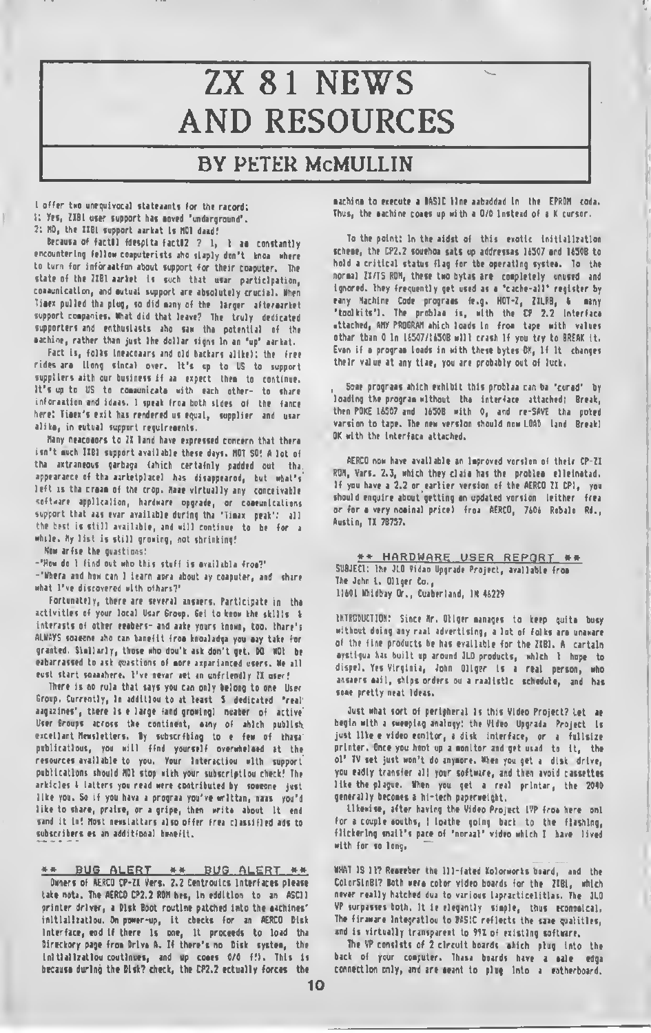# ZX 81 NEWS AND RESOURCES

## BY PETER McMULLIN

I offer two unequivocal statements for the record:
1: Yes, ZX81 user support has moved 'underground'.
2: NO, the ZX81 support market is NOT dead!

Because of fact#1 (despite fact#2 ? ), I am constantly encountering fellow computerists who simply don't know where to turn for information about support for their computer. The state of the ZX81 market is such that user participation, communication, and mutual support are absolutely crucial. When Timex pulled the plug, so did many of the larger aftermarket support companies. What did that leave? The truly dedicated supporters and enthusiasts who saw the potential of the machine, rather than just the dollar signs in an 'up' market.

Fact is, folks (newcomers and old hackers alike): the free rides are (long since) over. It's up to US to support suppliers with our business if we expect them to continue. It's up to US to communicate with each other- to share information and ideas. I speak from both sides of the fence here: Timex's exit has rendered us equal, supplier and user alike, in mutual support requirements.

Many newcomers to ZX land have expressed concern that there isn't much ZX81 support available these days. NOT SO! A lot of the extraneous garbage (which certainly padded out the appearance of the marketplace) has disappeared, but what's left is the cream of the crop. Name virtually any conceivable software application, hardware upgrade, or communications support that was ever available during the 'Timex peak': all the best is still available, and will continue to be for a while. My list is still growing, not shrinking!

Now arise the questions:
-"How do I find out who this stuff is available from?"
-"Where and how can I learn more about my computer, and share what I've discovered with others?"

Fortunately, there are several answers. Participate in the activities of your local User Group. Get to know the skills & interests of other members- and make yours known, too. There's ALWAYS someone who can benefit from knowledge you may take for granted. Similarly, those who don't ask don't get. DO NOT be embarrassed to ask questions of more experienced users. We all must start somewhere. I've never met an unfriendly ZX user!

There is no rule that says you can only belong to one User Group. Currently, in addition to at least 5 dedicated 'real' magazines', there is a large (and growing) number of active User Groups across the continent, many of which publish excellent Newsletters. By subscribing to a few of these publications, you will find yourself overwhelmed at the resources available to you. Your interaction with support publications should NOT stop with your subscription check! The articles & letters you read were contributed by someone just like you. So if you have a program you've written, news you'd like to share, praise, or a gripe, then write about it and send it in! Most newsletters also offer free classified ads to subscribers as an additional benefit.

### ** BUG ALERT ** BUG ALERT **

Owners of AERCO CP-ZX Vers. 2.2 Centronics Interfaces please take note. The AERCO CP2.2 ROM has, in addition to an ASCII printer driver, a Disk Boot routine patched into the machines' initialization. On power-up, it checks for an AERCO Disk Interface, and if there is one, it proceeds to load the Directory page from Drive A. If there's no Disk system, the initialization continues, and up comes 0/0 (!). This is because during the Disk? check, the CP2.2 actually forces the machine to execute a BASIC line embedded in the EPROM code. Thus, the machine comes up with a 0/0 instead of a K cursor.

To the point: In the midst of this exotic initialization scheme, the CP2.2 somehow sets up addresses 16507 and 16508 to hold a critical status flag for the operating system. To the normal ZX/TS ROM, these two bytes are completely unused and ignored. They frequently get used as a 'cache-all' register by many Machine Code programs (e.g. HOT-Z, ZXLR8, & many 'toolkits'). The problem is, with the CP 2.2 interface attached, ANY PROGRAM which loads in from tape with values other than 0 in 16507/16508 will crash if you try to BREAK it. Even if a program loads in with these bytes OK, if it changes their value at any time, you are probably out of luck.

Some programs which exhibit this problem can be 'cured' by loading the program without the interface attached! Break, then POKE 16507 and 16508 with 0, and re-SAVE the poked version to tape. The new version should now LOAD (and Break) OK with the interface attached.

AERCO now have available an improved version of their CP-ZX ROM, Vers. 2.3, which they claim has the problem eliminated. If you have a 2.2 or earlier version of the AERCO ZX CPI, you should enquire about getting an updated version (either free or for a very nominal price) from AERCO, 7606 Rebalo Rd., Austin, TX 78757.

### ** HARDWARE USER REPORT **

SUBJECT: The JLO Video Upgrade Project, available from
The John L. Oliger Co.,
11601 Whidbay Dr., Cumberland, IN 46229

INTRODUCTION: Since Mr. Oliger manages to keep quite busy without doing any real advertising, a lot of folks are unaware of the fine products he has available for the ZX81. A certain mystique has built up around JLO products, which I hope to dispel. Yes Virginia, John Oliger is a real person, who answers mail, ships orders on a realistic schedule, and has some pretty neat ideas.

Just what sort of peripheral is this Video Project? Let me begin with a sweeping analogy: the Video Upgrade Project is just like a video monitor, a disk interface, or a fullsize printer. Once you hook up a monitor and get used to it, the ol' TV set just won't do anymore. When you get a disk drive, you madly transfer all your software, and then avoid cassettes like the plague. When you get a real printer, the 2040 generally becomes a hi-tech paperweight.

Likewise, after having the Video Project (VP from here on) for a couple months, I loathe going back to the flashing, flickering snail's pace of 'normal' video which I have lived with for so long.

WHAT IS IT? Remember the ill-fated Kolorworks board, and the ColorSinBI? Both were color video boards for the ZX81, which never really hatched due to various impracticalities. The JLO VP surpasses both. It is elegantly simple, thus economical. The firmware integration to BASIC reflects the same qualities, and is virtually transparent to 99% of existing software.

The VP consists of 2 circuit boards which plug into the back of your computer. These boards have a male edge connection only, and are meant to plug into a motherboard.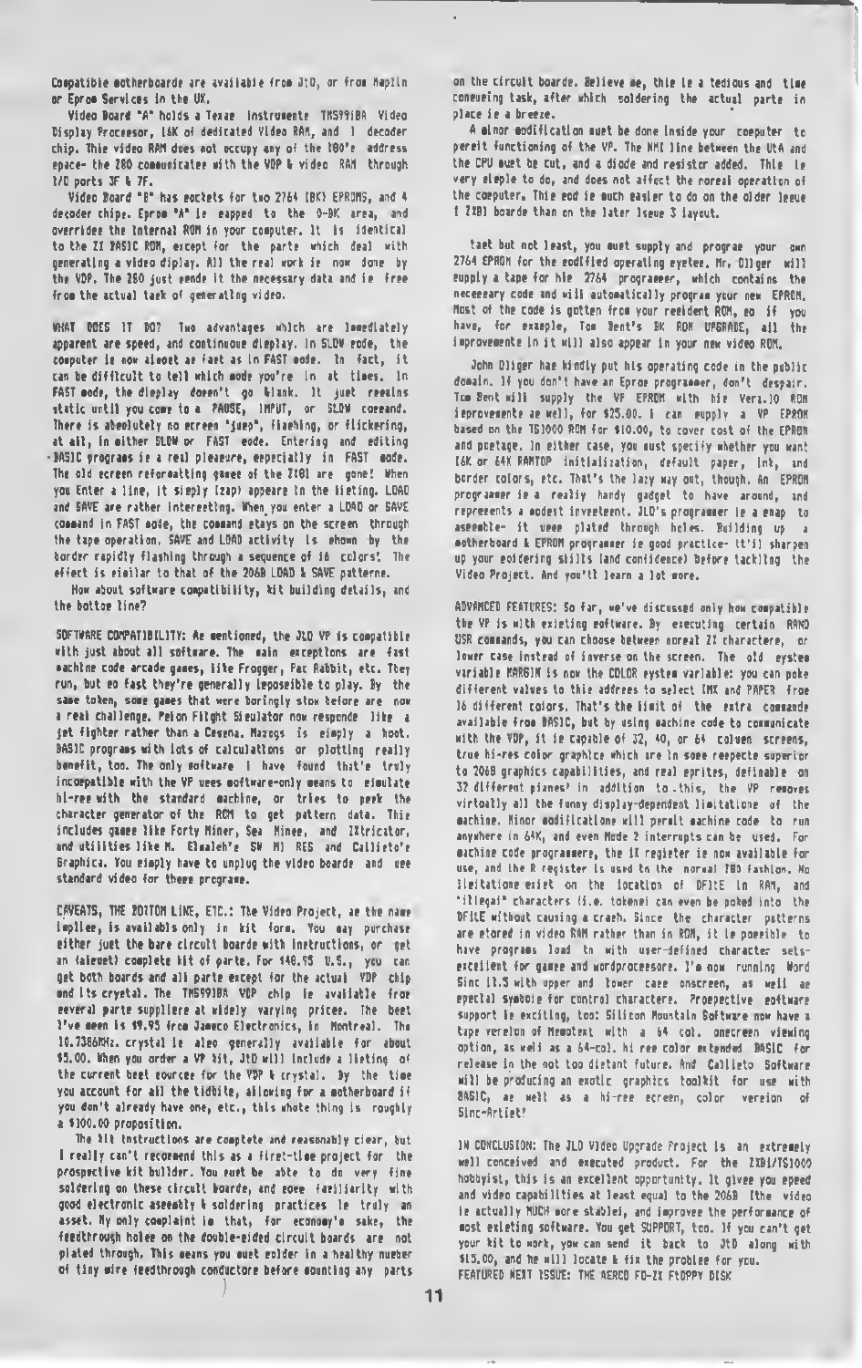Compatible motherboards are available from JLO, or from Maplin or Eprom Services in the UK.

Video Board "A" holds a Texas Instruments TMS9918A Video Display Processor, 16K of dedicated Video RAM, and 1 decoder chip. This video RAM does not occupy any of the Z80's address space- the Z80 communicates with the VDP & video RAM through I/O ports 3F & 7F.

Video Board "B" has sockets for two 2764 (8K) EPROMS, and 4 decoder chips. Eprom "A" is mapped to the 0-8K area, and overrides the internal ROM in your computer. It is identical to the ZX BASIC ROM, except for the parts which deal with generating a video diplay. All the real work is now done by the VDP. The Z80 just sends it the necessary data and is free from the actual task of generating video.

WHAT DOES IT DO? Two advantages which are immediately apparent are speed, and continuous display. In SLOW mode, the computer is now almost as fast as in FAST mode. In fact, it can be difficult to tell which mode you're in at times. In FAST mode, the display doesn't go blank. It just remains static until you come to a PAUSE, INPUT, or SLOW command. There is absolutely no screen "jump", flashing, or flickering, at all, in either SLOW or FAST mode. Entering and editing BASIC programs is a real pleasure, especially in FAST mode. The old screen reformatting games of the ZX81 are gone! When you Enter a line, it simply (zap) appears in the listing. LOAD and SAVE are rather interesting. When you enter a LOAD or SAVE command in FAST mode, the command stays on the screen through the tape operation. SAVE and LOAD activity is shown by the border rapidly flashing through a sequence of 16 colors! The effect is similar to that of the 2068 LOAD & SAVE patterns.

How about software compatibility, kit building details, and the bottom line?

SOFTWARE COMPATIBILITY: As mentioned, the JLO VP is compatible with just about all software. The main exceptions are fast machine code arcade games, like Frogger, Pac Rabbit, etc. They run, but so fast they're generally impossible to play. By the same token, some games that were boringly slow before are now a real challenge. Pelon Flight Simulator now responds like a jet fighter rather than a Cessna. Mazogs is simply a hoot. BASIC programs with lots of calculations or plotting really benefit, too. The only software I have found that's truly incompatible with the VP uses software-only means to simulate hi-res with the standard machine, or tries to peek the character generator of the ROM to get pattern data. This includes games like Forty Miner, Sea Mines, and ZXtricator, and utilities like M. Elmaleh's SW HI RES and Callisto's Graphica. You simply have to unplug the video boards and use standard video for these programs.

CAVEATS, THE BOTTOM LINE, ETC.: The Video Project, as the name implies, is available only in kit form. You may purchase either just the bare circuit boards with instructions, or get an (almost) complete kit of parts. For $48.95 U.S., you can get both boards and all parts except for the actual VDP chip and its crystal. The TMS9918A VDP chip is available from several parts suppliers at widely varying prices. The best I've seen is $9.95 from Jameco Electronics, in Montreal. The 10.7386MHz. crystal is also generally available for about $5.00. When you order a VP kit, JLO will include a listing of the current best sources for the VDP & crystal. By the time you account for all the tidbits, allowing for a motherboard if you don't already have one, etc., this whole thing is roughly a $100.00 proposition.

The kit instructions are complete and reasonably clear, but I really can't recommend this as a first-time project for the prospective kit builder. You must be able to do very fine soldering on these circuit boards, and some familiarity with good electronic assembly & soldering practices is truly an asset. My only complaint is that, for economy's sake, the feedthrough holes on the double-sided circuit boards are not plated through. This means you must solder in a healthy number of tiny wire feedthrough conductors before mounting any parts on the circuit boards. Believe me, this is a tedious and time consuming task, after which soldering the actual parts in place is a breeze.

A minor modification must be done inside your computer to permit functioning of the VP. The NMI line between the ULA and the CPU must be cut, and a diode and resistor added. This is very simple to do, and does not affect the normal operation of the computer. This mod is much easier to do on the older issue 1 ZX81 boards than on the later Issue 3 layout.

Last but not least, you must supply and program your own 2764 EPROM for the modified operating system. Mr. Oliger will supply a tape for his 2764 programmer, which contains the necessary code and will automatically program your new EPROM. Most of the code is gotten from your resident ROM, so if you have, for example, Tom Bent's 8K ROM UPGRADE, all the improvements in it will also appear in your new video ROM.

John Oliger has kindly put his operating code in the public domain. If you don't have an Eprom programmer, don't despair. Tom Bent will supply the VP EPROM with his Vers.10 ROM improvements as well, for $25.00. I can supply a VP EPROM based on the TS1000 ROM for $10.00, to cover cost of the EPROM and postage. In either case, you must specify whether you want 16K or 64K RAMTOP initialization, default paper, ink, and border colors, etc. That's the lazy way out, though. An EPROM programmer is a really handy gadget to have around, and represents a modest investment. JLO's programmer is a snap to assemble- it uses plated through holes. Building up a motherboard & EPROM programmer is good practice- it'll sharpen up your soldering skills (and confidence) before tackling the Video Project. And you'll learn a lot more.

ADVANCED FEATURES: So far, we've discussed only how compatible the VP is with existing software. By executing certain RAND USR commands, you can choose between normal ZX characters, or lower case instead of inverse on the screen. The old system variable MARGIN is now the COLOR system variable: you can poke different values to this address to select INK and PAPER from 16 different colors. That's the limit of the extra commands available from BASIC, but by using machine code to communicate with the VDP, it is capable of 32, 40, or 64 column screens, true hi-res color graphics which are in some respects superior to 2068 graphics capabilities, and real sprites, definable on 32 different planes! In addition to this, the VP removes virtually all the funny display-dependent limitations of the machine. Minor modifications will permit machine code to run anywhere in 64K, and even Mode 2 interrupts can be used. For machine code programmers, the IX register is now available for use, and the R register is used in the normal Z80 fashion. No limitations exist on the location of DFILE in RAM, and "illegal" characters (i.e. tokens) can even be poked into the DFILE without causing a crash. Since the character patterns are stored in video RAM rather than in ROM, it is possible to have programs load in with user-defined character sets- excellent for games and wordprocessors. I'm now running Word Sinc II.5 with upper and lower case onscreen, as well as special symbols for control characters. Prospective software support is exciting, too: Silicon Mountain Software now have a tape version of Memotext with a 64 col. onscreen viewing option, as well as a 64-col. hi res color extended BASIC for release in the not too distant future. And Callisto Software will be producing an exotic graphics toolkit for use with BASIC, as well as a hi-res screen, color version of Sinc-Artist!

IN CONCLUSION: The JLO Video Upgrade Project is an extremely well conceived and executed product. For the ZX81/TS1000 hobbyist, this is an excellent opportunity. It gives you speed and video capabilities at least equal to the 2068 (the video is actually MUCH more stable), and improves the performance of most existing software. You get SUPPORT, too. If you can't get your kit to work, you can send it back to JLO along with $15.00, and he will locate & fix the problem for you.

FEATURED NEXT ISSUE: THE AERCO FD-ZX FLOPPY DISK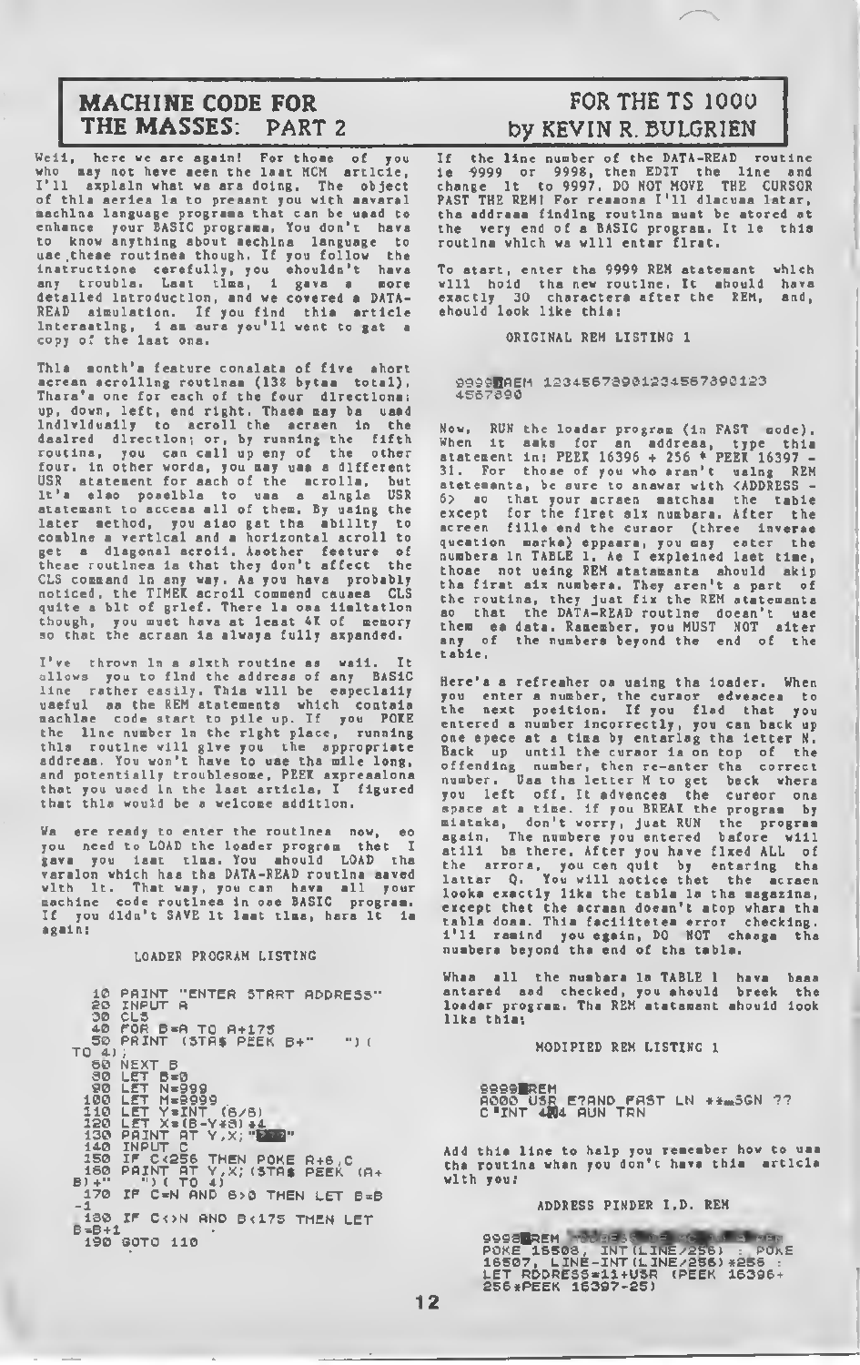# MACHINE CODE FOR THE MASSES: PART 2

## FOR THE TS 1000 by KEVIN R. BULGRIEN

Well, here we are again! For those of you who may not have seen the last MCM article, I'll explain what we are doing. The object of this series is to present you with several machine language programs that can be used to enhance your BASIC programs. You don't have to know anything about machine language to use these routines though. If you follow the instructions carefully, you shouldn't have any trouble. Last time, I gave a more detailed introduction, and we covered a DATA-READ simulation. If you find this article interesting, I am sure you'll want to get a copy of the last one.

This month's feature consists of five short screen scrolling routines (138 bytes total). There's one for each of the four directions; up, down, left, and right. These may be used individually to scroll the screen in the desired direction; or, by running the fifth routine, you can call up any of the other four. In other words, you may use a different USR statement for each of the scrolls, but it's also possible to use a single USR statement to access all of them. By using the later method, you also get the ability to combine a vertical and a horizontal scroll to get a diagonal scroll. Another feature of these routines is that they don't affect the CLS command in any way. As you have probably noticed, the TIMEX scroll command causes CLS quite a bit of grief. There is one limitation though, you must have at least 4K of memory so that the screen is always fully expanded.

I've thrown in a sixth routine as well. It allows you to find the address of any BASIC line rather easily. This will be especially useful as the REM statements which contain machine code start to pile up. If you POKE the line number in the right place, running this routine will give you the appropriate address. You won't have to use the mile long, and potentially troublesome, PEEK expressions that you used in the last article. I figured that this would be a welcome addition.

We are ready to enter the routines now, so you need to LOAD the loader program that I gave you last time. You should LOAD the version which has the DATA-READ routine saved with it. That way, you can have all your machine code routines in one BASIC program. If you didn't SAVE it last time, here it is again:

LOADER PROGRAM LISTING

```
 10 PRINT "ENTER START ADDRESS"
 20 INPUT A
 30 CLS
 40 FOR B=A TO A+175
 50 PRINT (STR$ PEEK B+"    ")(
TO 4);
 60 NEXT B
 80 LET B=0
 90 LET N=999
100 LET M=9999
110 LET Y=INT (B/8)
120 LET X=(B-Y*8)*4
130 PRINT AT Y,X;"???"
140 INPUT C
150 IF C<256 THEN POKE A+B,C
160 PRINT AT Y,X;(STR$ PEEK (A+
B)+"    ")( TO 4)
170 IF C=N AND B>0 THEN LET B=B
-1
180 IF C<>N AND B<175 THEN LET
B=B+1
190 GOTO 110
```

If the line number of the DATA-READ routine is 9999 or 9998, then EDIT the line and change it to 9997. DO NOT MOVE THE CURSOR PAST THE REM! For reasons I'll discuss later, the address finding routine must be stored at the very end of a BASIC program. It is this routine which we will enter first.

To start, enter the 9999 REM statement which will hold the new routine. It should have exactly 30 characters after the REM, and, should look like this:

ORIGINAL REM LISTING 1

```
9999 REM 123456789012345678901​23
4567890
```

Now, RUN the loader program (in FAST mode). When it asks for an address, type this statement in: PEEK 16396 + 256 * PEEK 16397 - 31. For those of you who aren't using REM statements, be sure to answer with <ADDRESS - 6> so that your screen matches the table except for the first six numbers. After the screen fills and the cursor (three inverse question marks) appears, you may enter the numbers in TABLE 1. As I explained last time, those not using REM statements should skip the first six numbers. They aren't a part of the routine, they just fix the REM statements so that the DATA-READ routine doesn't use them as data. Remember, you MUST NOT alter any of the numbers beyond the end of the table.

Here's a refresher on using the loader. When you enter a number, the cursor advances to the next position. If you find that you entered a number incorrectly, you can back up one space at a time by entering the letter N. Back up until the cursor is on top of the offending number, then re-enter the correct number. Use the letter M to get back where you left off. It advances the cursor one space at a time. If you BREAK the program by mistake, don't worry, just RUN the program again. The numbers you entered before will still be there. After you have fixed ALL of the errors, you can quit by entering the letter Q. You will notice that the screen looks exactly like the table in the magazine, except that the screen doesn't stop where the table does. This facilitates error checking. I'll remind you again, DO NOT change the numbers beyond the end of the table.

When all the numbers in TABLE 1 have been entered and checked, you should break the loader program. The REM statement should look like this:

MODIFIED REM LISTING 1

```
9999 REM
A000 USR E?AND FAST LN **▬SGN ??
C INT 4▮4 RUN TAN
```

Add this line to help you remember how to use the routine when you don't have this article with you:

ADDRESS FINDER I.D. REM

```
9998 REM ████████████████
POKE 16508, INT(LINE/256) : POKE
16507, LINE-INT(LINE/256)*256 :
LET ADDRESS=11+USR (PEEK 16396+
256*PEEK 16397-25)
```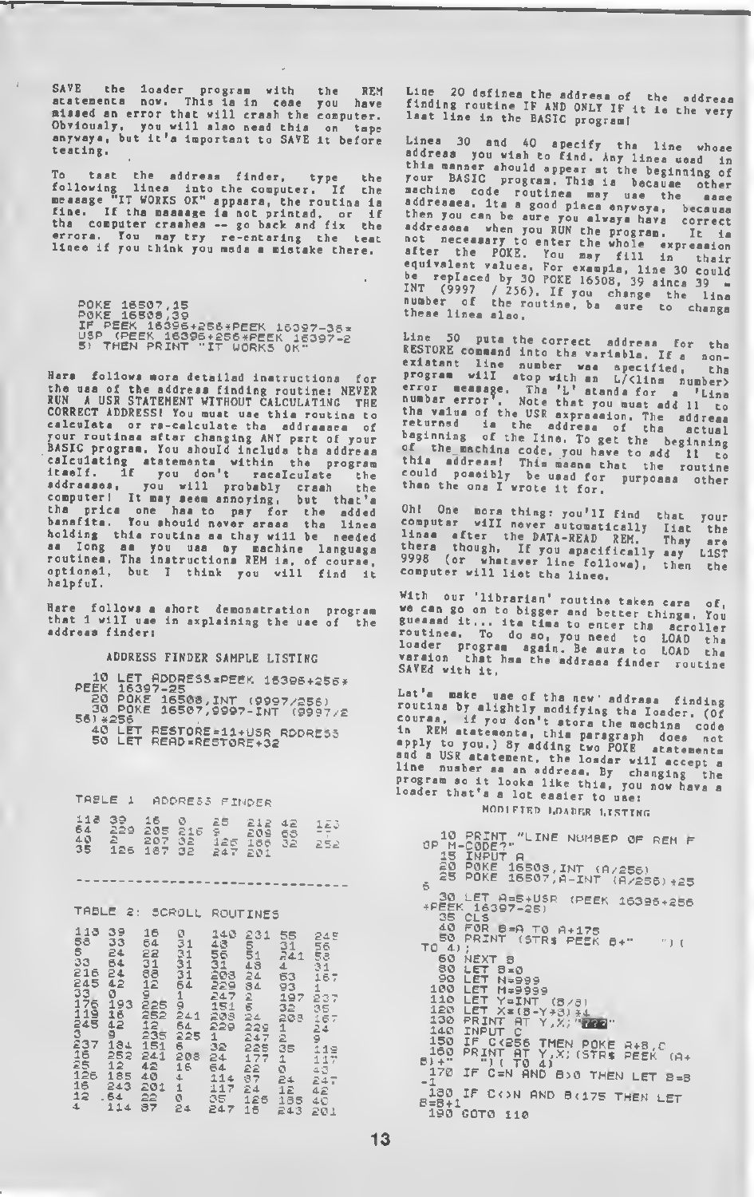SAVE the loader program with the REM statements now. This is in case you have missed an error that will crash the computer. Obviously, you will also need this on tape anyways, but it's important to SAVE it before testing.

To test the address finder, type the following lines into the computer. If the message "IT WORKS OK" appears, the routine is fine. If the message is not printed, or if the computer crashes -- go back and fix the errors. You may try re-entering the test lines if you think you made a mistake there.

```
POKE 16507,15
POKE 16508,39
IF PEEK 16396+256*PEEK 16397-35=
USR (PEEK 16396+256*PEEK 16397-2
5) THEN PRINT "IT WORKS OK"
```

Here follows more detailed instructions for the use of the address finding routine: NEVER RUN A USR STATEMENT WITHOUT CALCULATING THE CORRECT ADDRESS! You must use this routine to calculate or re-calculate the addresses of your routines after changing ANY part of your BASIC program. You should include the address calculating statements within the program itself. If you don't recalculate the addresses, you will probably crash the computer! It may seem annoying, but that's the price one has to pay for the added benefits. You should never erase the lines holding this routine as they will be needed as long as you use my machine language routines. The instructions REM is, of course, optional, but I think you will find it helpful.

Here follows a short demonstration program that I will use in explaining the use of the address finder:

### ADDRESS FINDER SAMPLE LISTING

```
  10 LET ADDRESS=PEEK 16396+256*
PEEK 16397-25
  20 POKE 16508,INT (9997/256)
  30 POKE 16507,9997-INT (9997/2
56)*256
  40 LET RESTORE=11+USR ADDRESS
  50 LET READ=RESTORE+32
```

### TABLE 1 ADDRESS FINDER

```
118 39  16  0   25  212 42  123
64  229 205 216 9   209 63  ??
40  2   207 32  125 188 32  252
35  126 187 32  247 201
```

---

### TABLE 2: SCROLL ROUTINES

```
118 39  16  0   140 231 55  248
58  33  64  31  48  5   31  56
5   24  22  31  56  51  241 58
33  64  31  31  31  48  4   31
216 24  88  31  208 24  63  167
245 42  12  64  229 84  93  1
33  0   9   1   247 2   197 237
176 193 225 9   151 6   32  35
119 16  252 241 208 24  208 167
245 42  12  64  229 229 1   24
3   9   235 225 1   247 2   9
237 184 151 6   32  225 35  119
16  252 241 208 24  177 1   117
25  12  42  16  64  22  0   43
126 185 40  4   114 87  24  247
16  243 201 1   117 24  12  42
12  64  22  0   35  126 185 40
4   114 87  24  247 16  243 201
```

Line 20 defines the address of the address finding routine IF AND ONLY IF it is the very last line in the BASIC program!

Lines 30 and 40 specify the line whose address you wish to find. Any lines used in this manner should appear at the beginning of your BASIC program. This is because other machine code routines may use the same addresses. Its a good place anyways, because then you can be sure you always have correct addresses when you RUN the program. It is not necessary to enter the whole expression after the POKE. You may fill in their equivalent values. For example, line 30 could be replaced by 30 POKE 16508, 39 since 39 = INT (9997 / 256). If you change the line number of the routine, be sure to change these lines also.

Line 50 puts the correct address for the RESTORE command into the variable. If a non-existant line number was specified, the program will stop with an L/<line number> error message. The 'L' stands for a 'Line number error'. Note that you must add 11 to the value of the USR expression. The address returned is the address of the actual beginning of the line. To get the beginning of the machine code, you have to add 11 to this address! This means that the routine could possibly be used for purposes other than the one I wrote it for.

Oh! One more thing: you'll find that your computer will never automatically list the lines after the DATA-READ REM. They are there though. If you specifically say LIST 9998 (or whatever line follows), then the computer will list the lines.

With our 'librarian' routine taken care of, we can go on to bigger and better things. You guessed it... its time to enter the scroller routines. To do so, you need to LOAD the loader program again. Be sure to LOAD the version that has the address finder routine SAVEd with it.

Let's make use of the new address finding routine by slightly modifying the loader. (Of course, if you don't store the machine code in REM statements, this paragraph does not apply to you.) By adding two POKE statements and a USR statement, the loader will accept a line number as an address. By changing the program so it looks like this, you now have a loader that's a lot easier to use:

### MODIFIED LOADER LISTING

```
  10 PRINT "LINE NUMBER OF REM F
OR M-CODE?"
  15 INPUT A
  20 POKE 16508,INT (A/256)
  25 POKE 16507,A-INT (A/256)*25
6
  30 LET A=5+USR (PEEK 16396+256
*PEEK 16397-25)
  35 CLS
  40 FOR B=A TO A+175
  50 PRINT (STR$ PEEK B+"    ")(
TO 4);
  60 NEXT B
  80 LET B=0
  90 LET N=999
 100 LET M=9999
 110 LET Y=INT (B/8)
 120 LET X=(B-Y*8)*4
 130 PRINT AT Y,X;"???"
 140 INPUT C
 150 IF C<256 THEN POKE A+B,C
 160 PRINT AT Y,X;(STR$ PEEK (A+
B)+"    ")( TO 4)
 170 IF C=N AND B>0 THEN LET B=B
-1
 180 IF C<>N AND B<175 THEN LET
B=B+1
 190 GOTO 110
```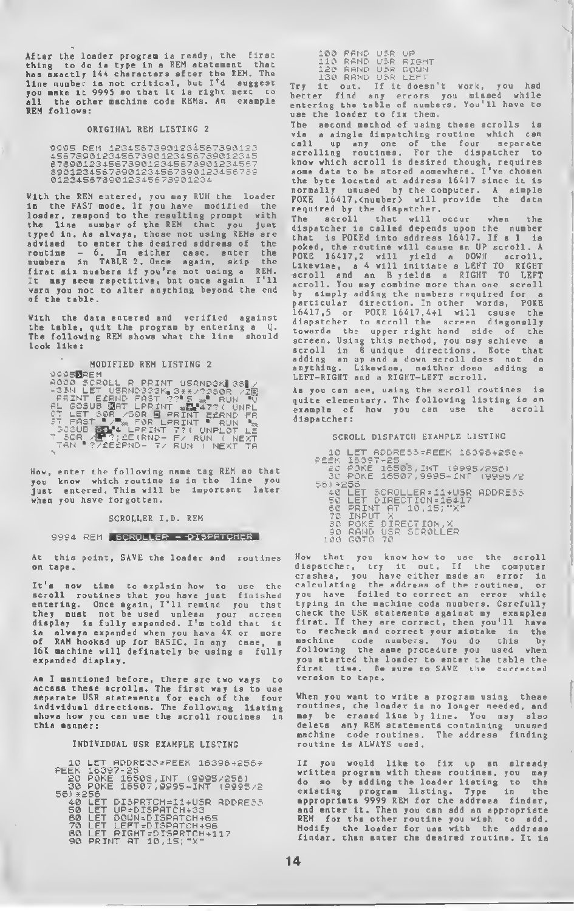After the loader program is ready, the first thing to do is type in a REM statement that has exactly 144 characters after the REM. The line number is not critical, but I'd suggest you make it 9995 so that it is right next to all the other machine code REMs. An example REM follows:

ORIGINAL REM LISTING 2

```
9995 REM 123456789012345678901234
5678901234567890123456789012345
6789012345678901234567890123456
7890123456789012345678901234567
89012345678901234567890123456789
0123456789012345678901234
```

With the REM entered, you may RUN the loader in the FAST mode. If you have modified the loader, respond to the resulting prompt with the line number of the REM that you just typed in. As always, those not using REMs are advised to enter the desired address of the routine - 6. In either case, enter the numbers in TABLE 2. Once again, skip the first six numbers if you're not using a REM. It may seem repetitive, but once again I'll warn you not to alter anything beyond the end of the table.

With the data entered and verified against the table, quit the program by entering a Q. The following REM shows what the line should look like:

MODIFIED REM LISTING 2

```
9995 REM
A000 SCROLL R PRINT USRND3K 38 /
-33N LET USRND333K 3**/?350R /
 PRINT E£RND FAST ??"5 " RUN "
AL GOSUB  AT LPRINT  47?( UNPL
OT LET 50R /50R  PRINT E£RND FR
37 FAST " / FOR LPRINT " RUN "
 30SUB  4 LPRINT ??( UNPLOT LE
T 50R / ?;£E(RND- F/ RUN ( NEXT
 TAN "?/£E£RND- 7/ RUN ( NEXT TA
N
```

Now, enter the following name tag REM so that you know which routine is in the line you just entered. This will be important later when you have forgotten.

SCROLLER I.D. REM

```
9994 REM SCROLLER - DISPATCHER
```

At this point, SAVE the loader and routines on tape.

It's now time to explain how to use the scroll routines that you have just finished entering. Once again, I'll remind you that they must not be used unless your screen display is fully expanded. I'm told that it is always expanded when you have 4K or more of RAM hooked up for BASIC. In any case, a 16K machine will definately be using a fully expanded display.

As I mentioned before, there are two ways to access these scrolls. The first way is to use separate USR statements for each of the four individual directions. The following listing shows how you can use the scroll routines in this manner:

INDIVIDUAL USR EXAMPLE LISTING

```
10 LET ADDRESS=PEEK 16396+256*
PEEK 16397-25
20 POKE 16508,INT (9995/256)
30 POKE 16507,9995-INT (9995/2
56)*256
40 LET DISPATCH=11+USR ADDRESS
50 LET UP=DISPATCH+33
60 LET DOWN=DISPATCH+65
70 LET LEFT=DISPATCH+96
80 LET RIGHT=DISPATCH+117
90 PRINT AT 10,15;"X"
100 RAND USR UP
110 RAND USR RIGHT
120 RAND USR DOWN
130 RAND USR LEFT
```

Try it out. If it doesn't work, you had better find any errors you missed while entering the table of numbers. You'll have to use the loader to fix them.

The second method of using these scrolls is via a single dispatching routine which can call up any one of the four separate scrolling routines. For the dispatcher to know which scroll is desired though, requires some data to be stored somewhere. I've chosen the byte located at address 16417 since it is normally unused by the computer. A simple POKE 16417,<number> will provide the data required by the dispatcher.

The scroll that will occur when the dispatcher is called depends upon the number that is POKEd into address 16417. If a 1 is poked, the routine will cause an UP scroll. A POKE 16417,2 will yield a DOWN scroll. Likewise, a 4 will initiate a LEFT TO RIGHT scroll and an 8 yields a RIGHT TO LEFT scroll. You may combine more than one scroll by simply adding the numbers required for a particular direction. In other words, POKE 16417,5 or POKE 16417,4+1 will cause the dispatcher to scroll the screen diagonally towards the upper right hand side of the screen. Using this method, you may achieve a scroll in 8 unique directions. Note that adding an up and a down scroll does not do anything. Likewise, neither does adding a LEFT-RIGHT and a RIGHT-LEFT scroll.

As you can see, using the scroll routines is quite elementary. The following listing is an example of how you can use the scroll dispatcher:

SCROLL DISPATCH EXAMPLE LISTING

```
10 LET ADDRESS=PEEK 16396+256*
PEEK 16397-25
20 POKE 16508,INT (9995/256)
30 POKE 16507,9995-INT (9995/2
56)*256
40 LET SCROLLER=11+USR ADDRESS
50 LET DIRECTION=16417
60 PRINT AT 10,15;"X"
70 INPUT X
80 POKE DIRECTION,X
90 RAND USR SCROLLER
100 GOTO 70
```

Now that you know how to use the scroll dispatcher, try it out. If the computer crashes, you have either made an error in calculating the address of the routines, or you have failed to correct an error while typing in the machine code numbers. Carefully check the USR statements against my examples first. If they are correct, then you'll have to recheck and correct your mistake in the machine code numbers. You do this by following the same procedure you used when you started the loader to enter the table the first time. Be sure to SAVE the corrected version to tape.

When you want to write a program using these routines, the loader is no longer needed, and may be erased line by line. You may also delete any REM statements containing unused machine code routines. The address finding routine is ALWAYS used.

If you would like to fix up an already written program with these routines, you may do so by adding the loader listing to the existing program listing. Type in the appropriate 9999 REM for the address finder, and enter it. Then you can add an appropriate REM for the other routine you wish to add. Modify the loader for use with the address finder, then enter the desired routine. It is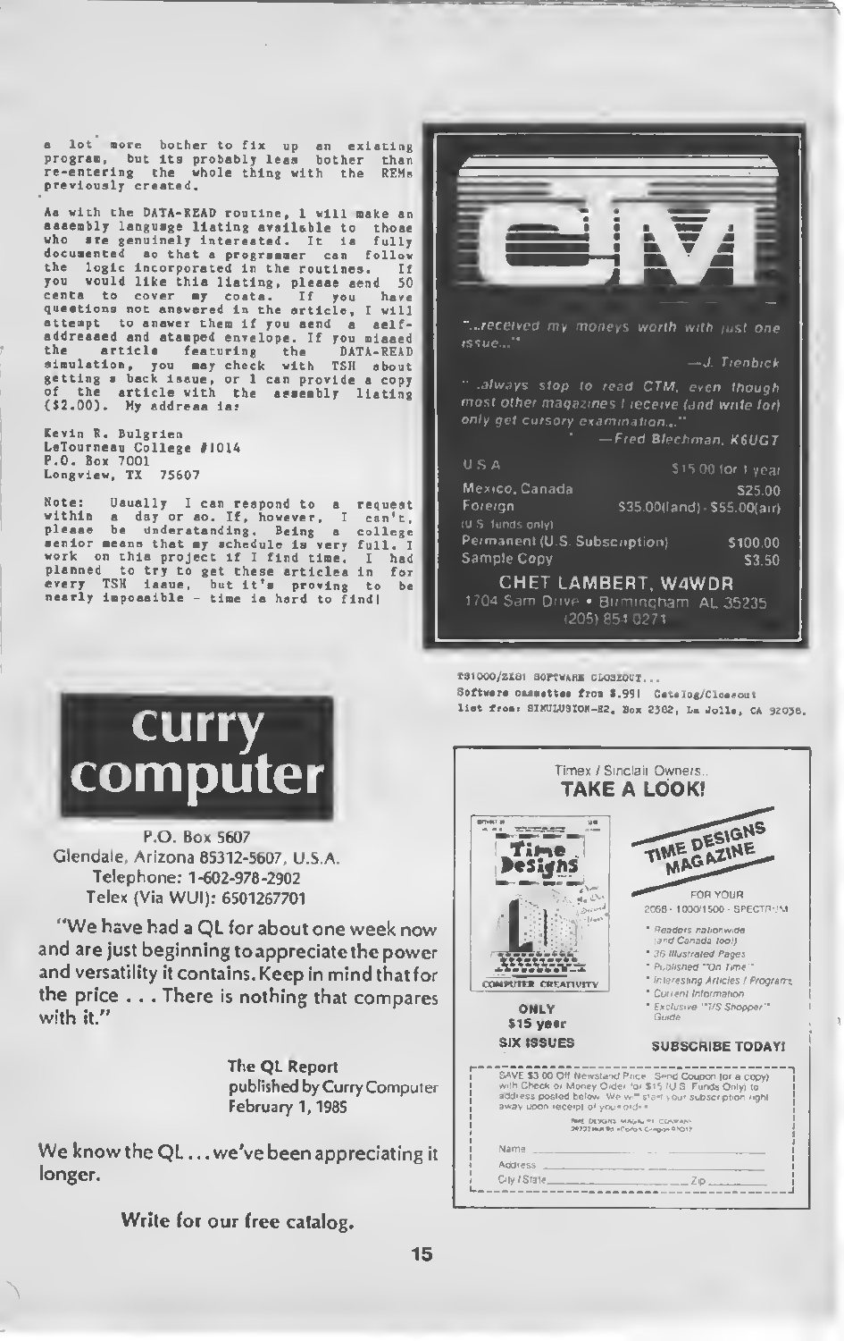a lot more bother to fix up an existing program, but its probably less bother than re-entering the whole thing with the REMs previously created.

As with the DATA-READ routine, I will make an assembly language listing available to those who are genuinely interested. It is fully documented so that a programmer can follow the logic incorporated in the routines. If you would like this listing, please send 50 cents to cover my costs. If you have questions not answered in the article, I will attempt to answer them if you send a self-addressed and stamped envelope. If you missed the article featuring the DATA-READ simulation, you may check with TSH about getting a back issue, or I can provide a copy of the article with the assembly listing ($2.00). My address is:

Kevin R. Bulgrien
LeTourneau College #1014
P.O. Box 7001
Longview, TX 75607

Note: Usually I can respond to a request within a day or so. If, however, I can't, please be understanding. Being a college senior means that my schedule is very full. I work on this project if I find time. I had planned to try to get these articles in for every TSH issue, but it's proving to be nearly impossible - time is hard to find!

# CTM

"...received my moneys worth with just one issue..."

—J. Trenbick

"...always stop to read CTM, even though most other magazines I receive (and write for) only get cursory examination..."

—Fred Blechman, K6UGT

| | |
|---|---|
| U.S.A | $15.00 for 1 year |
| Mexico, Canada | $25.00 |
| Foreign | $35.00(land) - $55.00(air) |
| (U.S. funds only) | |
| Permanent (U.S. Subscription) | $100.00 |
| Sample Copy | $3.50 |

**CHET LAMBERT, W4WDR**
1704 Sam Drive • Birmingham, AL 35235
(205) 854-0271

# curry computer

P.O. Box 5607
Glendale, Arizona 85312-5607, U.S.A.
Telephone: 1-602-978-2902
Telex (Via WUI): 6501267701

"We have had a QL for about one week now and are just beginning to appreciate the power and versatility it contains. Keep in mind that for the price . . . There is nothing that compares with it."

The QL Report
published by Curry Computer
February 1, 1985

We know the QL . . . we've been appreciating it longer.

**Write for our free catalog.**

TS1000/ZX81 SOFTWARE CLOSEOUT...
Software cassettes from $.99! Catalog/Closeout list from: SIMULUSION-E2, Box 2382, La Jolla, CA 92038.

Timex / Sinclair Owners...
**TAKE A LOOK!**

**TIME DESIGNS MAGAZINE**

FOR YOUR 2068 - 1000/1500 - SPECTRUM

- Readers nationwide (and Canada too!)
- 36 Illustrated Pages
- Published "On Time"
- Interesting Articles / Programs
- Current Information
- Exclusive "T/S Shopper" Guide

**ONLY $15 year**
**SIX ISSUES**

**SUBSCRIBE TODAY!**

SAVE $3.00 Off Newsstand Price. Send Coupon (or a copy) with Check or Money Order for $15 (U.S. Funds Only) to address posted below. We will start your subscription right away upon receipt of your order.

TIME DESIGNS MAGAZINE COMPANY
29722 Hult Rd. • Colton, Oregon 97017

Name ____________________
Address ____________________
City / State ____________________ Zip ________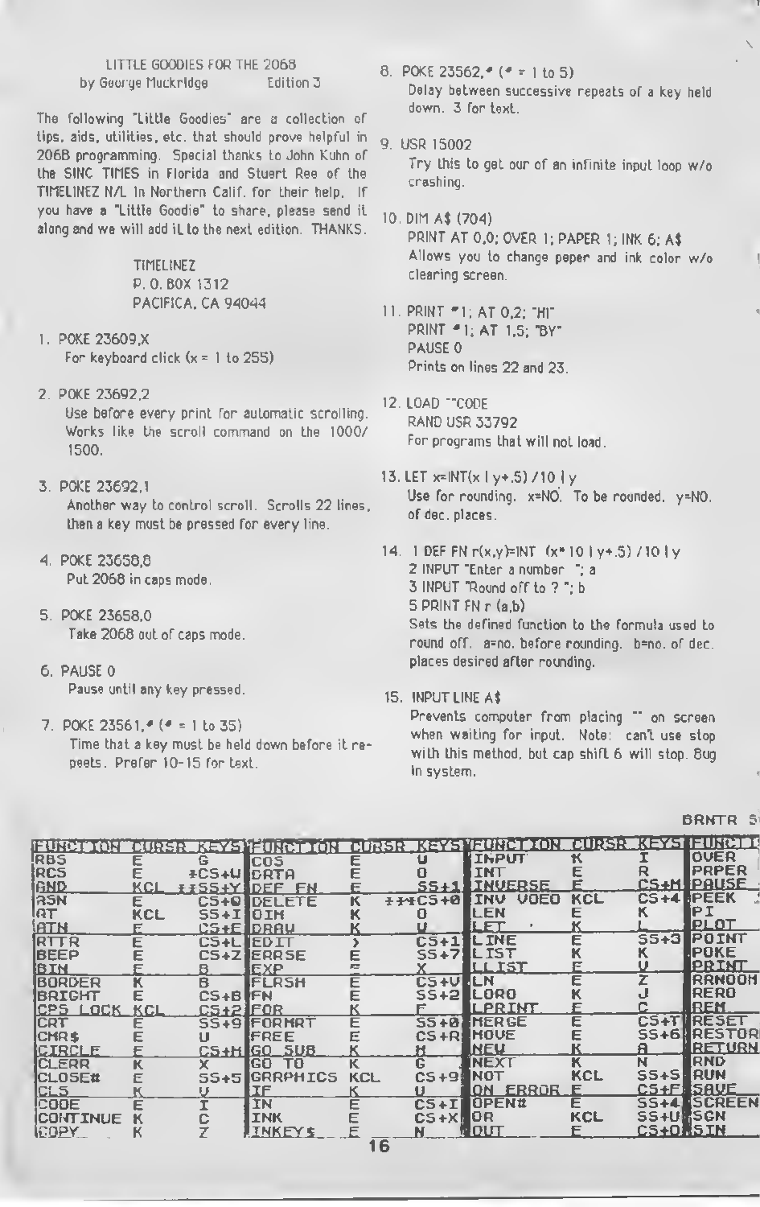LITTLE GOODIES FOR THE 2068
by George Muckridge Edition 3

The following "Little Goodies" are a collection of tips, aids, utilities, etc. that should prove helpful in 2068 programming. Special thanks to John Kuhn of the SINC TIMES in Florida and Stuart Ree of the TIMELINEZ N/L in Northern Calif. for their help. If you have a "Little Goodie" to share, please send it along and we will add it to the next edition. THANKS.

TIMELINEZ
P. O. BOX 1312
PACIFICA, CA 94044

1. POKE 23609,X
   For keyboard click (x = 1 to 255)

2. POKE 23692,2
   Use before every print for automatic scrolling. Works like the scroll command on the 1000/1500.

3. POKE 23692,1
   Another way to control scroll. Scrolls 22 lines, then a key must be pressed for every line.

4. POKE 23658,8
   Put 2068 in caps mode.

5. POKE 23658,0
   Take 2068 out of caps mode.

6. PAUSE 0
   Pause until any key pressed.

7. POKE 23561,# (# = 1 to 35)
   Time that a key must be held down before it repeats. Prefer 10-15 for text.

8. POKE 23562,# (# = 1 to 5)
   Delay between successive repeats of a key held down. 3 for text.

9. USR 15002
   Try this to get our of an infinite input loop w/o crashing.

10. DIM A$ (704)
    PRINT AT 0,0; OVER 1; PAPER 1; INK 6; A$
    Allows you to change paper and ink color w/o clearing screen.

11. PRINT #1; AT 0,2; "HI"
    PRINT #1; AT 1,5; "BY"
    PAUSE 0
    Prints on lines 22 and 23.

12. LOAD ""CODE
    RAND USR 33792
    For programs that will not load.

13. LET x=INT(x ↑ y+.5) /10 ↑ y
    Use for rounding. x=NO. To be rounded. y=NO. of dec. places.

14. 1 DEF FN r(x,y)=INT (x* 10 ↑ y+.5) /10 ↑ y
    2 INPUT "Enter a number "; a
    3 INPUT "Round off to ? "; b
    5 PRINT FN r (a,b)
    Sets the defined function to the formula used to round off. a=no. before rounding. b=no. of dec. places desired after rounding.

15. INPUT LINE A$
    Prevents computer from placing "" on screen when waiting for input. Note: can't use stop with this method, but cap shift 6 will stop. Bug in system.

| FUNCTION | CURSR | KEYS | FUNCTION | CURSR | KEYS | FUNCTION | CURSR | KEYS | FUNCTI… |
|---|---|---|---|---|---|---|---|---|---|
| ABS | E | G | COS | E | W | INPUT | K | I | OVER |
| ACS | E | *CS+W | DATA | E | D | INT | E | R | PAPER |
| AND | KCL | **SS+Y | DEF FN | E | SS+1 | INVERSE | E | CS+M | PAUSE |
| ASN | E | CS+Q | DELETE | K | ***CS+0 | INV VDEO | KCL | CS+4 | PEEK |
| AT | KCL | SS+I | DIM | K | D | LEN | E | K | PI |
| ATN | E | CS+E | DRAW | K | W | LET | K | L | PLOT |
| ATTR | E | CS+L | EDIT | > | CS+1 | LINE | E | SS+3 | POINT |
| BEEP | E | CS+Z | ERASE | E | SS+7 | LIST | K | K | POKE |
| BIN | E | B | EXP | E | X | LLIST | E | V | PRINT |
| BORDER | K | B | FLASH | E | CS+V | LN | E | Z | RANDOM |
| BRIGHT | E | CS+B | FN | E | SS+2 | LOAD | K | J | READ |
| CPS LOCK | KCL | CS+2 | FOR | K | F | LPRINT | E | C | REM |
| CAT | E | SS+9 | FORMAT | E | SS+0 | MERGE | E | CS+T | RESET |
| CHR$ | E | U | FREE | E | CS+R | MOVE | E | SS+6 | RESTOR… |
| CIRCLE | E | CS+H | GO SUB | K | H | NEW | K | A | RETURN |
| CLEAR | K | X | GO TO | K | G | NEXT | K | N | RND |
| CLOSE# | E | SS+5 | GRAPHICS | KCL | CS+9 | NOT | KCL | SS+S | RUN |
| CLS | K | V | IF | K | U | ON ERROR | E | CS+F | SAVE |
| CODE | E | I | IN | E | CS+I | OPEN# | E | SS+4 | SCREEN… |
| CONTINUE | K | C | INK | E | CS+X | OR | KCL | SS+U | SGN |
| COPY | K | Z | INKEY$ | E | N | OUT | E | CS+O | SIN |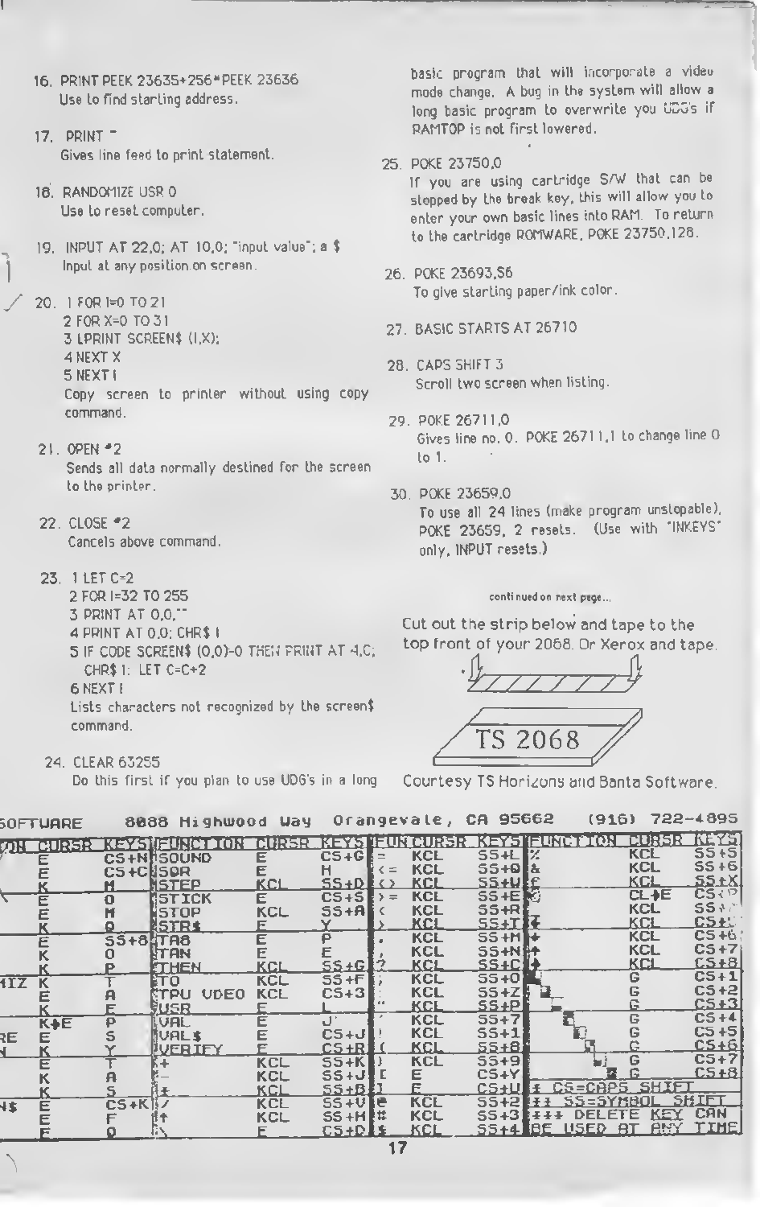16. PRINT PEEK 23635+256*PEEK 23636
    Use to find starting address.

17. PRINT "
    Gives line feed to print statement.

18. RANDOMIZE USR 0
    Use to reset computer.

19. INPUT AT 22,0; AT 10,0; "input value"; a $
    Input at any position on screen.

20.
```
1 FOR I=0 TO 21
2 FOR X=0 TO 31
3 LPRINT SCREEN$ (I,X);
4 NEXT X
5 NEXT I
```
    Copy screen to printer without using copy command.

21. OPEN #2
    Sends all data normally destined for the screen to the printer.

22. CLOSE #2
    Cancels above command.

23.
```
1 LET C=2
2 FOR I=32 TO 255
3 PRINT AT 0,0,""
4 PRINT AT 0,0; CHR$ I
5 IF CODE SCREEN$ (0,0)=0 THEN PRINT AT 4,C; CHR$ I: LET C=C+2
6 NEXT I
```
    Lists characters not recognized by the screen$ command.

24. CLEAR 63255
    Do this first if you plan to use UDG's in a long basic program that will incorporate a video mode change. A bug in the system will allow a long basic program to overwrite you UDG's if RAMTOP is not first lowered.

25. POKE 23750,0
    If you are using cartridge S/W that can be stopped by the break key, this will allow you to enter your own basic lines into RAM. To return to the cartridge ROMWARE, POKE 23750,128.

26. POKE 23693,56
    To give starting paper/ink color.

27. BASIC STARTS AT 26710

28. CAPS SHIFT 3
    Scroll two screen when listing.

29. POKE 26711,0
    Gives line no. 0. POKE 26711,1 to change line 0 to 1.

30. POKE 23659,0
    To use all 24 lines (make program unstopable), POKE 23659, 2 resets. (Use with "INKEY$" only, INPUT resets.)

continued on next page...

Cut out the strip below and tape to the top front of your 2068. Or Xerox and tape.

TS 2068

Courtesy TS Horizons and Banta Software.

SOFTWARE 8888 Highwood Way Orangevale, CA 95662 (916) 722-4895

| ...ON | CURSR | KEYS | FUNCTION | CURSR | KEYS | FUN | CURSR | KEYS | FUNCTION | CURSR | KEYS |
|---|---|---|---|---|---|---|---|---|---|---|---|
| | E | CS+N | SOUND | E | CS+G | = | KCL | SS+L | % | KCL | SS+5 |
| | E | CS+C | SQR | E | H | <= | KCL | SS+Q | & | KCL | SS+6 |
| | K | M | STEP | KCL | SS+D | <> | KCL | SS+W | £ | KCL | SS+X |
| | E | O | STICK | E | CS+S | >= | KCL | SS+E | © | CL+E | CS+P |
| | E | M | STOP | KCL | SS+A | < | KCL | SS+R | | KCL | SS+ |
| | K | Q | STR$ | E | Y | > | KCL | SS+T | | KCL | CS+ |
| | E | SS+8 | TAB | E | P | . | KCL | SS+M | ← | KCL | CS+6 |
| | K | O | TAN | E | E | , | KCL | SS+N | ↑ | KCL | CS+7 |
| | K | P | THEN | KCL | SS+G | ? | KCL | SS+C | → | KCL | CS+8 |
| ...IZ | K | T | TO | KCL | SS+F | ; | KCL | SS+O | | G | CS+1 |
| | E | A | TRU VIDEO | KCL | CS+3 | : | KCL | SS+Z | | G | CS+2 |
| | K | E | USR | E | L | " | KCL | SS+P | | G | CS+3 |
| | K+E | P | VAL | E | J | ' | KCL | SS+7 | | G | CS+4 |
| ...RE | E | S | VAL$ | E | CS+J | ) | KCL | SS+1 | | G | CS+5 |
| ...N | K | Y | VERIFY | E | CS+R | ( | KCL | SS+8 | | G | CS+6 |
| | E | T | + | KCL | SS+K | ) | KCL | SS+9 | | G | CS+7 |
| | K | A | − | KCL | SS+J | [ | E | CS+Y | | G | CS+8 |
| | K | S | * | KCL | SS+B | ] | E | CS+U | * CS=CAPS SHIFT | | |
| ...N$ | E | CS+K | / | KCL | SS+V | @ | KCL | SS+2 | ** SS=SYMBOL SHIFT | | |
| | E | F | ↑ | KCL | SS+H | # | KCL | SS+3 | *** DELETE KEY CAN | | |
| | E | Q | \ | E | CS+D | $ | KCL | SS+4 | BE USED AT ANY TIME | | |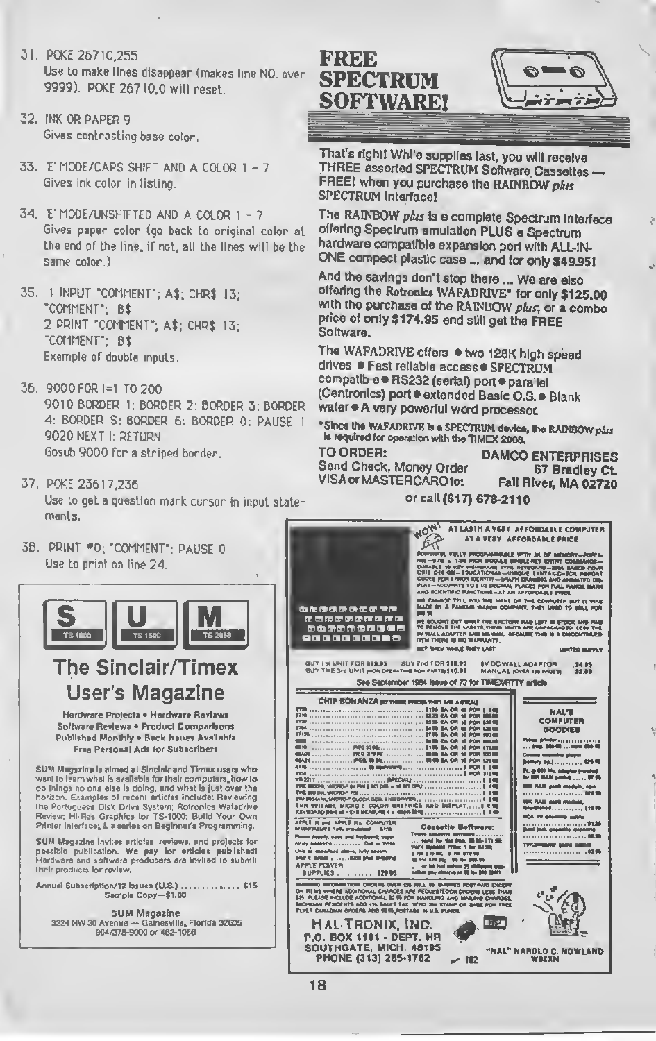31. POKE 26710,255
    Use to make lines disappear (makes line NO. over 9999). POKE 26710,0 will reset.

32. INK OR PAPER 9
    Gives contrasting base color.

33. 'E' MODE/CAPS SHIFT AND A COLOR 1 - 7
    Gives ink color in listing.

34. 'E' MODE/UNSHIFTED AND A COLOR 1 - 7
    Gives paper color (go back to original color at the end of the line. if not, all the lines will be the same color.)

35. 
```
1 INPUT "COMMENT"; A$; CHR$ 13; "COMMENT"; B$
2 PRINT "COMMENT"; A$; CHR$ 13; "COMMENT"; B$
```
    Example of double inputs.

36. 
```
9000 FOR I=1 TO 200
9010 BORDER 1: BORDER 2: BORDER 3: BORDER 4: BORDER 5: BORDER 6: BORDER 0: PAUSE 1
9020 NEXT I: RETURN
```
    Gosub 9000 for a striped border.

37. POKE 23617,236
    Use to get a question mark cursor in input statements.

38. PRINT #0; "COMMENT": PAUSE 0
    Use to print on line 24.

---

**S** TS 1000 **U** TS 1500 **M** TS 2068

## The Sinclair/Timex User's Magazine

Hardware Projects • Hardware Reviews • Software Reviews • Product Comparisons • Published Monthly • Back Issues Available • Free Personal Ads for Subscribers

SUM Magazine is aimed at Sinclair and Timex users who want to learn what is available for their computers, how to do things no one else is doing, and what is just over the horizon. Examples of recent articles include: Reviewing the Portuguese Disk Drive System; Rotronics Wafadrive Review; Hi-Res Graphics for TS-1000; Build Your Own Printer Interface; & a series on Beginner's Programming.

SUM Magazine invites articles, reviews, and projects for possible publication. We pay for articles published! Hardware and software producers are invited to submit their products for review.

Annual Subscription/12 Issues (U.S.) .............. $15
Sample Copy—$1.00

SUM Magazine
3224 NW 30 Avenue — Gainesville, Florida 32605
904/378-9000 or 462-1086

---

# FREE SPECTRUM SOFTWARE!

That's right! While supplies last, you will receive THREE assorted SPECTRUM Software Cassettes — FREE! when you purchase the RAINBOW *plus* SPECTRUM Interface!

The RAINBOW *plus* is a complete Spectrum Interface offering Spectrum emulation PLUS a Spectrum hardware compatible expansion port with ALL-IN-ONE compact plastic case ... and for only $49.95!

And the savings don't stop there ... We are also offering the Rotronics WAFADRIVE* for only $125.00 with the purchase of the RAINBOW *plus*; or a combo price of only $174.95 and still get the FREE Software.

The WAFADRIVE offers • two 128K high speed drives • Fast reliable access • SPECTRUM compatible • RS232 (serial) port • parallel (Centronics) port • extended Basic O.S. • Blank wafer • A very powerful word processor.

*Since the WAFADRIVE is a SPECTRUM device, the RAINBOW *plus* is required for operation with the TIMEX 2068.

**TO ORDER:**
Send Check, Money Order VISA or MASTERCARD to:

**DAMCO ENTERPRISES**
**67 Bradley Ct.**
**Fall River, MA 02720**

**or call (617) 678-2110**

---

WOW! AT LAST!! A VERY AFFORDABLE COMPUTER AT A VERY AFFORDABLE PRICE

POWERFUL FULLY PROGRAMMABLE WITH 2K OF MEMORY—PORTABLE—9 3/4 x 1 3/4 INCH MODULE SINGLE KEY ENTRY COMMANDS—DURABLE 40 KEY MEMBRANE TYPE KEYBOARD—Z80A BASED FOUR CHIP DESIGN—EDUCATIONAL—UNIQUE SYNTAX-CHECK REPORT CODES FOR ERROR IDENTITY—GRAPH DRAWING AND ANIMATED DISPLAY—ACCURATE TO 9 1/2 DECIMAL PLACES FOR FULL RANGE MATH AND SCIENTIFIC FUNCTIONS—AT AN AFFORDABLE PRICE.

WE CANNOT TELL YOU THE MAKE OF THE COMPUTER BUT IT WAS MADE BY A FAMOUS WAGON COMPANY. THEY USED TO SELL FOR $99.95

WE BOUGHT OUT WHAT THE FACTORY HAD LEFT IN STOCK AND HAD TO REMOVE THE LABELS. THESE UNITS ARE UNPACKAGED, LESS THE 9V WALL ADAPTER AND MANUAL. BECAUSE THIS IS A DISCONTINUED ITEM THERE IS NO WARRANTY.

GET THEM WHILE THEY LAST — LIMITED SUPPLY

BUY 1st UNIT FOR $19.95 BUY 2nd FOR $19.95 — 9V DC WALL ADAPTOR .... $4.95
BUY THE 3rd UNIT (NON OPERATING FOR PARTS) $10.00 — MANUAL (OVER 150 PAGES) .... $3.95

See September 1984 issue of 73 for TIMEX/RTTY article

CHIP BONANZA

APPLE POWER SUPPLIES ........ $29.95

Cassette Software

HAL'S COMPUTER GOODIES

HAL-TRONIX, INC.
P.O. BOX 1101 - DEPT. HR
SOUTHGATE, MICH. 48195
PHONE (313) 285-1782

"HAL" HAROLD C. NOWLAND W8ZXH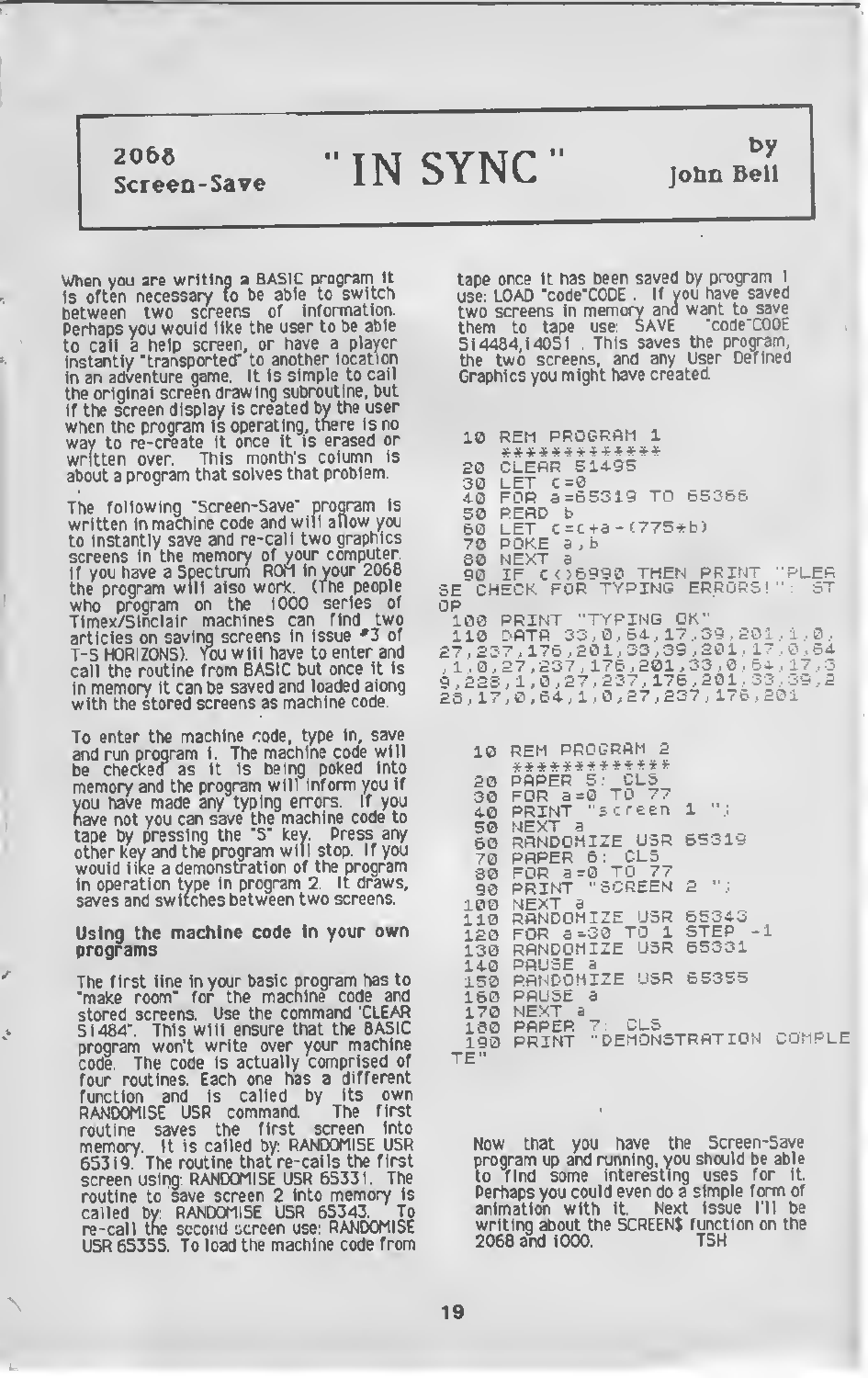# "IN SYNC"

**2068 Screen-Save**

**by John Bell**

When you are writing a BASIC program it is often necessary to be able to switch between two screens of information. Perhaps you would like the user to be able to call a help screen, or have a player instantly "transported" to another location in an adventure game. It is simple to call the original screen drawing subroutine, but if the screen display is created by the user when the program is operating, there is no way to re-create it once it is erased or written over. This month's column is about a program that solves that problem.

The following "Screen-Save" program is written in machine code and will allow you to instantly save and re-call two graphics screens in the memory of your computer. If you have a Spectrum ROM in your 2068 the program will also work. (The people who program on the 1000 series of Timex/Sinclair machines can find two articles on saving screens in issue #3 of T-S HORIZONS). You will have to enter and call the routine from BASIC but once it is in memory it can be saved and loaded along with the stored screens as machine code.

To enter the machine code, type in, save and run program 1. The machine code will be checked as it is being poked into memory and the program will inform you if you have made any typing errors. If you have not you can save the machine code to tape by pressing the "S" key. Press any other key and the program will stop. If you would like a demonstration of the program in operation type in program 2. It draws, saves and switches between two screens.

### Using the machine code in your own programs

The first line in your basic program has to "make room" for the machine code and stored screens. Use the command "CLEAR 51484". This will ensure that the BASIC program won't write over your machine code. The code is actually comprised of four routines. Each one has a different function and is called by its own RANDOMISE USR command. The first routine saves the first screen into memory. It is called by: RANDOMISE USR 65319. The routine that re-calls the first screen using: RANDOMISE USR 65331. The routine to save screen 2 into memory is called by: RANDOMISE USR 65343. To re-call the second screen use: RANDOMISE USR 65355. To load the machine code from tape once it has been saved by program 1 use: LOAD "code"CODE . If you have saved two screens in memory and want to save them to tape use: SAVE "code"CODE 51484,14051 . This saves the program, the two screens, and any User Defined Graphics you might have created.

```
  10 REM PROGRAM 1
     *************
  20 CLEAR 51495
  30 LET c=0
  40 FOR a=65319 TO 65366
  50 READ b
  60 LET c=c+a-(775*b)
  70 POKE a,b
  80 NEXT a
  90 IF c<>6990 THEN PRINT "PLEA
SE CHECK FOR TYPING ERRORS!": ST
OP
 100 PRINT "TYPING OK"
 110 DATA 33,0,64,17,39,201,1,0,
27,237,176,201,33,39,201,17,0,64
,1,0,27,237,176,201,33,0,64,17,5
9,228,1,0,27,237,176,201,33,39,2
28,17,0,64,1,0,27,237,176,201
```

```
  10 REM PROGRAM 2
     *************
  20 PAPER 5: CLS
  30 FOR a=0 TO 77
  40 PRINT "screen 1 ";
  50 NEXT a
  60 RANDOMIZE USR 65319
  70 PAPER 6: CLS
  80 FOR a=0 TO 77
  90 PRINT "SCREEN 2 ";
 100 NEXT a
 110 RANDOMIZE USR 65343
 120 FOR a=30 TO 1 STEP -1
 130 RANDOMIZE USR 65331
 140 PAUSE a
 150 RANDOMIZE USR 65355
 160 PAUSE a
 170 NEXT a
 180 PAPER 7: CLS
 190 PRINT "DEMONSTRATION COMPLE
TE"
```

Now that you have the Screen-Save program up and running, you should be able to find some interesting uses for it. Perhaps you could even do a simple form of animation with it. Next issue I'll be writing about the SCREEN$ function on the 2068 and 1000. TSH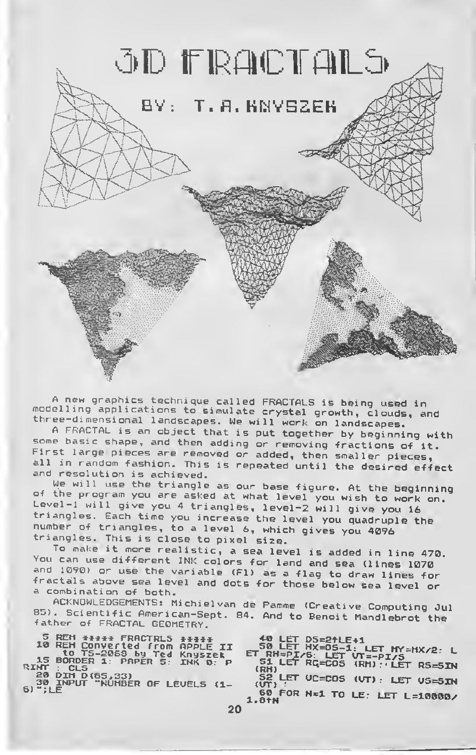# 3D FRACTALS

## BY: T.A.KNYSZEK

A new graphics technique called FRACTALS is being used in modelling applications to simulate crystal growth, clouds, and three-dimensional landscapes. We will work on landscapes.

A FRACTAL is an object that is put together by beginning with some basic shape, and then adding or removing fractions of it. First large pieces are removed or added, then smaller pieces, all in random fashion. This is repeated until the desired effect and resolution is achieved.

We will use the triangle as our base figure. At the beginning of the program you are asked at what level you wish to work on. Level-1 will give you 4 triangles, level-2 will give you 16 triangles. Each time you increase the level you quadruple the number of triangles, to a level 6, which gives you 4096 triangles. This is close to pixel size.

To make it more realistic, a sea level is added in line 470. You can use different INK colors for land and sea (lines 1070 and 1090) or use the variable (F1) as a flag to draw lines for fractals above sea level and dots for those below sea level or a combination of both.

ACKNOWLEDGEMENTS: Michielvan de Pamme (Creative Computing Jul 85). Scientific American-Sept. 84. And to Benoit Mandlebrot the father of FRACTAL GEOMETRY.

```
  5 REM ***** FRACTALS *****
 10 REM Converted from APPLE II
    to TS-2068 by Ted Knyszek
 15 BORDER 1: PAPER 5: INK 0: P
RINT : CLS
 20 DIM D(65,33)
 30 INPUT "NUMBER OF LEVELS (1-
6)";LE
 40 LET DS=2↑LE+1
 50 LET HX=DS-1: LET MY=HX/2: L
ET RH=PI/6: LET VT=-PI/5
 51 LET RC=COS (RH): LET RS=SIN
(RH)
 52 LET VC=COS (VT): LET VS=SIN
(VT)
 60 FOR N=1 TO LE: LET L=10000/
1.8↑N
```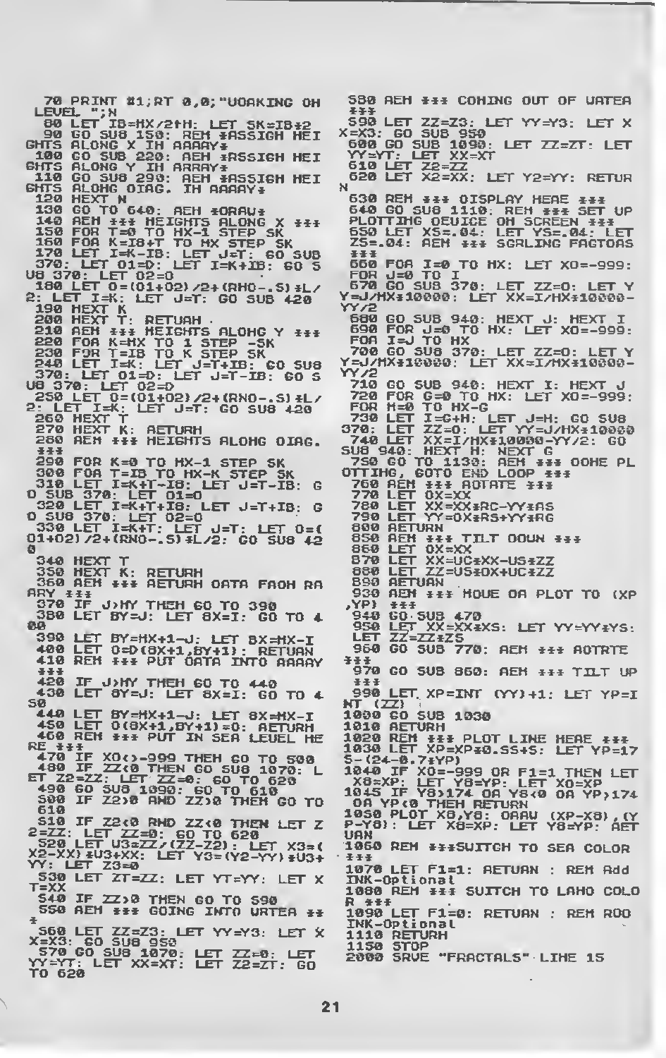```
70 PRINT #1;AT 0,0;"WORKING ON LEVEL ";N
80 LET IB=HX/2↑N: LET SK=IB*2
90 GO SUB 150: REM *ASSIGN HEIGHTS ALONG X IN ARRAY*
100 GO SUB 220: REM *ASSIGN HEIGHTS ALONG Y IN ARRAY*
110 GO SUB 290: REM *ASSIGN HEIGHTS ALONG DIAG. IN ARRAY*
120 NEXT N
130 GO TO 640: REM *DRAW*
140 REM *** HEIGHTS ALONG X ***
150 FOR T=0 TO HX-1 STEP SK
160 FOR K=IB+T TO HX STEP SK
170 LET I=K-IB: LET J=T: GO SUB 370: LET O1=D: LET I=K+IB: GO SUB 370: LET O2=D
180 LET O=(O1+O2)/2+(RND-.5)*L/2: LET I=K: LET J=T: GO SUB 420
190 NEXT K
200 NEXT T: RETURN
210 REM *** HEIGHTS ALONG Y ***
220 FOR K=HX TO 1 STEP -SK
230 FOR T=IB TO K STEP SK
240 LET I=K: LET J=T+IB: GO SUB 370: LET O1=D: LET J=T-IB: GO SUB 370: LET O2=D
250 LET O=(O1+O2)/2+(RND-.5)*L/2: LET I=K: LET J=T: GO SUB 420
260 NEXT T
270 NEXT K: RETURN
280 REM *** HEIGHTS ALONG DIAG. ***
290 FOR K=0 TO HX-1 STEP SK
300 FOR T=IB TO HX-K STEP SK
310 LET I=K+T-IB: LET J=T-IB: GO SUB 370: LET O1=D
320 LET I=K+T+IB: LET J=T+IB: GO SUB 370: LET O2=D
330 LET I=K+T: LET J=T: LET O=(O1+O2)/2+(RND-.5)*L/2: GO SUB 420
340 NEXT T
350 NEXT K: RETURN
360 REM *** RETURN DATA FROM ARRAY ***
370 IF J>HY THEN GO TO 390
380 LET BY=J: LET BX=I: GO TO 400
390 LET BY=HX+1-J: LET BX=HX-I
400 LET D=D(BX+1,BY+1): RETURN
410 REM *** PUT DATA INTO ARRAY ***
420 IF J>HY THEN GO TO 440
430 LET BY=J: LET BX=I: GO TO 450
440 LET BY=HX+1-J: LET BX=HX-I
450 LET D(BX+1,BY+1)=O: RETURN
460 REM *** PUT IN SEA LEVEL HERE ***
470 IF XO<>-999 THEN GO TO 500
480 IF ZZ<0 THEN GO SUB 1070: LET Z2=ZZ: LET ZZ=0: GO TO 620
490 GO SUB 1090: GO TO 610
500 IF Z2>0 AND ZZ>0 THEN GO TO 610
510 IF Z2<0 AND ZZ<0 THEN LET Z2=ZZ: LET ZZ=0: GO TO 620
520 LET U3=ZZ/(ZZ-Z2): LET X3=(X2-XX)*U3+XX: LET Y3=(Y2-YY)*U3+YY: LET Z3=0
530 LET ZT=ZZ: LET YT=YY: LET XT=XX
540 IF ZZ>0 THEN GO TO 590
550 REM *** GOING INTO WATER ***
560 LET ZZ=Z3: LET YY=Y3: LET XX=X3: GO SUB 950
570 GO SUB 1070: LET ZZ=0: LET YY=YT: LET XX=XT: LET Z2=ZT: GO TO 620
580 REM *** COMING OUT OF WATER ***
590 LET ZZ=Z3: LET YY=Y3: LET XX=X3: GO SUB 950
600 GO SUB 1090: LET ZZ=ZT: LET YY=YT: LET XX=XT
610 LET Z2=ZZ
620 LET X2=XX: LET Y2=YY: RETURN
630 REM *** DISPLAY HERE ***
640 GO SUB 1110: REM *** SET UP PLOTTING DEVICE ON SCREEN ***
650 LET XS=.04: LET YS=.04: LET ZS=.04: REM *** SCALING FACTORS ***
660 FOR I=0 TO HX: LET XO=-999: FOR J=0 TO I
670 GO SUB 370: LET ZZ=O: LET YY=J/HX*10000: LET XX=I/HX*10000-YY/2
680 GO SUB 940: NEXT J: NEXT I
690 FOR J=0 TO HX: LET XO=-999: FOR I=J TO HX
700 GO SUB 370: LET ZZ=O: LET YY=J/HX*10000: LET XX=I/HX*10000-YY/2
710 GO SUB 940: NEXT I: NEXT J
720 FOR G=0 TO HX: LET XO=-999: FOR H=0 TO HX-G
730 LET I=G+H: LET J=H: GO SUB 370: LET ZZ=O: LET YY=J/HX*10000
740 LET XX=I/HX*10000-YY/2: GO SUB 940: NEXT H: NEXT G
750 GO TO 1130: REM *** DONE PLOTTING, GOTO END LOOP ***
760 REM *** ROTATE ***
770 LET OX=XX
780 LET XX=XX*RC-YY*RS
790 LET YY=OX*RS+YY*RC
800 RETURN
850 REM *** TILT DOWN ***
860 LET OX=XX
870 LET XX=UC*XX-US*ZZ
880 LET ZZ=US*OX+UC*ZZ
890 RETURN
930 REM *** MOVE OR PLOT TO (XP,YP) ***
940 GO SUB 470
950 LET XX=XX*XS: LET YY=YY*YS: LET ZZ=ZZ*ZS
960 GO SUB 770: REM *** ROTATE ***
970 GO SUB 860: REM *** TILT UP ***
990 LET XP=INT (YY)+1: LET YP=INT (ZZ)
1000 GO SUB 1030
1010 RETURN
1020 REM *** PLOT LINE HERE ***
1030 LET XP=XP*0.55+S: LET YP=175-(24-0.7*YP)
1040 IF XO=-999 OR F1=1 THEN LET X8=XP: LET Y8=YP: LET XO=XP
1045 IF Y8>174 OR Y8<0 OR YP>174 OR YP<0 THEN RETURN
1050 PLOT X8,Y8: DRAW (XP-X8),(YP-Y8): LET X8=XP: LET Y8=YP: RETURN
1060 REM ***SWITCH TO SEA COLOR ***
1070 LET F1=1: RETURN : REM Add INK-Optional
1080 REM *** SWITCH TO LAND COLOR ***
1090 LET F1=0: RETURN : REM Add INK-Optional
1110 RETURN
1150 STOP
2000 SAVE "FRACTALS" LINE 15
```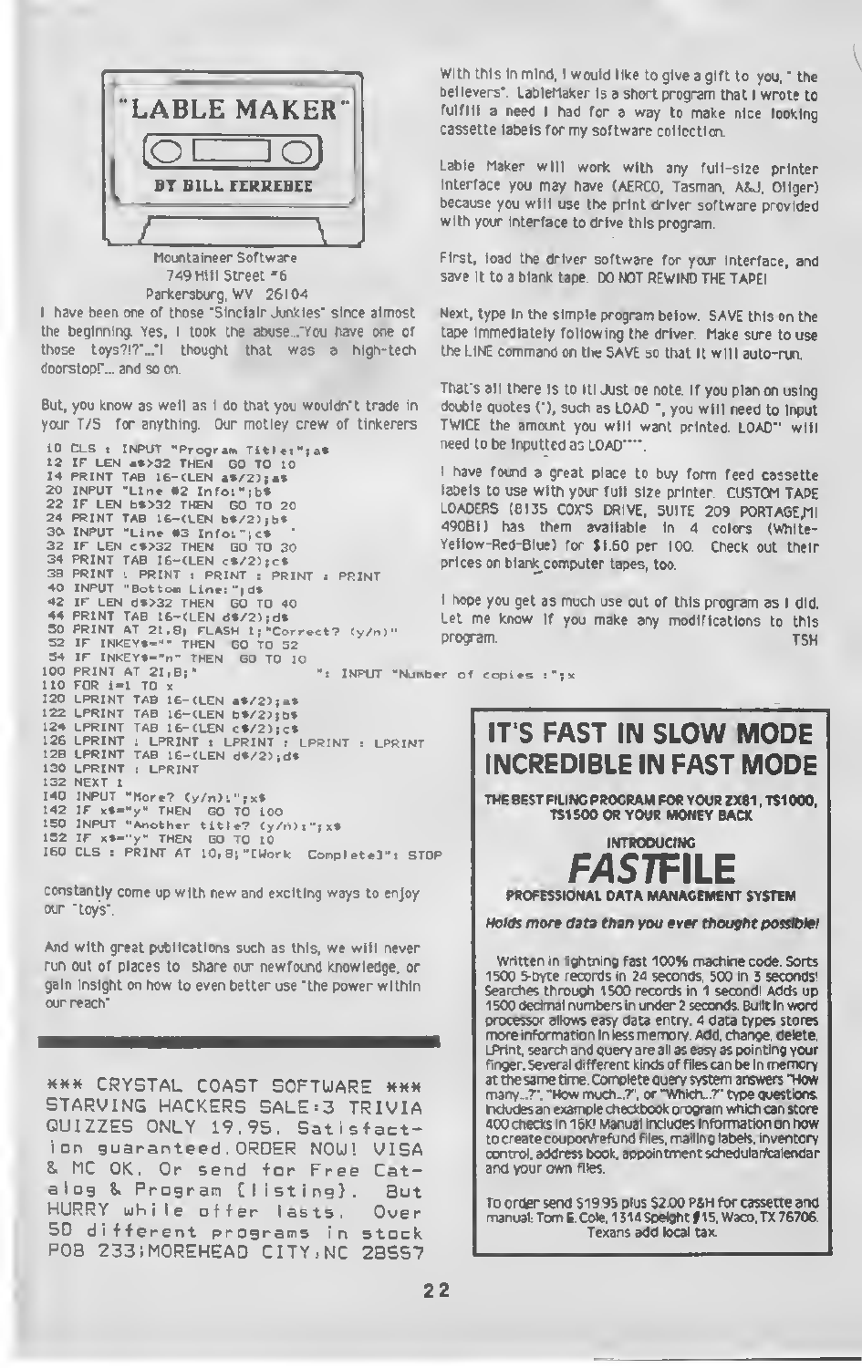# "LABLE MAKER"

**BY BILL FERREBEE**

Mountaineer Software
749 Hill Street #6
Parkersburg, WV 26104

I have been one of those "Sinclair Junkies" since almost the beginning. Yes, I took the abuse..."You have one of those toys?!?"..."I thought that was a high-tech doorstop!"... and so on.

But, you know as well as I do that you wouldn't trade in your T/S for anything. Our motley crew of tinkerers

```
10 CLS : INPUT "Program Title:";a$
12 IF LEN a$>32 THEN  GO TO 10
14 PRINT TAB 16-(LEN a$/2);a$
20 INPUT "Line #2 Info:";b$
22 IF LEN b$>32 THEN  GO TO 20
24 PRINT TAB 16-(LEN b$/2);b$
30 INPUT "Line #3 Info:";c$
32 IF LEN c$>32 THEN  GO TO 30
34 PRINT TAB 16-(LEN c$/2);c$
38 PRINT : PRINT : PRINT : PRINT : PRINT
40 INPUT "Bottom Line:";d$
42 IF LEN d$>32 THEN  GO TO 40
44 PRINT TAB 16-(LEN d$/2);d$
50 PRINT AT 21,8; FLASH 1;"Correct? (y/n)"
52 IF INKEY$="" THEN  GO TO 52
54 IF INKEY$="n" THEN  GO TO 10
100 PRINT AT 21,8;"              ": INPUT "Number of copies :";x
110 FOR i=1 TO x
120 LPRINT TAB 16-(LEN a$/2);a$
122 LPRINT TAB 16-(LEN b$/2);b$
124 LPRINT TAB 16-(LEN c$/2);c$
126 LPRINT : LPRINT : LPRINT : LPRINT : LPRINT
128 LPRINT TAB 16-(LEN d$/2);d$
130 LPRINT : LPRINT
132 NEXT i
140 INPUT "More? (y/n):";x$
142 IF x$="y" THEN  GO TO 100
150 INPUT "Another title? (y/n):";x$
152 IF x$="y" THEN  GO TO 10
160 CLS : PRINT AT 10,8;"[Work  Complete]": STOP
```

constantly come up with new and exciting ways to enjoy our "toys".

And with great publications such as this, we will never run out of places to share our newfound knowledge, or gain insight on how to even better use "the power within our reach"

With this in mind, I would like to give a gift to you, " the believers". LableMaker is a short program that I wrote to fulfill a need I had for a way to make nice looking cassette labels for my software collection.

Lable Maker will work with any full-size printer interface you may have (AERCO, Tasman, A&J, Oliger) because you will use the print driver software provided with your interface to drive this program.

First, load the driver software for your interface, and save it to a blank tape. DO NOT REWIND THE TAPE!

Next, type in the simple program below. SAVE this on the tape immediately following the driver. Make sure to use the LINE command on the SAVE so that it will auto-run.

That's all there is to it! Just one note. If you plan on using double quotes ("), such as LOAD ", you will need to input TWICE the amount you will want printed. LOAD"" will need to be inputted as LOAD"""".

I have found a great place to buy form feed cassette labels to use with your full size printer. CUSTOM TAPE LOADERS (8135 COX'S DRIVE, SUITE 209 PORTAGE,MI 49081) has them available in 4 colors (White-Yellow-Red-Blue) for $1.60 per 100. Check out their prices on blank computer tapes, too.

I hope you get as much use out of this program as I did. Let me know if you make any modifications to this program. TSH

---

\*\*\* CRYSTAL COAST SOFTWARE \*\*\*
STARVING HACKERS SALE:3 TRIVIA QUIZZES ONLY 19.95. Satisfaction guaranteed. ORDER NOW! VISA & MC OK. Or send for Free Catalog & Program (listing). But HURRY while offer lasts. Over 50 different programs in stock POB 233;MOREHEAD CITY,NC 28557

---

## IT'S FAST IN SLOW MODE INCREDIBLE IN FAST MODE

**THE BEST FILING PROGRAM FOR YOUR ZX81, TS1000, TS1500 OR YOUR MONEY BACK**

**INTRODUCING**

# FASTFILE

**PROFESSIONAL DATA MANAGEMENT SYSTEM**

***Holds more data than you ever thought possible!***

Written in lightning fast 100% machine code. Sorts 1500 5-byte records in 24 seconds, 500 in 3 seconds! Searches through 1500 records in 1 second! Adds up 1500 decimal numbers in under 2 seconds. Built in word processor allows easy data entry. 4 data types stores more information in less memory. Add, change, delete, LPrint, search and query are all as easy as pointing your finger. Several different kinds of files can be in memory at the same time. Complete query system answers "How many...?", "How much...?", or "Which...?" type questions. Includes an example checkbook program which can store 400 checks in 16K! Manual includes information on how to create coupon/refund files, mailing labels, inventory control, address book, appointment schedular/calendar and your own files.

To order send $19.95 plus $2.00 P&H for cassette and manual: Tom E. Cole, 1314 Speight #15, Waco, TX 76706. Texans add local tax.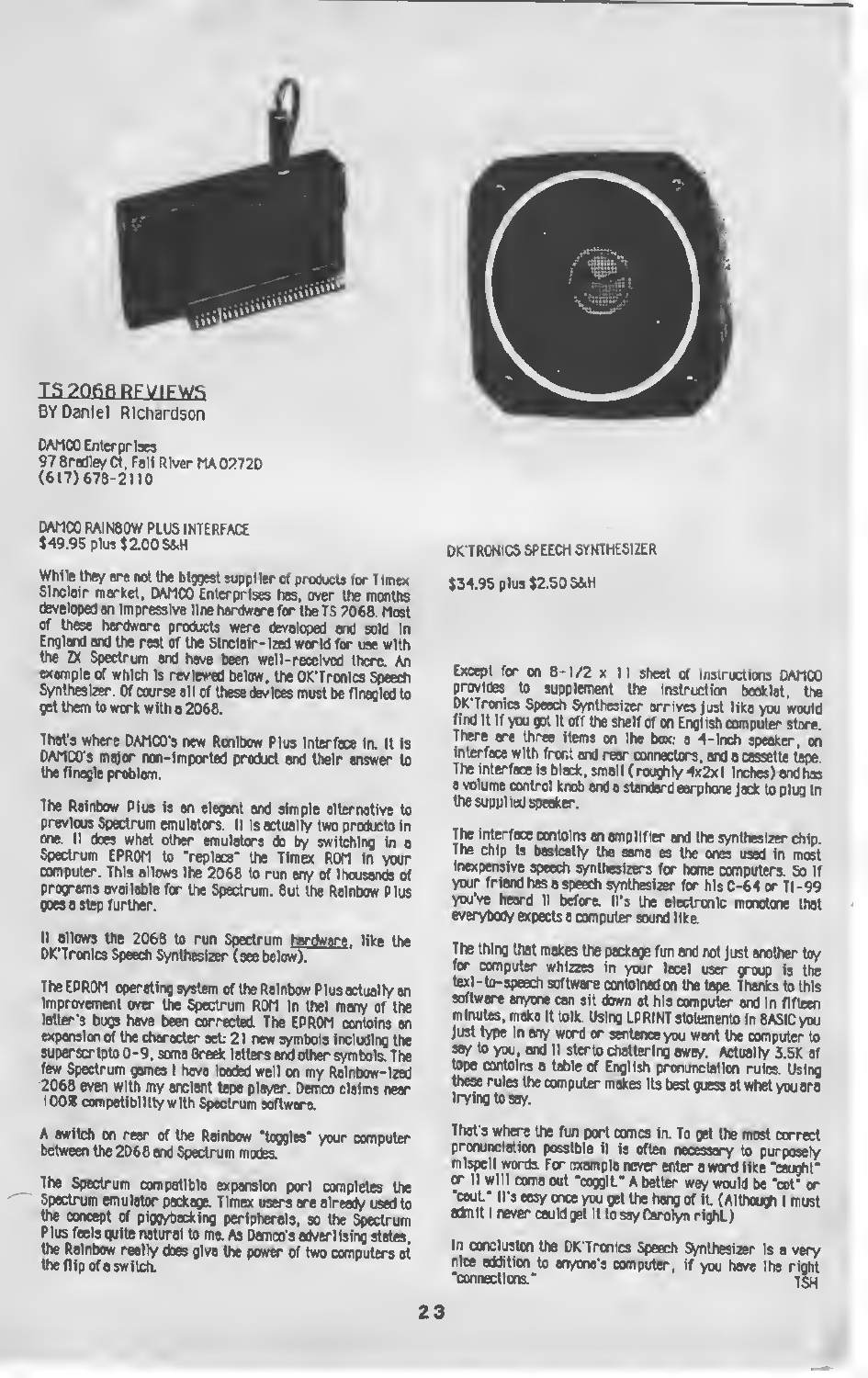## TS 2068 REVIEWS

BY Daniel Richardson

DAMCO Enterprises
97 Bradley Ct, Fall River MA 02720
(617) 678-2110

### DAMCO RAINBOW PLUS INTERFACE

$49.95 plus $2.00 S&H

While they are not the biggest supplier of products for Timex Sinclair market, DAMCO Enterprises has, over the months developed an impressive line hardware for the TS 2068. Most of these hardware products were developed and sold in England and the rest of the Sinclair-ized world for use with the ZX Spectrum and have been well-received there. An example of which is reviewed below, the DK'Tronics Speech Synthesizer. Of course all of these devices must be finagled to get them to work with a 2068.

That's where DAMCO's new Rainbow Plus Interface in. It is DAMCO's major non-imported product and their answer to the finagle problem.

The Rainbow Plus is an elegant and simple alternative to previous Spectrum emulators. It is actually two products in one. It does what other emulators do by switching in a Spectrum EPROM to "replace" the Timex ROM in your computer. This allows the 2068 to run any of thousands of programs available for the Spectrum. But the Rainbow Plus goes a step further.

It allows the 2068 to run Spectrum hardware, like the DK'Tronics Speech Synthesizer (see below).

The EPROM operating system of the Rainbow Plus actually an improvement over the Spectrum ROM in that many of the latter's bugs have been corrected. The EPROM contains an expansion of the character set: 21 new symbols including the superscripts 0-9, some Greek letters and other symbols. The few Spectrum games I have loaded well on my Rainbow-ized 2068 even with my ancient tape player. Damco claims near 100% competibility with Spectrum software.

A switch on rear of the Rainbow "toggles" your computer between the 2068 and Spectrum modes.

The Spectrum compatible expansion port completes the Spectrum emulator package. Timex users are already used to the concept of piggybacking peripherals, so the Spectrum Plus feels quite natural to me. As Damco's advertising states, the Rainbow really does give the power of two computers at the flip of a switch.

### DK'TRONICS SPEECH SYNTHESIZER

$34.95 plus $2.50 S&H

Except for an 8-1/2 x 11 sheet of instructions DAMCO provides to supplement the instruction booklet, the DK'Tronics Speech Synthesizer arrives just like you would find it if you got it off the shelf of an English computer store. There are three items on the box: a 4-inch speaker, an interface with front and rear connectors, and a cassette tape. The interface is black, small (roughly 4x2x1 inches) and has a volume control knob and a standard earphone jack to plug in the supplied speaker.

The interface contains an amplifier and the synthesizer chip. The chip is basically the same as the ones used in most inexpensive speech synthesizers for home computers. So if your friend has a speech synthesizer for his C-64 or TI-99 you've heard it before. It's the electronic monotone that everybody expects a computer sound like.

The thing that makes the package fun and not just another toy for computer whizzes in your local user group is the text-to-speech software contained on the tape. Thanks to this software anyone can sit down at his computer and in fifteen minutes, make it talk. Using LPRINT statements in BASIC you just type in any word or sentence you want the computer to say to you, and it starts chattering away. Actually 3.5K of tape contains a table of English pronunciation rules. Using these rules the computer makes its best guess at what you are trying to say.

That's where the fun part comes in. To get the most correct pronunciation possible it is often necessary to purposely misspell words. For example never enter a word like "caught" or it will come out "coggit." A better way would be "cot" or "caut." It's easy once you get the hang of it. (Although I must admit I never could get it to say Carolyn right.)

In conclusion the DK'Tronics Speech Synthesizer is a very nice addition to anyone's computer, if you have the right "connections."

TSH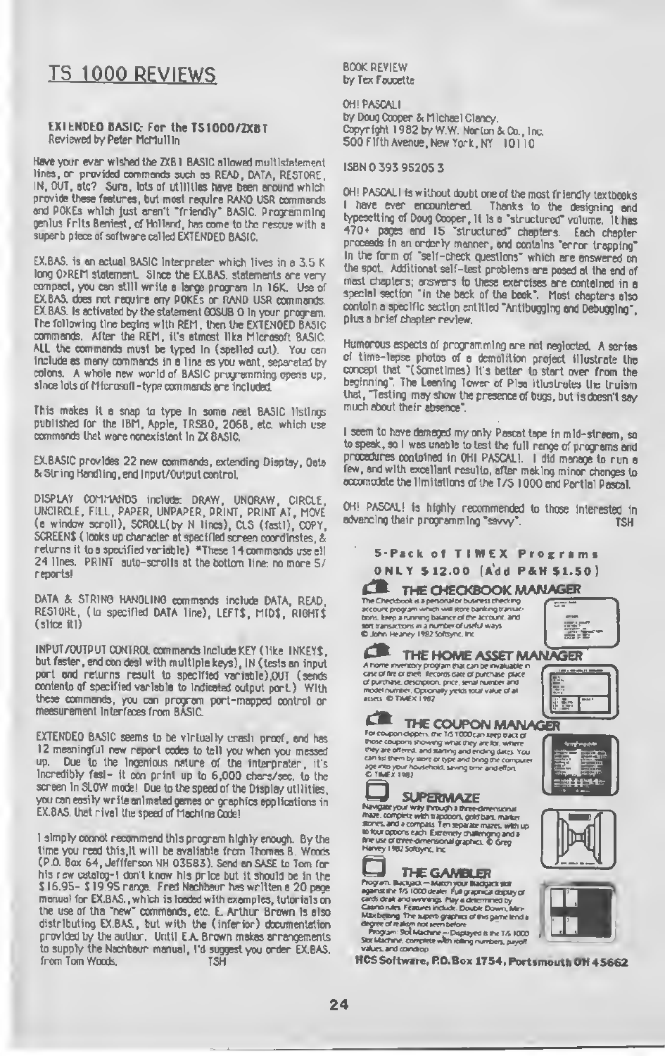## TS 1000 REVIEWS

**EXTENDED BASIC: For the TS1000/ZX81**
Reviewed by Peter McMullin

Have your ever wished the ZX81 BASIC allowed multistatement lines, or provided commands such as READ, DATA, RESTORE, IN, OUT, etc? Sure, lots of utilities have been around which provide these features, but most require RAND USR commands and POKEs which just aren't "friendly" BASIC. Programming genius Frits Beniest, of Holland, has come to the rescue with a superb piece of software called EXTENDED BASIC.

EX.BAS. is an actual BASIC interpreter which lives in a 3.5 K long 0>REM statement. Since the EX.BAS. statements are very compact, you can still write a large program in 16K. Use of EX.BAS. does not require any POKEs or RAND USR commands. EX.BAS. is activated by the statement GOSUB 0 in your program. The following line begins with REM, then the EXTENDED BASIC commands. After the REM, it's almost like Microsoft BASIC. ALL the commands must be typed in (spelled out). You can include as many commands in a line as you want, separated by colons. A whole new world of BASIC programming opens up, since lots of Microsoft-type commands are included.

This makes it a snap to type in some neat BASIC listings published for the IBM, Apple, TRS80, 2068, etc. which use commands that were nonexistent in ZX BASIC.

EX.BASIC provides 22 new commands, extending Display, Data & String Handling, and Input/Output control.

DISPLAY COMMANDS include: DRAW, UNDRAW, CIRCLE, UNCIRCLE, FILL, PAPER, UNPAPER, PRINT, PRINT AT, MOVE (a window scroll), SCROLL(by N lines), CLS (fast!), COPY, SCREEN$ (looks up character at specified screen coordinates, & returns it to a specified variable) *These 14 commands use all 24 lines. PRINT auto-scrolls at the bottom line: no more 5/ reports!

DATA & STRING HANDLING commands include DATA, READ, RESTORE, (to specified DATA line), LEFT$, MID$, RIGHT$ (slice it!)

INPUT/OUTPUT CONTROL commands include KEY (like INKEY$, but faster, and can deal with multiple keys), IN (tests an input port and returns result to specified variable),OUT (sends contents of specified variable to indicated output port.) With these commands, you can program port-mapped control or measurement interfaces from BASIC.

EXTENDED BASIC seems to be virtually crash proof, and has 12 meaningful new report codes to tell you when you messed up. Due to the ingenious nature of the interpreter, it's incredibly fast- it can print up to 6,000 chars/sec. to the screen in SLOW mode! Due to the speed of the Display utilities, you can easily write animated games or graphics applications in EX.BAS. that rival the speed of Machine Code!

I simply cannot recommend this program highly enough. By the time you read this,it will be available from Thomas B. Woods (P.O. Box 64, Jeffferson NH 03583). Send an SASE to Tom for his new catalog-I don't know his price but it should be in the $16.95- $19.95 range. Fred Nachbaur has written a 20 page manual for EX.BAS.,which is loaded with examples, tutorials on the use of the "new" commands, etc. E. Arthur Brown is also distributing EX.BAS., but with the (inferior) documentation provided by the author. Until E.A. Brown makes arrangements to supply the Nachbaur manual, I'd suggest you order EX.BAS. from Tom Woods. TSH

BOOK REVIEW
by Tex Faucette

OH! PASCAL!
by Doug Cooper & Michael Clancy.
Copyright 1982 by W.W. Norton & Co., Inc.
500 Fifth Avenue, New York, NY 10110

ISBN 0 393 95205 3

OH! PASCAL! is without doubt one of the most friendly textbooks I have ever encountered. Thanks to the designing and typesetting of Doug Cooper, it is a "structured" volume. It has 470+ pages and 15 "structured" chapters. Each chapter proceeds in an orderly manner, and contains "error trapping" in the form of "self-check questions" which are answered on the spot. Additional self-test problems are posed at the end of most chapters; answers to these exercises are contained in a special section "in the back of the book". Most chapters also contain a specific section entitled "Antibugging and Debugging", plus a brief chapter review.

Humorous aspects of programming are not neglected. A series of time-lapse photos of a demolition project illustrate the concept that "(Sometimes) it's better to start over from the beginning". The Leaning Tower of Pisa illustrates the truism that, "Testing may show the presence of bugs, but is doesn't say much about their absence".

I seem to have damaged my only Pascal tape in mid-stream, so to speak, so I was unable to test the full range of programs and procedures contained in OH! PASCAL!. I did manage to run a few, and with excellent results, after making minor changes to accomodate the limitations of the T/S 1000 and Partial Pascal.

OH! PASCAL! is highly recommended to those interested in advancing their programming "savvy". TSH

**5-Pack of TIMEX Programs**
**ONLY $12.00 (Add P&H $1.50)**

**THE CHECKBOOK MANAGER**
The Checkbook is a personal or business checking account program which will store banking transactions, keep a running balance of the account, and sort transactions in a number of useful ways. © John Heaney 1982 Softsync, Inc.

**THE HOME ASSET MANAGER**
A home inventory program that can be invaluable in case of fire or theft. Records date of purchase, place of purchase, description, price, serial number and model number. Optionally yields total value of all assets. © TIMEX 1982

**THE COUPON MANAGER**
For coupon clippers, the T/S 1000 can keep track of those coupons showing what they are for, where they are offered, and starting and ending dates. You can list them by store or type and bring the computer age into your household, saving time and effort. © TIMEX 1982

**SUPERMAZE**
Navigate your way through a three-dimensional maze, complete with trapdoors, gold bars, marker stones, and a compass. Ten separate mazes, with up to four options each. Extremely challenging and a fine use of three-dimensional graphics. © Greg Harvey 1982 Softsync, Inc.

**THE GAMBLER**
Program: Blackjack — Match your Blackjack skill against the T/S 1000 dealer. Full graphical display of cards dealt and winnings. Play is determined by Casino rules. Features include: Double Down, Min-Max betting. The superb graphics of this game lend a degree of realism not seen before.
Program: Slot Machine — Displayed is the T/S 1000 Slot Machine, complete with rolling numbers, payoff values, and coin drop.

**HCS Software, P.O. Box 1754, Portsmouth OH 45662**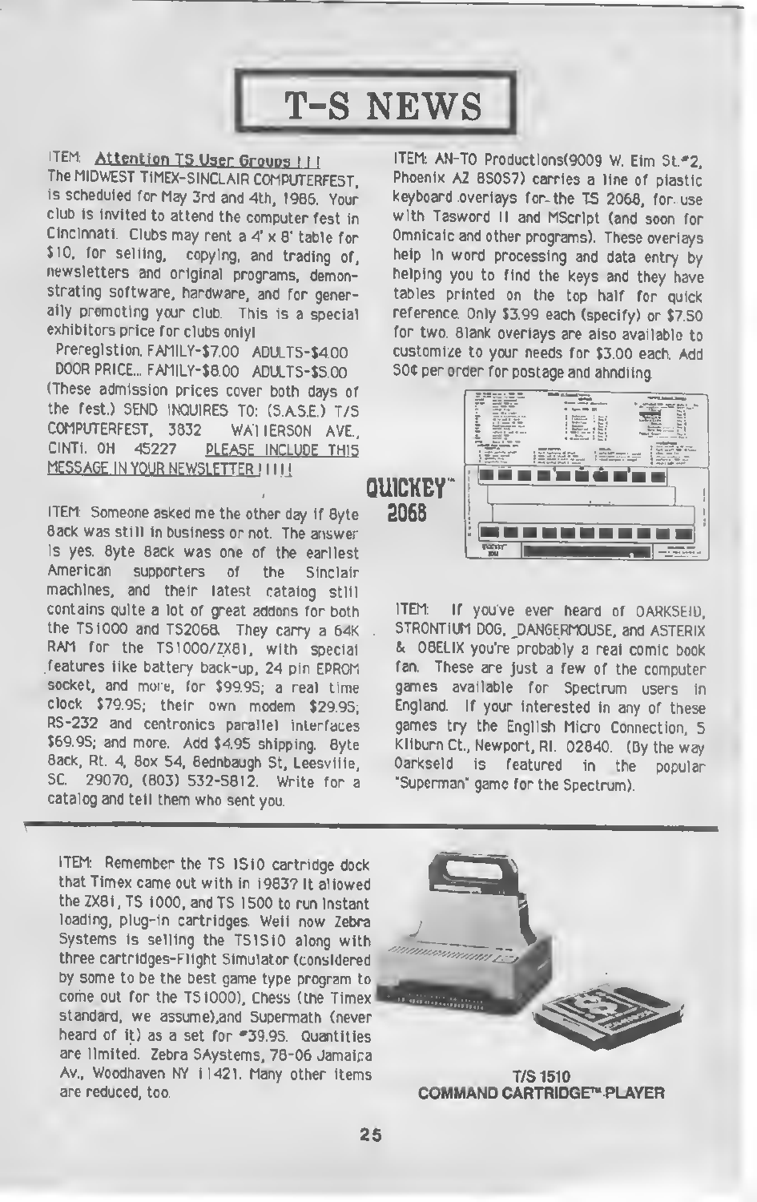# T-S NEWS

ITEM: <u>Attention TS User Groups !!!</u>
The MIDWEST TIMEX-SINCLAIR COMPUTERFEST, is scheduled for May 3rd and 4th, 1986. Your club is invited to attend the computer fest in Cincinnati. Clubs may rent a 4' x 8' table for $10, for selling, copying, and trading of, newsletters and original programs, demonstrating software, hardware, and for generally promoting your club. This is a special exhibitors price for clubs only!

Preregistion. FAMILY-$7.00 ADULTS-$4.00
DOOR PRICE... FAMILY-$8.00 ADULTS-$5.00
(These admission prices cover both days of the fest.) SEND INQUIRES TO: (S.A.S.E.) T/S COMPUTERFEST, 3832 WATIERSON AVE., CINTI. OH 45227 <u>PLEASE INCLUDE THIS MESSAGE IN YOUR NEWSLETTER!!!!!</u>

ITEM: Someone asked me the other day if Byte Back was still in business or not. The answer is yes. Byte Back was one of the earliest American supporters of the Sinclair machines, and their latest catalog still contains quite a lot of great addons for both the TS1000 and TS2068. They carry a 64K RAM for the TS1000/ZX81, with special features like battery back-up, 24 pin EPROM socket, and more, for $99.95; a real time clock $79.95; their own modem $29.95; RS-232 and centronics parallel interfaces $69.95; and more. Add $4.95 shipping. Byte Back, Rt. 4, Box 54, Bednbaugh St, Leesville, SC. 29070, (803) 532-5812. Write for a catalog and tell them who sent you.

ITEM: AN-TO Productions(9009 W. Elm St.#2, Phoenix AZ 85057) carries a line of plastic keyboard overlays for the TS 2068, for use with Tasword II and MScript (and soon for Omnicalc and other programs). These overlays help in word processing and data entry by helping you to find the keys and they have tables printed on the top half for quick reference. Only $3.99 each (specify) or $7.50 for two. Blank overlays are also available to customize to your needs for $3.00 each. Add 50¢ per order for postage and ahndling.

QUICKEY™ 2068

ITEM: If you've ever heard of DARKSEID, STRONTIUM DOG, DANGERMOUSE, and ASTERIX & OBELIX you're probably a real comic book fan. These are just a few of the computer games available for Spectrum users in England. If your interested in any of these games try the English Micro Connection, 5 Kilburn Ct., Newport, RI. 02840. (By the way Darkseid is featured in the popular "Superman" game for the Spectrum).

ITEM: Remember the TS 1510 cartridge dock that Timex came out with in 1983? It allowed the ZX81, TS 1000, and TS 1500 to run instant loading, plug-in cartridges. Well now Zebra Systems is selling the TS1510 along with three cartridges-Flight Simulator (considered by some to be the best game type program to come out for the TS1000), Chess (the Timex standard, we assume),and Supermath (never heard of it) as a set for $39.95. Quantities are limited. Zebra SAystems, 78-06 Jamaica Av., Woodhaven NY 11421. Many other items are reduced, too.

T/S 1510
COMMAND CARTRIDGE™ PLAYER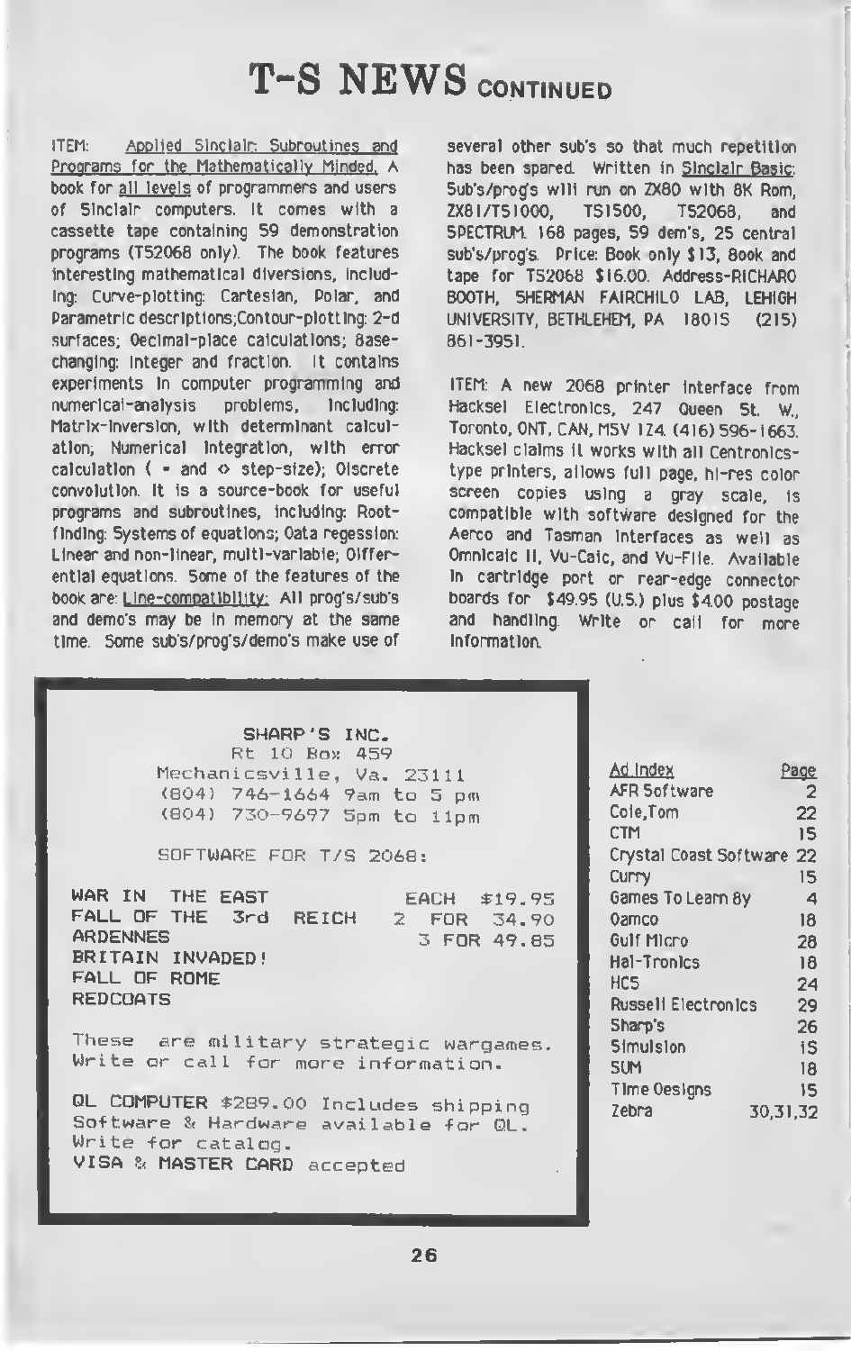# T-S NEWS CONTINUED

ITEM: Applied Sinclair: Subroutines and Programs for the Mathematically Minded. A book for all levels of programmers and users of Sinclair computers. It comes with a cassette tape containing 59 demonstration programs (TS2068 only). The book features interesting mathematical diversions, including: Curve-plotting: Cartesian, Polar, and Parametric descriptions;Contour-plotting: 2-d surfaces; Decimal-place calculations; Base-changing: integer and fraction. It contains experiments in computer programming and numerical-analysis problems, including: Matrix-inversion, with determinant calculation; Numerical integration, with error calculation ( = and <> step-size); Discrete convolution. It is a source-book for useful programs and subroutines, including: Root-finding: Systems of equations; Data regession: Linear and non-linear, multi-variable; Differential equations. Some of the features of the book are: Line-compatibility: All prog's/sub's and demo's may be in memory at the same time. Some sub's/prog's/demo's make use of several other sub's so that much repetition has been spared. Written in Sinclair Basic: Sub's/prog's will run on ZX80 with 8K Rom, ZX81/TS1000, TS1500, TS2068, and SPECTRUM. 168 pages, 59 dem's, 25 central sub's/prog's. Price: Book only $13, Book and tape for TS2068 $16.00. Address-RICHARD BOOTH, SHERMAN FAIRCHILD LAB, LEHIGH UNIVERSITY, BETHLEHEM, PA 18015 (215) 861-3951.

ITEM: A new 2068 printer interface from Hacksel Electronics, 247 Queen St. W., Toronto, ONT, CAN, M5V 1Z4. (416) 596-1663. Hacksel claims it works with all Centronics-type printers, allows full page, hi-res color screen copies using a gray scale, is compatible with software designed for the Aerco and Tasman interfaces as well as Omnicalc II, Vu-Calc, and Vu-File. Available in cartridge port or rear-edge connector boards for $49.95 (U.S.) plus $4.00 postage and handling. Write or call for more information.

---

SHARP'S INC.
Rt 10 Box 459
Mechanicsville, Va. 23111
(804) 746-1664 9am to 5 pm
(804) 730-9697 5pm to 11pm

SOFTWARE FOR T/S 2068:

| | |
|---|---|
| **WAR IN THE EAST** | EACH $19.95 |
| **FALL OF THE 3rd REICH** | 2 FOR 34.90 |
| **ARDENNES** | 3 FOR 49.85 |
| **BRITAIN INVADED!** | |
| **FALL OF ROME** | |
| **REDCOATS** | |

These are military strategic wargames. Write or call for more information.

**QL COMPUTER** $289.00 Includes shipping
Software & Hardware available for QL.
Write for catalog.
**VISA & MASTER CARD** accepted

---

| Ad Index | Page |
|---|---|
| AFR Software | 2 |
| Cole,Tom | 22 |
| CTM | 15 |
| Crystal Coast Software | 22 |
| Curry | 15 |
| Games To Learn By | 4 |
| Damco | 18 |
| Gulf Micro | 28 |
| Hal-Tronics | 18 |
| HCS | 24 |
| Russell Electronics | 29 |
| Sharp's | 26 |
| Simulsion | 15 |
| SUM | 18 |
| Time Designs | 15 |
| Zebra | 30,31,32 |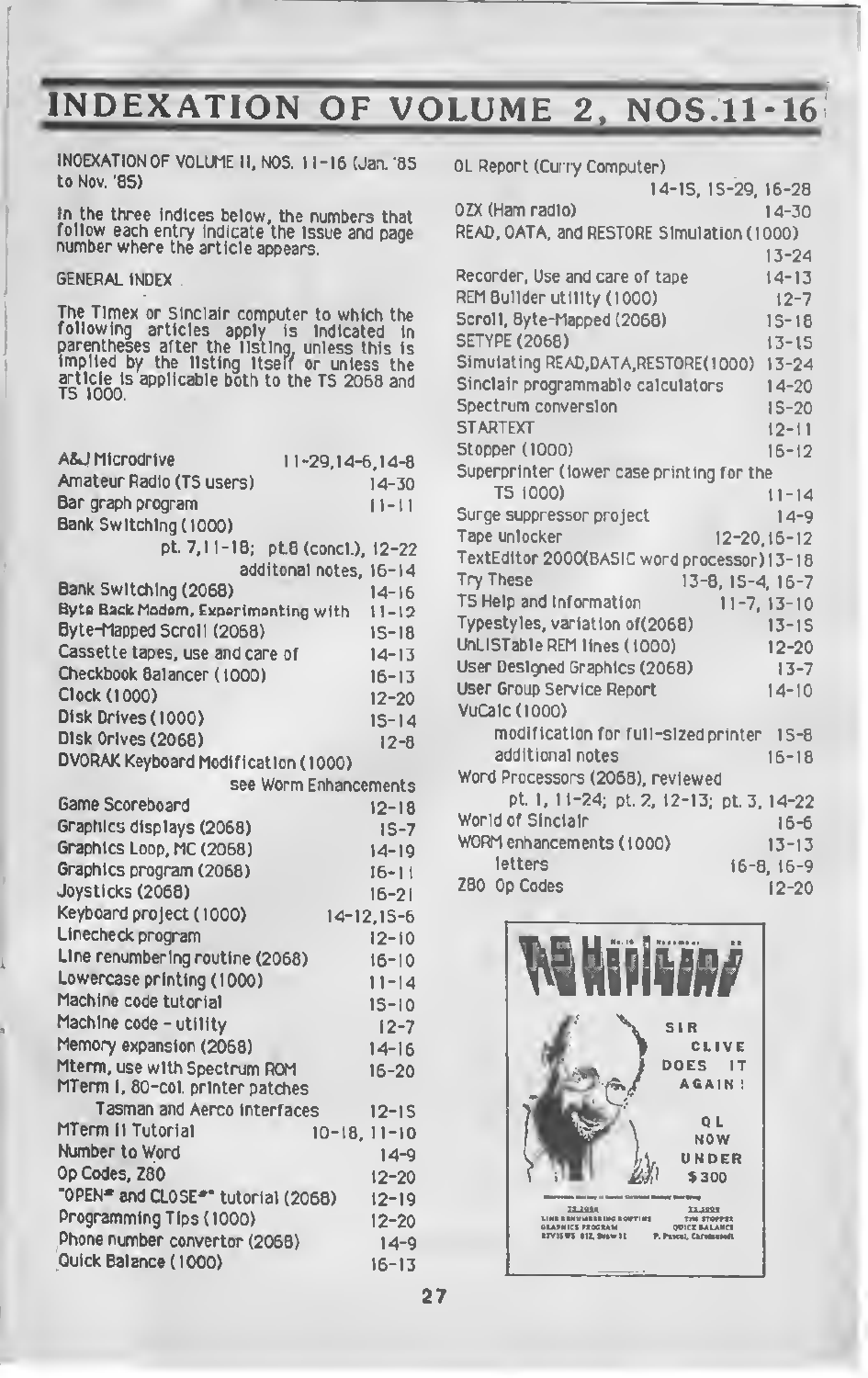# INDEXATION OF VOLUME 2, NOS.11-16

INDEXATION OF VOLUME II, NOS. 11-16 (Jan. '85 to Nov. '85)

In the three indices below, the numbers that follow each entry indicate the issue and page number where the article appears.

GENERAL INDEX

The Timex or Sinclair computer to which the following articles apply is indicated in parentheses after the listing, unless this is implied by the listing itself or unless the article is applicable both to the TS 2068 and TS 1000.

- A&J Microdrive — 11-29, 14-6, 14-8
- Amateur Radio (TS users) — 14-30
- Bar graph program — 11-11
- Bank Switching (1000)
  - pt. 7, 11-18; pt.8 (concl.), 12-22
  - additonal notes, 16-14
- Bank Switching (2068) — 14-16
- Byte Back Modem, Experimenting with — 11-12
- Byte-Mapped Scroll (2068) — 15-18
- Cassette tapes, use and care of — 14-13
- Checkbook Balancer (1000) — 16-13
- Clock (1000) — 12-20
- Disk Drives (1000) — 15-14
- Disk Drives (2068) — 12-8
- DVORAK Keyboard Modification (1000) — see Worm Enhancements
- Game Scoreboard — 12-18
- Graphics displays (2068) — 15-7
- Graphics Loop, MC (2068) — 14-19
- Graphics program (2068) — 16-11
- Joysticks (2068) — 16-21
- Keyboard project (1000) — 14-12, 15-6
- Linecheck program — 12-10
- Line renumbering routine (2068) — 16-10
- Lowercase printing (1000) — 11-14
- Machine code tutorial — 15-10
- Machine code - utility — 12-7
- Memory expansion (2068) — 14-16
- Mterm, use with Spectrum ROM — 16-20
- MTerm I, 80-col. printer patches
  - Tasman and Aerco interfaces — 12-15
- MTerm II Tutorial — 10-18, 11-10
- Number to Word — 14-9
- Op Codes, Z80 — 12-20
- "OPEN# and CLOSE#" tutorial (2068) — 12-19
- Programming Tips (1000) — 12-20
- Phone number convertor (2068) — 14-9
- Quick Balance (1000) — 16-13
- QL Report (Curry Computer) — 14-15, 15-29, 16-28
- QZX (Ham radio) — 14-30
- READ, DATA, and RESTORE Simulation (1000) — 13-24
- Recorder, Use and care of tape — 14-13
- REM Builder utility (1000) — 12-7
- Scroll, Byte-Mapped (2068) — 15-18
- SETYPE (2068) — 13-15
- Simulating READ,DATA,RESTORE(1000) — 13-24
- Sinclair programmable calculators — 14-20
- Spectrum conversion — 15-20
- STARTEXT — 12-11
- Stopper (1000) — 16-12
- Superprinter (lower case printing for the TS 1000) — 11-14
- Surge suppressor project — 14-9
- Tape unlocker — 12-20, 16-12
- TextEditor 2000(BASIC word processor) — 13-18
- Try These — 13-8, 15-4, 16-7
- TS Help and Information — 11-7, 13-10
- Typestyles, variation of(2068) — 13-15
- UnLISTable REM lines (1000) — 12-20
- User Designed Graphics (2068) — 13-7
- User Group Service Report — 14-10
- VuCalc (1000)
  - modification for full-sized printer — 15-8
  - additional notes — 16-18
- Word Processors (2068), reviewed
  - pt. 1, 11-24; pt. 2, 12-13; pt. 3, 14-22
- World of Sinclair — 16-6
- WORM enhancements (1000) — 13-13
  - letters — 16-8, 16-9
- Z80 Op Codes — 12-20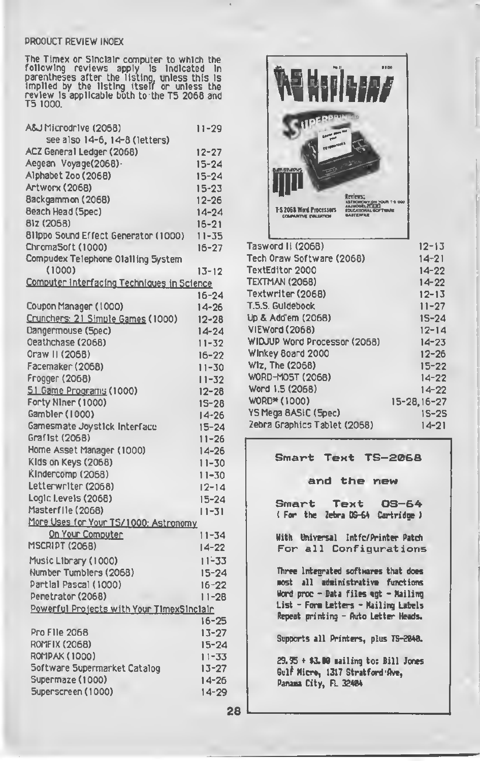## PRODUCT REVIEW INDEX

The Timex or Sinclair computer to which the following reviews apply is indicated in parentheses after the listing, unless this is implied by the listing itself or unless the review is applicable both to the TS 2068 and TS 1000.

| Product | Issue-Page |
|---|---|
| A&J Microdrive (2068) | 11-29 |
| see also 14-6, 14-8 (letters) | |
| ACZ General Ledger (2068) | 12-27 |
| Aegean Voyage(2068) | 15-24 |
| Alphabet Zoo (2068) | 15-24 |
| Artworx (2068) | 15-23 |
| Backgammon (2068) | 12-26 |
| Beach Head (Spec) | 14-24 |
| Biz (2068) | 16-21 |
| Blippo Sound Effect Generator (1000) | 11-35 |
| ChromaSoft (1000) | 16-27 |
| Compudex Telephone Dialling System (1000) | 13-12 |
| Computer Interfacing Techniques in Science | 16-24 |
| Coupon Manager (1000) | 14-26 |
| Crunchers: 21 Simple Games (1000) | 12-28 |
| Dangermouse (Spec) | 14-24 |
| Deathchase (2068) | 11-32 |
| Draw II (2068) | 16-22 |
| Facemaker (2068) | 11-30 |
| Frogger (2068) | 11-32 |
| 51 Game Programs (1000) | 12-28 |
| Forty Niner (1000) | 15-28 |
| Gambler (1000) | 14-26 |
| Gamesmate Joystick Interface | 15-24 |
| Grafist (2068) | 11-26 |
| Home Asset Manager (1000) | 14-26 |
| Kids on Keys (2068) | 11-30 |
| Kindercomp (2068) | 11-30 |
| Letterwriter (2068) | 12-14 |
| Logic Levels (2068) | 15-24 |
| Masterfile (2068) | 11-31 |
| More Uses for Your TS/1000: Astronomy On Your Computer | 11-34 |
| MSCRIPT (2068) | 14-22 |
| Music Library (1000) | 11-33 |
| Number Tumblers (2068) | 15-24 |
| Partial Pascal (1000) | 16-22 |
| Penetrator (2068) | 11-28 |
| Powerful Projects with Your TimexSinclair | 16-25 |
| Pro File 2068 | 13-27 |
| ROMFIX (2068) | 15-24 |
| ROMPAK (1000) | 11-33 |
| Software Supermarket Catalog | 13-27 |
| Supermaze (1000) | 14-26 |
| Superscreen (1000) | 14-29 |
| Tasword II (2068) | 12-13 |
| Tech Draw Software (2068) | 14-21 |
| TextEditor 2000 | 14-22 |
| TEXTMAN (2068) | 14-22 |
| Textwriter (2068) | 12-13 |
| T.S.S. Guidebook | 11-27 |
| Up & Add'em (2068) | 15-24 |
| VIEWord (2068) | 12-14 |
| WIDJUP Word Processor (2068) | 14-23 |
| Winkey Board 2000 | 12-26 |
| Wiz, The (2068) | 15-22 |
| WORD-MOST (2068) | 14-22 |
| Word 1.5 (2068) | 14-22 |
| WORD* (1000) | 15-28, 16-27 |
| YS Mega BASIC (Spec) | 15-25 |
| Zebra Graphics Tablet (2068) | 14-21 |

**Smart Text TS-2068**

**and the new**

**Smart Text OS-64**
(For the Zebra OS-64 Cartridge)

With Universal Intfc/Printer Patch
For all Configurations

Three integrated softwares that does most all administrative functions Word proc - Data files mgt - Mailing List - Form Letters - Mailing Labels Repeat printing - Auto Letter Heads.

Supports all Printers, plus TS-2040.

29.95 + $3.00 mailing to: Bill Jones
Gulf Micro, 1317 Stratford Ave,
Panama City, FL 32404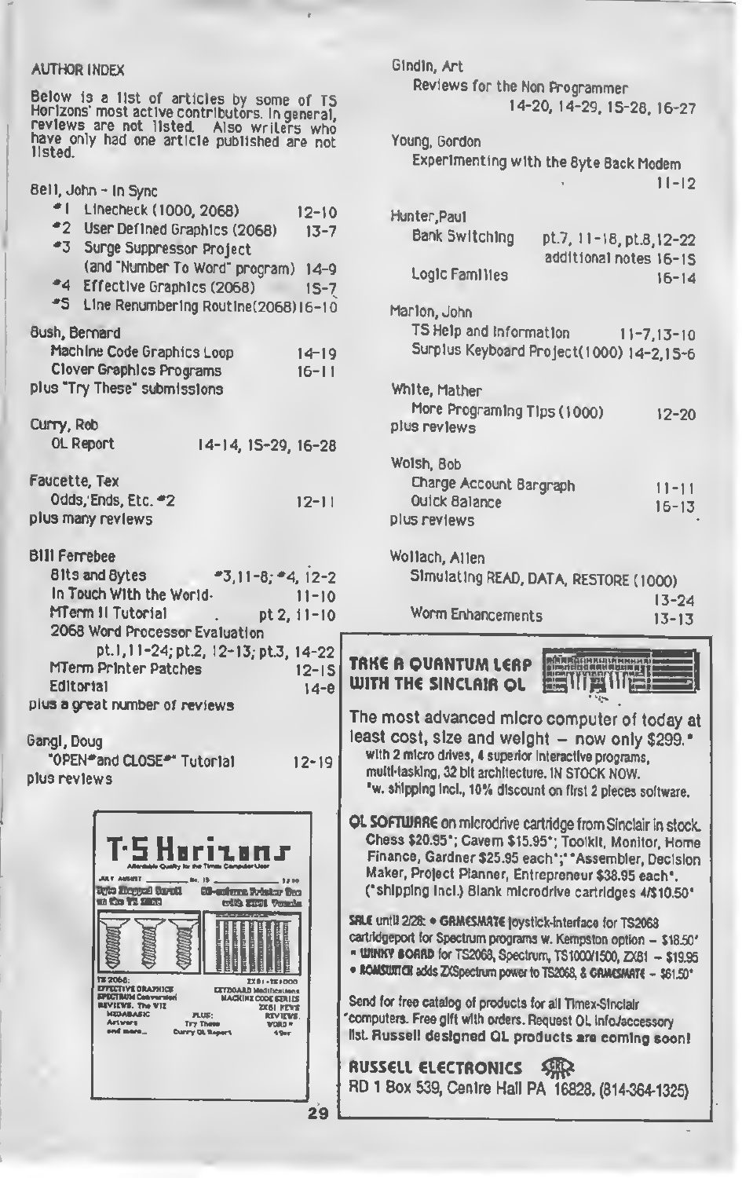## AUTHOR INDEX

Below is a list of articles by some of TS Horizons' most active contributors. In general, reviews are not listed. Also writers who have only had one article published are not listed.

**Bell, John - In Sync**

- #1 Linecheck (1000, 2068) — 12-10
- #2 User Defined Graphics (2068) — 13-7
- #3 Surge Suppressor Project (and "Number To Word" program) — 14-9
- #4 Effective Graphics (2068) — 15-7
- #5 Line Renumbering Routine(2068) — 16-10

**Bush, Bernard**

- Machine Code Graphics Loop — 14-19
- Clover Graphics Programs — 16-11

plus "Try These" submissions

**Curry, Rob**

- QL Report — 14-14, 15-29, 16-28

**Faucette, Tex**

- Odds, Ends, Etc. #2 — 12-11

plus many reviews

**Bill Ferrebee**

- Bits and Bytes — #3, 11-8; #4, 12-2
- In Touch With the World — 11-10
- MTerm II Tutorial — pt 2, 11-10
- 2068 Word Processor Evaluation — pt.1, 11-24; pt.2, 12-13; pt.3, 14-22
- MTerm Printer Patches — 12-15
- Editorial — 14-8

plus a great number of reviews

**Gangl, Doug**

- "OPEN# and CLOSE#" Tutorial — 12-19

plus reviews

**Gindin, Art**

- Reviews for the Non Programmer — 14-20, 14-29, 15-28, 16-27

**Young, Gordon**

- Experimenting with the Byte Back Modem — 11-12

**Hunter, Paul**

- Bank Switching — pt.7, 11-18, pt.8, 12-22; additional notes 16-15
- Logic Families — 16-14

**Marion, John**

- TS Help and Information — 11-7, 13-10
- Surplus Keyboard Project(1000) — 14-2, 15-6

**White, Mather**

- More Programing Tips (1000) — 12-20

plus reviews

**Wolsh, Bob**

- Charge Account Bargraph — 11-11
- Quick Balance — 16-13

plus reviews

**Wollach, Allen**

- Simulating READ, DATA, RESTORE (1000) — 13-24
- Worm Enhancements — 13-13

---

**T-S Horizons** — Affordable Quality for the Timex Computer User

JULY AUGUST ... No. 15 ... $2.50

Byte Back Modem Board on the TS 2068 — 80-column Printer Bus with ZX81 Versatile

TS 2068: EFFECTIVE GRAPHICS, SPECTRUM Conversion, REVIEWS: The VU, MEGABASIC, Artworx and more...

ZX81 - TS1000: KEYBOARD Modifications, MACHINE CODE SERIES, ZX81 KEYS, REVIEWS, VOTE, PLUS: Try These, Curry QL Report

---

### TAKE A QUANTUM LEAP WITH THE SINCLAIR QL

The most advanced micro computer of today at least cost, size and weight — now only $299.*
with 2 micro drives, 4 superior interactive programs, multi-tasking, 32 bit architecture. IN STOCK NOW.
*w. shipping incl., 10% discount on first 2 pieces software.

**QL SOFTWARE** on microdrive cartridge from Sinclair in stock. Chess $20.95*; Cavern $15.95*; Toolkit, Monitor, Home Finance, Gardner $25.95 each*; *Assembler, Decision Maker, Project Planner, Entrepreneur $38.95 each*. (*shipping incl.) Blank microdrive cartridges 4/$10.50*

**SALE** until 2/28: • **GAMESMATE** joystick-interface for TS2068 cartridgeport for Spectrum programs w. Kempston option – $18.50*
• **WINKY BOARD** for TS2068, Spectrum, TS1000/1500, ZX81 – $19.95
• **ROMSWITCH** adds ZXSpectrum power to TS2068, & **GAMESMATE** – $61.50*

Send for free catalog of products for all Timex-Sinclair computers. Free gift with orders. Request QL info./accessory list. **Russell designed QL products are coming soon!**

**RUSSELL ELECTRONICS**
RD 1 Box 539, Centre Hall PA 16828. (814-364-1325)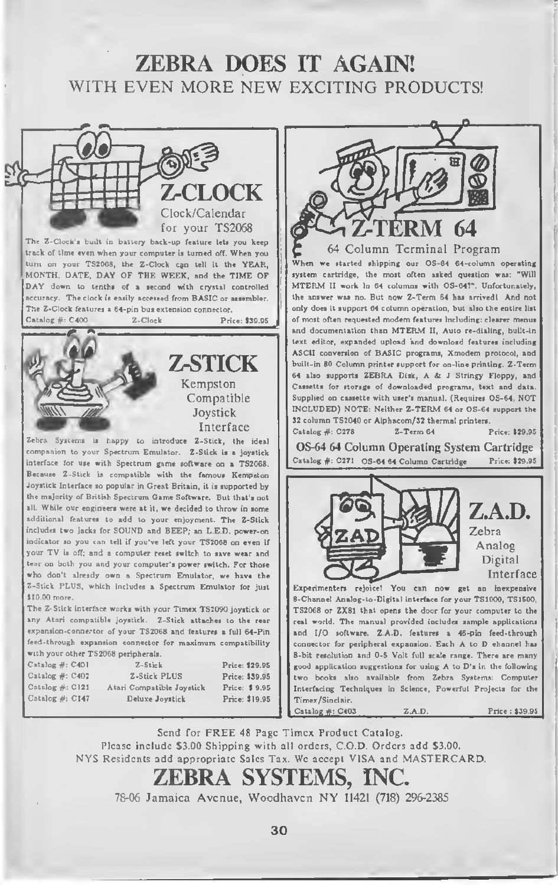# ZEBRA DOES IT AGAIN!

## WITH EVEN MORE NEW EXCITING PRODUCTS!

## Z-CLOCK

### Clock/Calendar for your TS2068

The Z-Clock's built in battery back-up feature lets you keep track of time even when your computer is turned off. When you turn on your TS2068, the Z-Clock can tell it the YEAR, MONTH, DATE, DAY OF THE WEEK, and the TIME OF DAY down to tenths of a second with crystal controlled accuracy. The clock is easily accessed from BASIC or assembler. The Z-Clock features a 64-pin bus extension connector.

Catalog #: C400 — Z-Clock — Price: $39.95

## Z-STICK

### Kempston Compatible Joystick Interface

Zebra Systems is happy to introduce Z-Stick, the ideal companion to your Spectrum Emulator. Z-Stick is a joystick interface for use with Spectrum game software on a TS2068. Because Z-Stick is compatible with the famous Kempston Joystick Interface so popular in Great Britain, it is supported by the majority of British Spectrum Game Software. But that's not all. While our engineers were at it, we decided to throw in some additional features to add to your enjoyment. The Z-Stick includes two jacks for SOUND and BEEP; an L.E.D. power-on indicator so you can tell if you've left your TS2068 on even if your TV is off; and a computer reset switch to save wear and tear on both you and your computer's power switch. For those who don't already own a Spectrum Emulator, we have the Z-Stick PLUS, which includes a Spectrum Emulator for just $10.00 more.

The Z-Stick interface works with your Timex TS2090 joystick or any Atari compatible joystick. Z-Stick attaches to the rear expansion-connector of your TS2068 and features a full 64-Pin feed-through expansion connector for maximum compatibility with your other TS2068 peripherals.

| Catalog # | Item | Price |
|---|---|---|
| Catalog #: C401 | Z-Stick | Price: $29.95 |
| Catalog #: C402 | Z-Stick PLUS | Price: $39.95 |
| Catalog #: C121 | Atari Compatible Joystick | Price: $ 9.95 |
| Catalog #: C147 | Deluxe Joystick | Price: $19.95 |

## Z-TERM 64

### 64 Column Terminal Program

When we started shipping our OS-64 64-column operating system cartridge, the most often asked question was: "Will MTERM II work in 64 columns with OS-64?". Unfortunately, the answer was no. But now Z-Term 64 has arrived! And not only does it support 64 column operation, but also the entire list of most often requested modem features including: clearer menus and documentation than MTERM II, Auto re-dialing, built-in text editor, expanded upload and download features including ASCII conversion of BASIC programs, Xmodem protocol, and built-in 80 Column printer support for on-line printing. Z-Term 64 also supports ZEBRA Disk, A & J Stringy Floppy, and Cassette for storage of downloaded programs, text and data. Supplied on cassette with user's manual. (Requires OS-64, NOT INCLUDED) NOTE: Neither Z-TERM 64 or OS-64 support the 32 column TS2040 or Alphacom/32 thermal printers.

Catalog #: C278 — Z-Term 64 — Price: $29.95

### OS-64 64 Column Operating System Cartridge

Catalog #: C271 — OS-64 64 Column Cartridge — Price: $29.95

## Z.A.D.

### Zebra Analog Digital Interface

Experimenters rejoice! You can now get an inexpensive 8-Channel Analog-to-Digital interface for your TS1000, TS1500, TS2068 or ZX81 that opens the door for your computer to the real world. The manual provided includes sample applications and I/O software. Z.A.D. features a 46-pin feed-through connector for peripheral expansion. Each A to D channel has 8-bit resolution and 0-5 Volt full scale range. There are many good application suggestions for using A to D's in the following two books also available from Zebra Systems: Computer Interfacing Techniques in Science, Powerful Projects for the Timex/Sinclair.

Catalog #: C403 — Z.A.D. — Price: $39.95

Send for FREE 48 Page Timex Product Catalog.
Please include $3.00 Shipping with all orders, C.O.D. Orders add $3.00.
NYS Residents add appropriate Sales Tax. We accept VISA and MASTERCARD.

# ZEBRA SYSTEMS, INC.

78-06 Jamaica Avenue, Woodhaven NY 11421 (718) 296-2385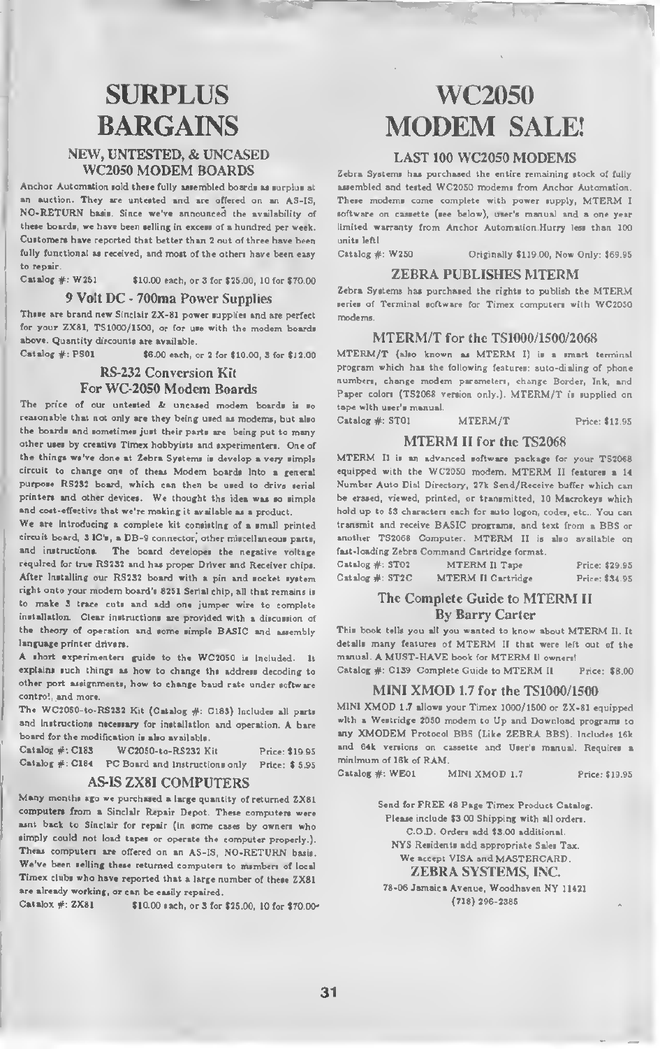# SURPLUS BARGAINS

## NEW, UNTESTED, & UNCASED WC2050 MODEM BOARDS

Anchor Automation sold these fully assembled boards as surplus at an auction. They are untested and are offered on an AS-IS, NO-RETURN basis. Since we've announced the availability of these boards, we have been selling in excess of a hundred per week. Customers have reported that better than 2 out of three have been fully functional as received, and most of the others have been easy to repair.

Catalog #: W251 — $10.00 each, or 3 for $25.00, 10 for $70.00

## 9 Volt DC - 700ma Power Supplies

These are brand new Sinclair ZX-81 power supplies and are perfect for your ZX81, TS1000/1500, or for use with the modem boards above. Quantity discounts are available.

Catalog #: PS01 — $6.00 each, or 2 for $10.00, 3 for $12.00

## RS-232 Conversion Kit For WC-2050 Modem Boards

The price of our untested & uncased modem boards is so reasonable that not only are they being used as modems, but also the boards and sometimes just their parts are being put to many other uses by creative Timex hobbyists and experimenters. One of the things we've done at Zebra Systems is develop a very simple circuit to change one of these Modem boards into a general purpose RS232 board, which can then be used to drive serial printers and other devices. We thought the idea was so simple and cost-effective that we're making it available as a product.

We are introducing a complete kit consisting of a small printed circuit board, 3 IC's, a DB-9 connector, other miscellaneous parts, and instructions. The board developes the negative voltage required for true RS232 and has proper Driver and Receiver chips. After installing our RS232 board with a pin and socket system right onto your modem board's 8251 Serial chip, all that remains is to make 3 trace cuts and add one jumper wire to complete installation. Clear instructions are provided with a discussion of the theory of operation and some simple BASIC and assembly language printer drivers.

A short experimenters guide to the WC2050 is included. It explains such things as how to change the address decoding to other port assignments, how to change baud rate under software control, and more.

The WC2050-to-RS232 Kit (Catalog #: C183) includes all parts and instructions necessary for installation and operation. A bare board for the modification is also available.

Catalog #: C183 — WC2050-to-RS232 Kit — Price: $19.95
Catalog #: C184 — PC Board and Instructions only — Price: $ 5.95

## AS-IS ZX81 COMPUTERS

Many months ago we purchased a large quantity of returned ZX81 computers from a Sinclair Repair Depot. These computers were sent back to Sinclair for repair (in some cases by owners who simply could not load tapes or operate the computer properly.). These computers are offered on an AS-IS, NO-RETURN basis. We've been selling these returned computers to members of local Timex clubs who have reported that a large number of these ZX81 are already working, or can be easily repaired.

Catalox #: ZX81 — $10.00 each, or 3 for $25.00, 10 for $70.00

# WC2050 MODEM SALE!

## LAST 100 WC2050 MODEMS

Zebra Systems has purchased the entire remaining stock of fully assembled and tested WC2050 modems from Anchor Automation. These modems come complete with power supply, MTERM I software on cassette (see below), user's manual and a one year limited warranty from Anchor Automation.Hurry less than 100 units left!

Catalog #: W250 — Originally $119.00, Now Only: $69.95

## ZEBRA PUBLISHES MTERM

Zebra Systems has purchased the rights to publish the MTERM series of Terminal software for Timex computers with WC2050 modems.

## MTERM/T for the TS1000/1500/2068

MTERM/T (also known as MTERM I) is a smart terminal program which has the following features: auto-dialing of phone numbers, change modem parameters, change Border, Ink, and Paper colors (TS2068 version only.). MTERM/T is supplied on tape with user's manual.

Catalog #: ST01 — MTERM/T — Price: $12.95

## MTERM II for the TS2068

MTERM II is an advanced software package for your TS2068 equipped with the WC2050 modem. MTERM II features a 14 Number Auto Dial Directory, 27k Send/Receive buffer which can be erased, viewed, printed, or transmitted, 10 Macrokeys which hold up to 53 characters each for auto logon, codes, etc.. You can transmit and receive BASIC programs, and text from a BBS or another TS2068 Computer. MTERM II is also available on fast-loading Zebra Command Cartridge format.

Catalog #: ST02 — MTERM II Tape — Price: $29.95
Catalog #: ST2C — MTERM II Cartridge — Price: $34.95

## The Complete Guide to MTERM II By Barry Carter

This book tells you all you wanted to know about MTERM II. It details many features of MTERM II that were left out of the manual. A MUST-HAVE book for MTERM II owners!

Catalog #: C139 Complete Guide to MTERM II — Price: $8.00

## MINI XMOD 1.7 for the TS1000/1500

MINI XMOD 1.7 allows your Timex 1000/1500 or ZX-81 equipped with a Westridge 2050 modem to Up and Download programs to any XMODEM Protocol BBS (Like ZEBRA BBS). Includes 16k and 64k versions on cassette and User's manual. Requires a minimum of 16k of RAM.

Catalog #: WE01 — MINI XMOD 1.7 — Price: $19.95

Send for FREE 48 Page Timex Product Catalog.
Please include $3.00 Shipping with all orders.
C.O.D. Orders add $3.00 additional.
NYS Residents add appropriate Sales Tax.
We accept VISA and MASTERCARD.

**ZEBRA SYSTEMS, INC.**
78-06 Jamaica Avenue, Woodhaven NY 11421
(718) 296-2385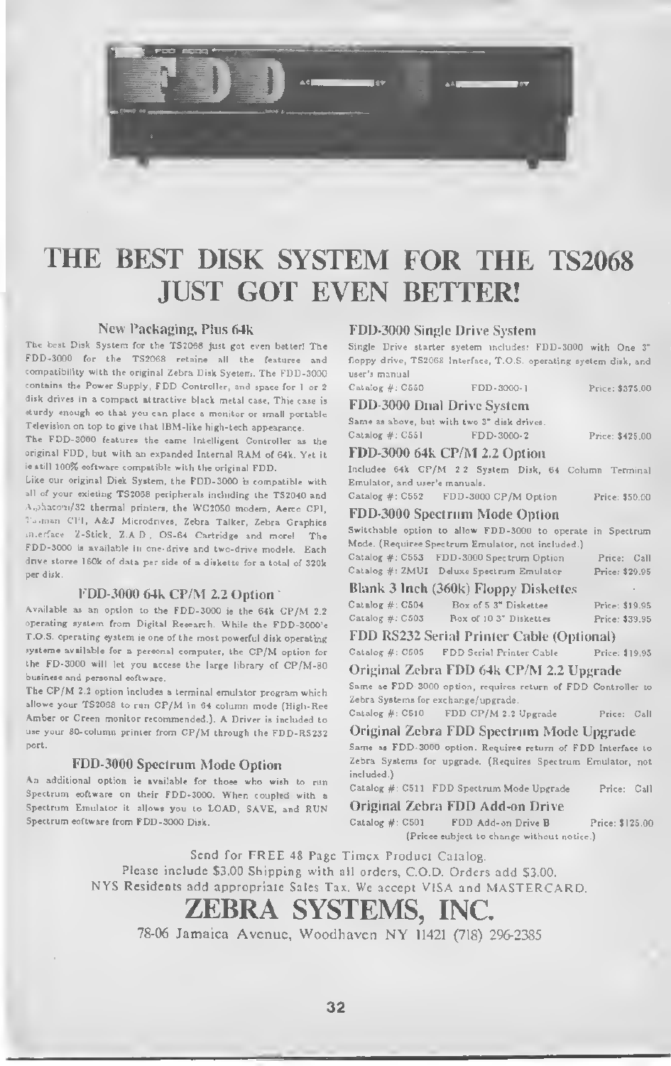# THE BEST DISK SYSTEM FOR THE TS2068 JUST GOT EVEN BETTER!

### New Packaging, Plus 64k

The best Disk System for the TS2068 just got even better! The FDD-3000 for the TS2068 retains all the features and compatibility with the original Zebra Disk System. The FDD-3000 contains the Power Supply, FDD Controller, and space for 1 or 2 disk drives in a compact attractive black metal case. This case is sturdy enough so that you can place a monitor or small portable Television on top to give that IBM-like high-tech appearance.

The FDD-3000 features the same Intelligent Controller as the original FDD, but with an expanded Internal RAM of 64k. Yet it is still 100% software compatible with the original FDD.

Like our original Disk System, the FDD-3000 is compatible with all of your existing TS2068 peripherals including the TS2040 and Alphacom/32 thermal printers, the WC2050 modem, Aerco CPI, Tasman CPI, A&J Microdrives, Zebra Talker, Zebra Graphics Interface Z-Stick, Z.A.D., OS-64 Cartridge and more! The FDD-3000 is available in one-drive and two-drive models. Each drive stores 160k of data per side of a diskette for a total of 320k per disk.

### FDD-3000 64k CP/M 2.2 Option

Available as an option to the FDD-3000 is the 64k CP/M 2.2 operating system from Digital Research. While the FDD-3000's T.O.S. operating system is one of the most powerful disk operating systems available for a personal computer, the CP/M option for the FD-3000 will let you access the large library of CP/M-80 business and personal software.

The CP/M 2.2 option includes a terminal emulator program which allows your TS2068 to run CP/M in 64 column mode (High-Res Amber or Green monitor recommended.). A Driver is included to use your 80-column printer from CP/M through the FDD-RS232 port.

### FDD-3000 Spectrum Mode Option

An additional option is available for those who wish to run Spectrum software on their FDD-3000. When coupled with a Spectrum Emulator it allows you to LOAD, SAVE, and RUN Spectrum software from FDD-3000 Disk.

### FDD-3000 Single Drive System

Single Drive starter system includes: FDD-3000 with One 3" floppy drive, TS2068 Interface, T.O.S. operating system disk, and user's manual

Catalog #: C550 — FDD-3000-1 — Price: $375.00

### FDD-3000 Dual Drive System

Same as above, but with two 3" disk drives.

Catalog #: C551 — FDD-3000-2 — Price: $425.00

### FDD-3000 64k CP/M 2.2 Option

Includes 64k CP/M 2.2 System Disk, 64 Column Terminal Emulator, and user's manuals.

Catalog #: C552 — FDD-3000 CP/M Option — Price: $50.00

### FDD-3000 Spectrum Mode Option

Switchable option to allow FDD-3000 to operate in Spectrum Mode. (Requires Spectrum Emulator, not included.)

Catalog #: C553 — FDD-3000 Spectrum Option — Price: Call

Catalog #: ZMU1 — Deluxe Spectrum Emulator — Price: $29.95

### Blank 3 Inch (360k) Floppy Diskettes

Catalog #: C504 — Box of 5 3" Diskettes — Price: $19.95

Catalog #: C503 — Box of 10 3" Diskettes — Price: $39.95

### FDD RS232 Serial Printer Cable (Optional)

Catalog #: C505 — FDD Serial Printer Cable — Price: $19.95

### Original Zebra FDD 64k CP/M 2.2 Upgrade

Same as FDD 3000 option, requires return of FDD Controller to Zebra Systems for exchange/upgrade.

Catalog #: C510 — FDD CP/M 2.2 Upgrade — Price: Call

### Original Zebra FDD Spectrum Mode Upgrade

Same as FDD-3000 option. Requires return of FDD Interface to Zebra Systems for upgrade. (Requires Spectrum Emulator, not included.)

Catalog #: C511 — FDD Spectrum Mode Upgrade — Price: Call

### Original Zebra FDD Add-on Drive

Catalog #: C501 — FDD Add-on Drive B — Price: $125.00

(Prices subject to change without notice.)

Send for FREE 48 Page Timex Product Catalog.
Please include $3.00 Shipping with all orders, C.O.D. Orders add $3.00.
NYS Residents add appropriate Sales Tax. We accept VISA and MASTERCARD.

# ZEBRA SYSTEMS, INC.

78-06 Jamaica Avenue, Woodhaven NY 11421 (718) 296-2385